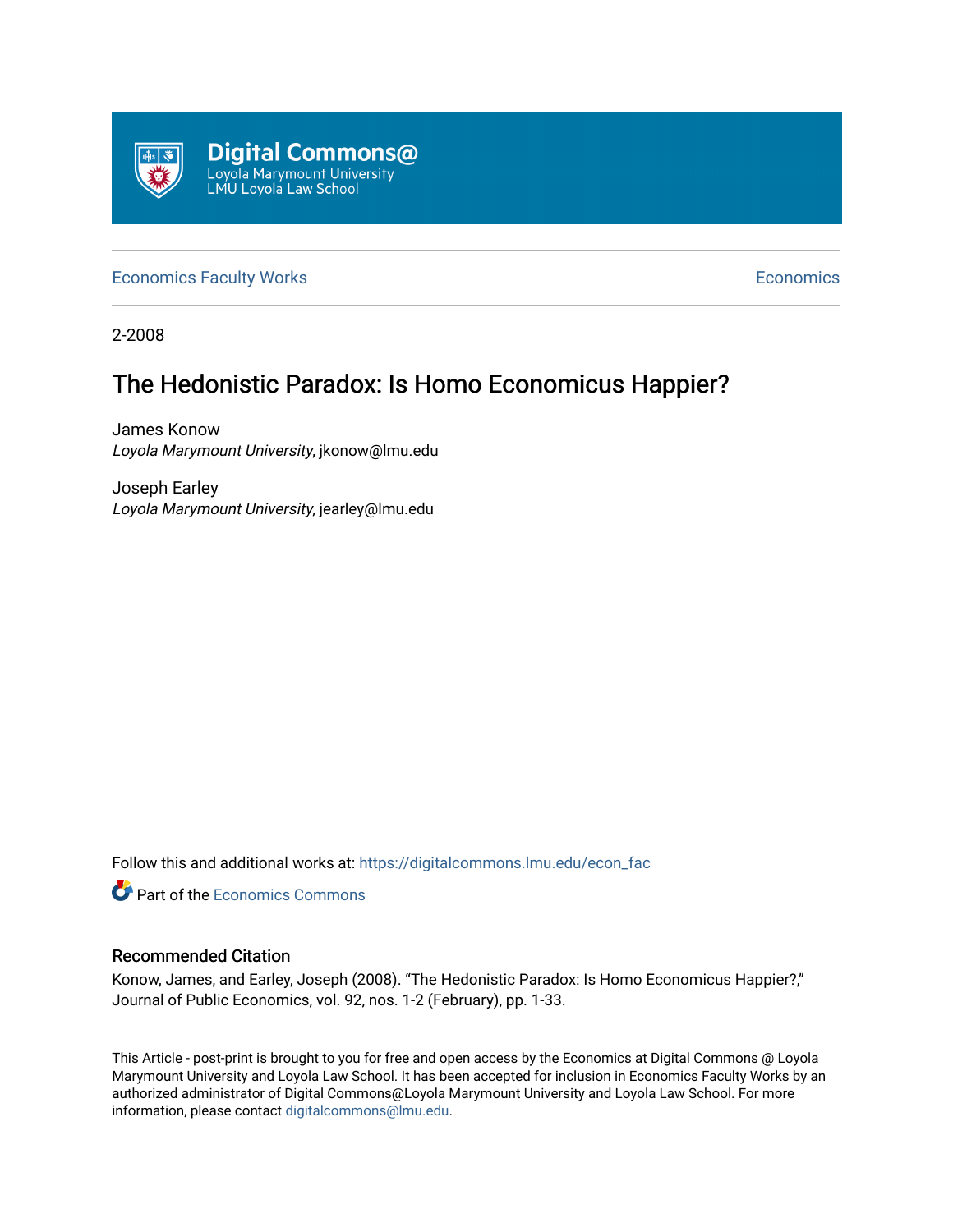Digital Commons@
Loyola Marymount University
LMU Loyola Law School

Economics Faculty Works | Economics

2-2008

# The Hedonistic Paradox: Is Homo Economicus Happier?

James Konow
*Loyola Marymount University*, jkonow@lmu.edu

Joseph Earley
*Loyola Marymount University*, jearley@lmu.edu

Follow this and additional works at: https://digitalcommons.lmu.edu/econ_fac

Part of the Economics Commons

### Recommended Citation

Konow, James, and Earley, Joseph (2008). "The Hedonistic Paradox: Is Homo Economicus Happier?," Journal of Public Economics, vol. 92, nos. 1-2 (February), pp. 1-33.

This Article - post-print is brought to you for free and open access by the Economics at Digital Commons @ Loyola Marymount University and Loyola Law School. It has been accepted for inclusion in Economics Faculty Works by an authorized administrator of Digital Commons@Loyola Marymount University and Loyola Law School. For more information, please contact digitalcommons@lmu.edu.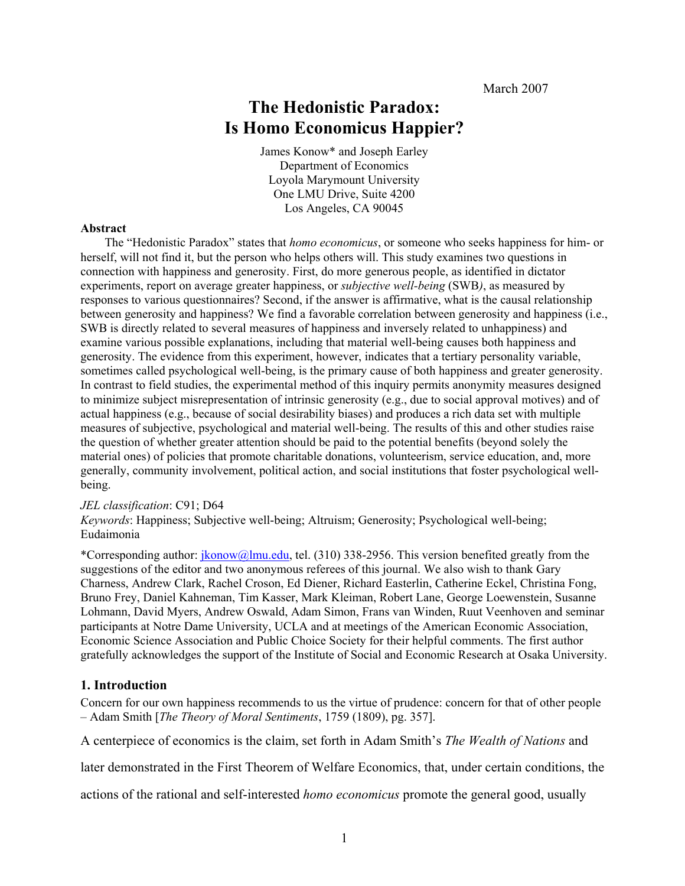March 2007

# The Hedonistic Paradox: Is Homo Economicus Happier?

James Konow* and Joseph Earley
Department of Economics
Loyola Marymount University
One LMU Drive, Suite 4200
Los Angeles, CA 90045

**Abstract**

The "Hedonistic Paradox" states that *homo economicus*, or someone who seeks happiness for him- or herself, will not find it, but the person who helps others will. This study examines two questions in connection with happiness and generosity. First, do more generous people, as identified in dictator experiments, report on average greater happiness, or *subjective well-being* (SWB*)*, as measured by responses to various questionnaires? Second, if the answer is affirmative, what is the causal relationship between generosity and happiness? We find a favorable correlation between generosity and happiness (i.e., SWB is directly related to several measures of happiness and inversely related to unhappiness) and examine various possible explanations, including that material well-being causes both happiness and generosity. The evidence from this experiment, however, indicates that a tertiary personality variable, sometimes called psychological well-being, is the primary cause of both happiness and greater generosity. In contrast to field studies, the experimental method of this inquiry permits anonymity measures designed to minimize subject misrepresentation of intrinsic generosity (e.g., due to social approval motives) and of actual happiness (e.g., because of social desirability biases) and produces a rich data set with multiple measures of subjective, psychological and material well-being. The results of this and other studies raise the question of whether greater attention should be paid to the potential benefits (beyond solely the material ones) of policies that promote charitable donations, volunteerism, service education, and, more generally, community involvement, political action, and social institutions that foster psychological well-being.

*JEL classification*: C91; D64

*Keywords*: Happiness; Subjective well-being; Altruism; Generosity; Psychological well-being; Eudaimonia

*Corresponding author: jkonow@lmu.edu, tel. (310) 338-2956. This version benefited greatly from the suggestions of the editor and two anonymous referees of this journal. We also wish to thank Gary Charness, Andrew Clark, Rachel Croson, Ed Diener, Richard Easterlin, Catherine Eckel, Christina Fong, Bruno Frey, Daniel Kahneman, Tim Kasser, Mark Kleiman, Robert Lane, George Loewenstein, Susanne Lohmann, David Myers, Andrew Oswald, Adam Simon, Frans van Winden, Ruut Veenhoven and seminar participants at Notre Dame University, UCLA and at meetings of the American Economic Association, Economic Science Association and Public Choice Society for their helpful comments. The first author gratefully acknowledges the support of the Institute of Social and Economic Research at Osaka University.

## 1. Introduction

Concern for our own happiness recommends to us the virtue of prudence: concern for that of other people – Adam Smith [*The Theory of Moral Sentiments*, 1759 (1809), pg. 357].

A centerpiece of economics is the claim, set forth in Adam Smith's *The Wealth of Nations* and later demonstrated in the First Theorem of Welfare Economics, that, under certain conditions, the actions of the rational and self-interested *homo economicus* promote the general good, usually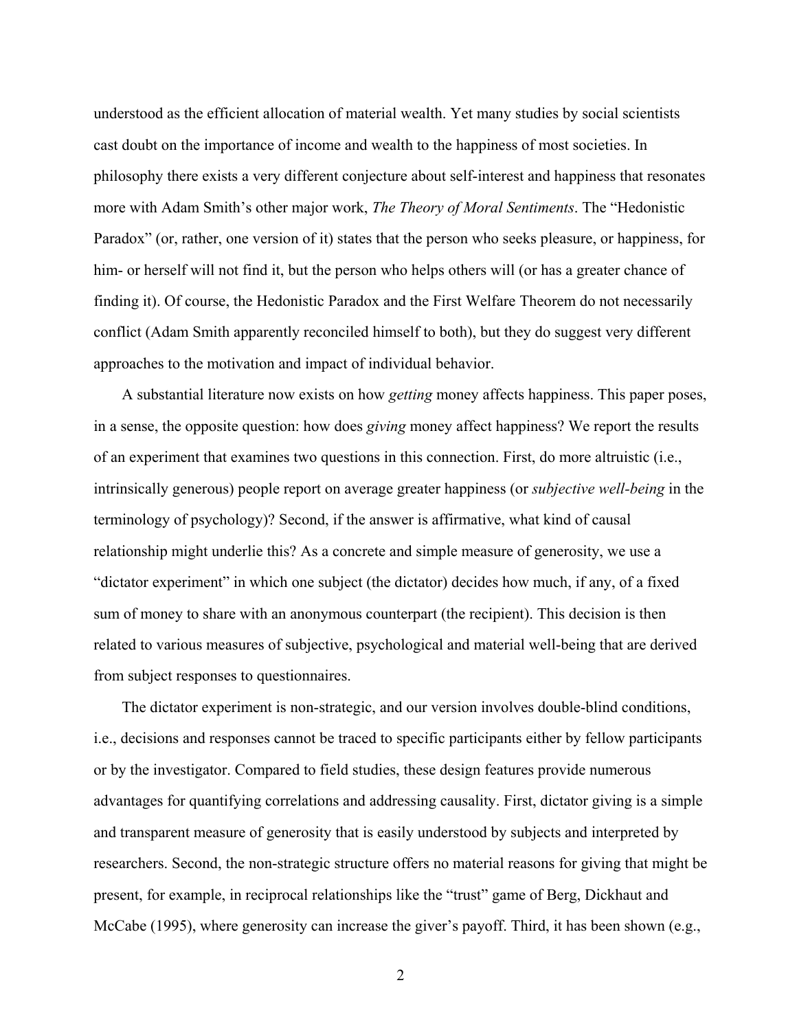understood as the efficient allocation of material wealth. Yet many studies by social scientists cast doubt on the importance of income and wealth to the happiness of most societies. In philosophy there exists a very different conjecture about self-interest and happiness that resonates more with Adam Smith's other major work, *The Theory of Moral Sentiments*. The "Hedonistic Paradox" (or, rather, one version of it) states that the person who seeks pleasure, or happiness, for him- or herself will not find it, but the person who helps others will (or has a greater chance of finding it). Of course, the Hedonistic Paradox and the First Welfare Theorem do not necessarily conflict (Adam Smith apparently reconciled himself to both), but they do suggest very different approaches to the motivation and impact of individual behavior.

A substantial literature now exists on how *getting* money affects happiness. This paper poses, in a sense, the opposite question: how does *giving* money affect happiness? We report the results of an experiment that examines two questions in this connection. First, do more altruistic (i.e., intrinsically generous) people report on average greater happiness (or *subjective well-being* in the terminology of psychology)? Second, if the answer is affirmative, what kind of causal relationship might underlie this? As a concrete and simple measure of generosity, we use a "dictator experiment" in which one subject (the dictator) decides how much, if any, of a fixed sum of money to share with an anonymous counterpart (the recipient). This decision is then related to various measures of subjective, psychological and material well-being that are derived from subject responses to questionnaires.

The dictator experiment is non-strategic, and our version involves double-blind conditions, i.e., decisions and responses cannot be traced to specific participants either by fellow participants or by the investigator. Compared to field studies, these design features provide numerous advantages for quantifying correlations and addressing causality. First, dictator giving is a simple and transparent measure of generosity that is easily understood by subjects and interpreted by researchers. Second, the non-strategic structure offers no material reasons for giving that might be present, for example, in reciprocal relationships like the "trust" game of Berg, Dickhaut and McCabe (1995), where generosity can increase the giver's payoff. Third, it has been shown (e.g.,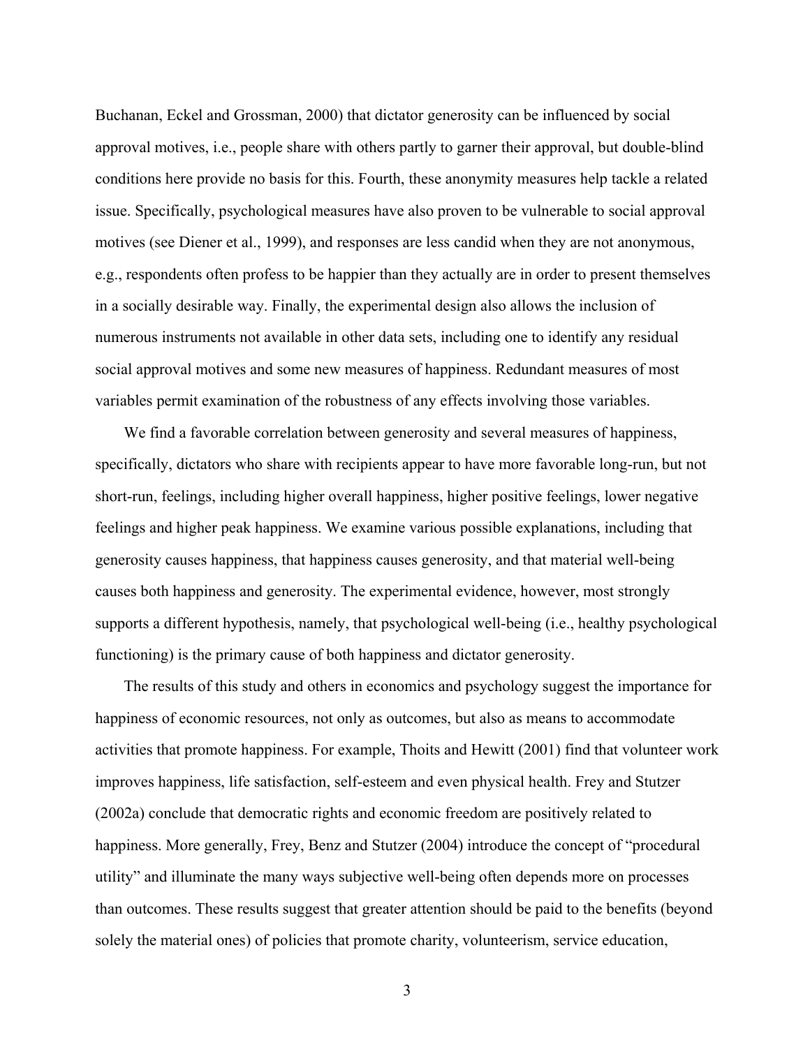Buchanan, Eckel and Grossman, 2000) that dictator generosity can be influenced by social approval motives, i.e., people share with others partly to garner their approval, but double-blind conditions here provide no basis for this. Fourth, these anonymity measures help tackle a related issue. Specifically, psychological measures have also proven to be vulnerable to social approval motives (see Diener et al., 1999), and responses are less candid when they are not anonymous, e.g., respondents often profess to be happier than they actually are in order to present themselves in a socially desirable way. Finally, the experimental design also allows the inclusion of numerous instruments not available in other data sets, including one to identify any residual social approval motives and some new measures of happiness. Redundant measures of most variables permit examination of the robustness of any effects involving those variables.

We find a favorable correlation between generosity and several measures of happiness, specifically, dictators who share with recipients appear to have more favorable long-run, but not short-run, feelings, including higher overall happiness, higher positive feelings, lower negative feelings and higher peak happiness. We examine various possible explanations, including that generosity causes happiness, that happiness causes generosity, and that material well-being causes both happiness and generosity. The experimental evidence, however, most strongly supports a different hypothesis, namely, that psychological well-being (i.e., healthy psychological functioning) is the primary cause of both happiness and dictator generosity.

The results of this study and others in economics and psychology suggest the importance for happiness of economic resources, not only as outcomes, but also as means to accommodate activities that promote happiness. For example, Thoits and Hewitt (2001) find that volunteer work improves happiness, life satisfaction, self-esteem and even physical health. Frey and Stutzer (2002a) conclude that democratic rights and economic freedom are positively related to happiness. More generally, Frey, Benz and Stutzer (2004) introduce the concept of "procedural utility" and illuminate the many ways subjective well-being often depends more on processes than outcomes. These results suggest that greater attention should be paid to the benefits (beyond solely the material ones) of policies that promote charity, volunteerism, service education,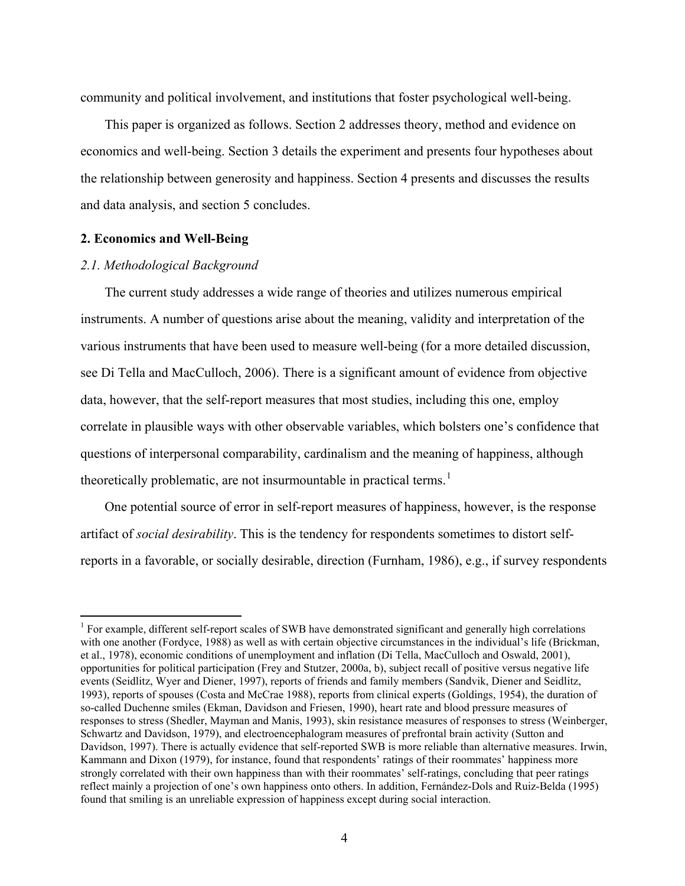community and political involvement, and institutions that foster psychological well-being.

This paper is organized as follows. Section 2 addresses theory, method and evidence on economics and well-being. Section 3 details the experiment and presents four hypotheses about the relationship between generosity and happiness. Section 4 presents and discusses the results and data analysis, and section 5 concludes.

## 2. Economics and Well-Being

### *2.1. Methodological Background*

The current study addresses a wide range of theories and utilizes numerous empirical instruments. A number of questions arise about the meaning, validity and interpretation of the various instruments that have been used to measure well-being (for a more detailed discussion, see Di Tella and MacCulloch, 2006). There is a significant amount of evidence from objective data, however, that the self-report measures that most studies, including this one, employ correlate in plausible ways with other observable variables, which bolsters one's confidence that questions of interpersonal comparability, cardinalism and the meaning of happiness, although theoretically problematic, are not insurmountable in practical terms.[1]

One potential source of error in self-report measures of happiness, however, is the response artifact of *social desirability*. This is the tendency for respondents sometimes to distort self-reports in a favorable, or socially desirable, direction (Furnham, 1986), e.g., if survey respondents

---

[1] For example, different self-report scales of SWB have demonstrated significant and generally high correlations with one another (Fordyce, 1988) as well as with certain objective circumstances in the individual's life (Brickman, et al., 1978), economic conditions of unemployment and inflation (Di Tella, MacCulloch and Oswald, 2001), opportunities for political participation (Frey and Stutzer, 2000a, b), subject recall of positive versus negative life events (Seidlitz, Wyer and Diener, 1997), reports of friends and family members (Sandvik, Diener and Seidlitz, 1993), reports of spouses (Costa and McCrae 1988), reports from clinical experts (Goldings, 1954), the duration of so-called Duchenne smiles (Ekman, Davidson and Friesen, 1990), heart rate and blood pressure measures of responses to stress (Shedler, Mayman and Manis, 1993), skin resistance measures of responses to stress (Weinberger, Schwartz and Davidson, 1979), and electroencephalogram measures of prefrontal brain activity (Sutton and Davidson, 1997). There is actually evidence that self-reported SWB is more reliable than alternative measures. Irwin, Kammann and Dixon (1979), for instance, found that respondents' ratings of their roommates' happiness more strongly correlated with their own happiness than with their roommates' self-ratings, concluding that peer ratings reflect mainly a projection of one's own happiness onto others. In addition, Fernández-Dols and Ruiz-Belda (1995) found that smiling is an unreliable expression of happiness except during social interaction.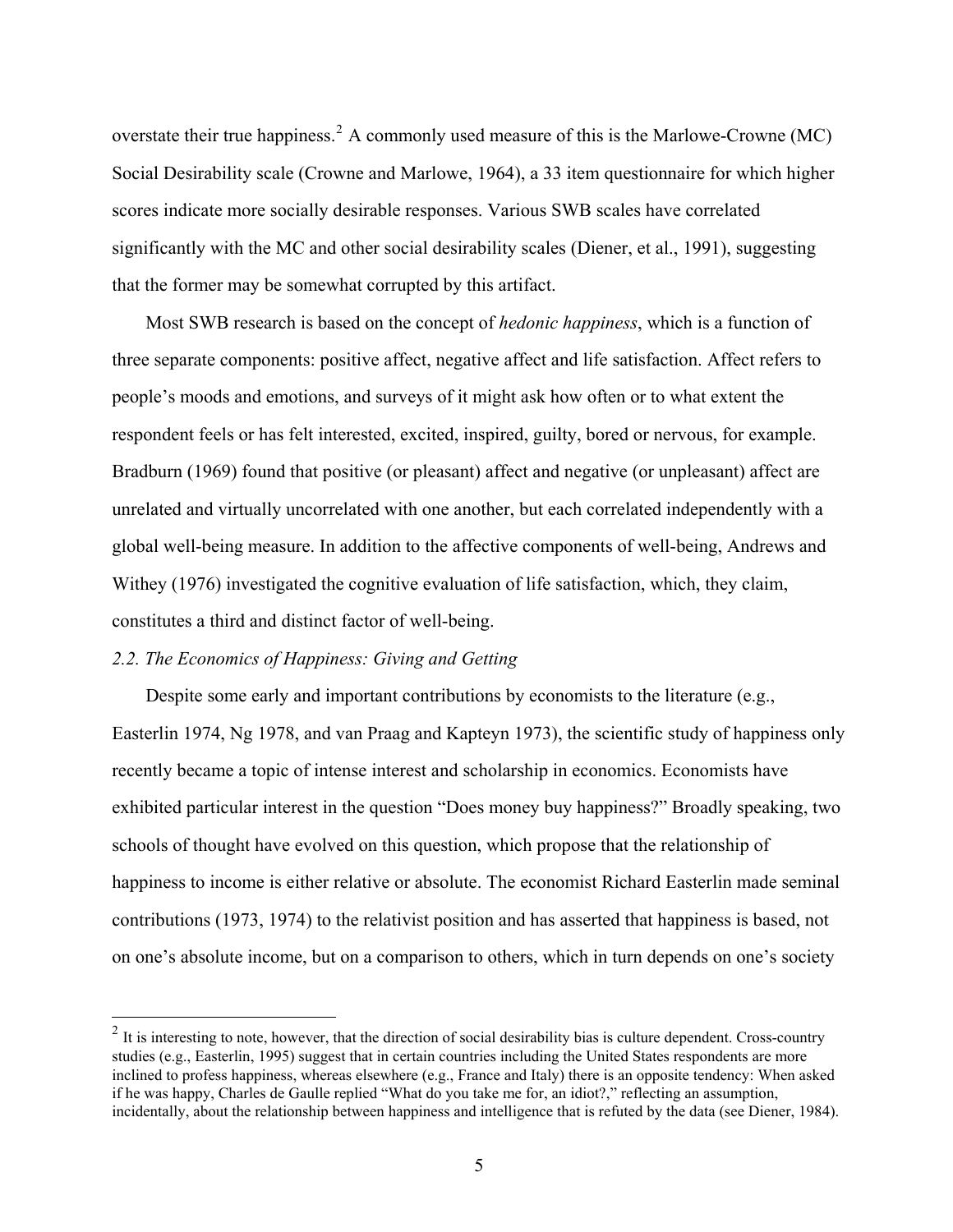overstate their true happiness.[2] A commonly used measure of this is the Marlowe-Crowne (MC) Social Desirability scale (Crowne and Marlowe, 1964), a 33 item questionnaire for which higher scores indicate more socially desirable responses. Various SWB scales have correlated significantly with the MC and other social desirability scales (Diener, et al., 1991), suggesting that the former may be somewhat corrupted by this artifact.

Most SWB research is based on the concept of *hedonic happiness*, which is a function of three separate components: positive affect, negative affect and life satisfaction. Affect refers to people's moods and emotions, and surveys of it might ask how often or to what extent the respondent feels or has felt interested, excited, inspired, guilty, bored or nervous, for example. Bradburn (1969) found that positive (or pleasant) affect and negative (or unpleasant) affect are unrelated and virtually uncorrelated with one another, but each correlated independently with a global well-being measure. In addition to the affective components of well-being, Andrews and Withey (1976) investigated the cognitive evaluation of life satisfaction, which, they claim, constitutes a third and distinct factor of well-being.

### *2.2. The Economics of Happiness: Giving and Getting*

Despite some early and important contributions by economists to the literature (e.g., Easterlin 1974, Ng 1978, and van Praag and Kapteyn 1973), the scientific study of happiness only recently became a topic of intense interest and scholarship in economics. Economists have exhibited particular interest in the question "Does money buy happiness?" Broadly speaking, two schools of thought have evolved on this question, which propose that the relationship of happiness to income is either relative or absolute. The economist Richard Easterlin made seminal contributions (1973, 1974) to the relativist position and has asserted that happiness is based, not on one's absolute income, but on a comparison to others, which in turn depends on one's society

---

[2] It is interesting to note, however, that the direction of social desirability bias is culture dependent. Cross-country studies (e.g., Easterlin, 1995) suggest that in certain countries including the United States respondents are more inclined to profess happiness, whereas elsewhere (e.g., France and Italy) there is an opposite tendency: When asked if he was happy, Charles de Gaulle replied "What do you take me for, an idiot?," reflecting an assumption, incidentally, about the relationship between happiness and intelligence that is refuted by the data (see Diener, 1984).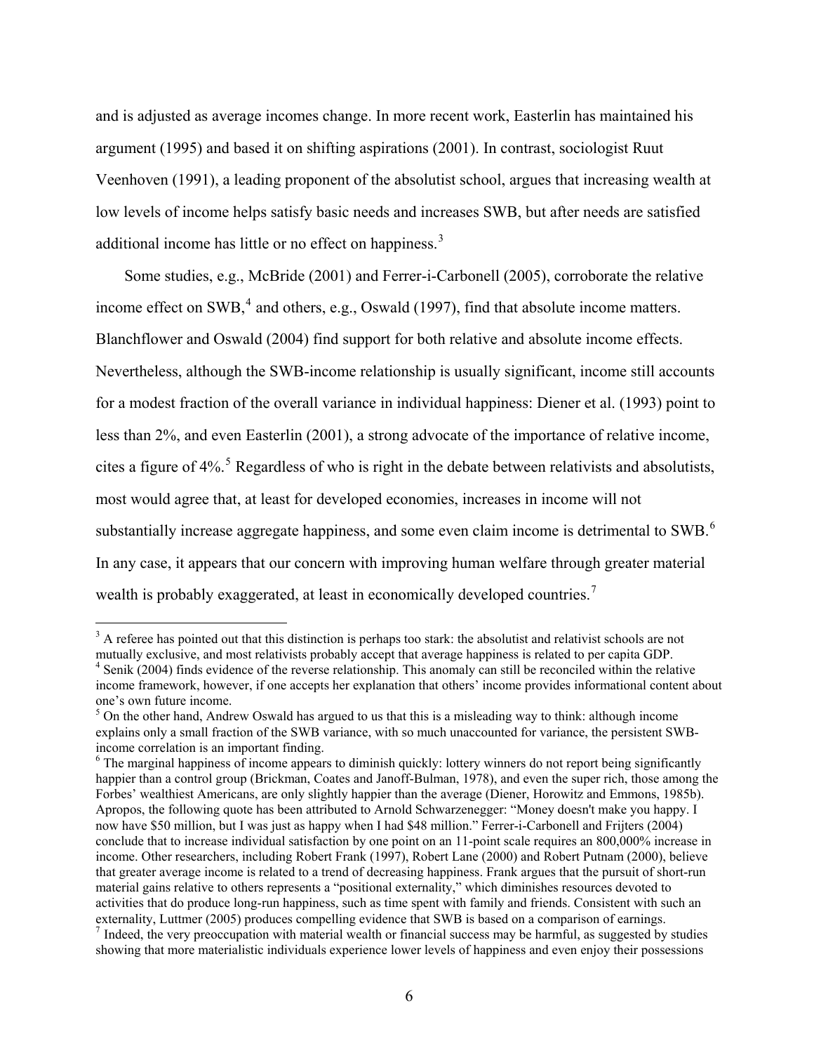and is adjusted as average incomes change. In more recent work, Easterlin has maintained his argument (1995) and based it on shifting aspirations (2001). In contrast, sociologist Ruut Veenhoven (1991), a leading proponent of the absolutist school, argues that increasing wealth at low levels of income helps satisfy basic needs and increases SWB, but after needs are satisfied additional income has little or no effect on happiness.[3]

Some studies, e.g., McBride (2001) and Ferrer-i-Carbonell (2005), corroborate the relative income effect on SWB,[4] and others, e.g., Oswald (1997), find that absolute income matters. Blanchflower and Oswald (2004) find support for both relative and absolute income effects. Nevertheless, although the SWB-income relationship is usually significant, income still accounts for a modest fraction of the overall variance in individual happiness: Diener et al. (1993) point to less than 2%, and even Easterlin (2001), a strong advocate of the importance of relative income, cites a figure of 4%.[5] Regardless of who is right in the debate between relativists and absolutists, most would agree that, at least for developed economies, increases in income will not substantially increase aggregate happiness, and some even claim income is detrimental to SWB.[6] In any case, it appears that our concern with improving human welfare through greater material wealth is probably exaggerated, at least in economically developed countries.[7]

---

[3] A referee has pointed out that this distinction is perhaps too stark: the absolutist and relativist schools are not mutually exclusive, and most relativists probably accept that average happiness is related to per capita GDP.

[4] Senik (2004) finds evidence of the reverse relationship. This anomaly can still be reconciled within the relative income framework, however, if one accepts her explanation that others' income provides informational content about one's own future income.

[5] On the other hand, Andrew Oswald has argued to us that this is a misleading way to think: although income explains only a small fraction of the SWB variance, with so much unaccounted for variance, the persistent SWB-income correlation is an important finding.

[6] The marginal happiness of income appears to diminish quickly: lottery winners do not report being significantly happier than a control group (Brickman, Coates and Janoff-Bulman, 1978), and even the super rich, those among the Forbes' wealthiest Americans, are only slightly happier than the average (Diener, Horowitz and Emmons, 1985b). Apropos, the following quote has been attributed to Arnold Schwarzenegger: "Money doesn't make you happy. I now have $50 million, but I was just as happy when I had $48 million." Ferrer-i-Carbonell and Frijters (2004) conclude that to increase individual satisfaction by one point on an 11-point scale requires an 800,000% increase in income. Other researchers, including Robert Frank (1997), Robert Lane (2000) and Robert Putnam (2000), believe that greater average income is related to a trend of decreasing happiness. Frank argues that the pursuit of short-run material gains relative to others represents a "positional externality," which diminishes resources devoted to activities that do produce long-run happiness, such as time spent with family and friends. Consistent with such an externality, Luttmer (2005) produces compelling evidence that SWB is based on a comparison of earnings.

[7] Indeed, the very preoccupation with material wealth or financial success may be harmful, as suggested by studies showing that more materialistic individuals experience lower levels of happiness and even enjoy their possessions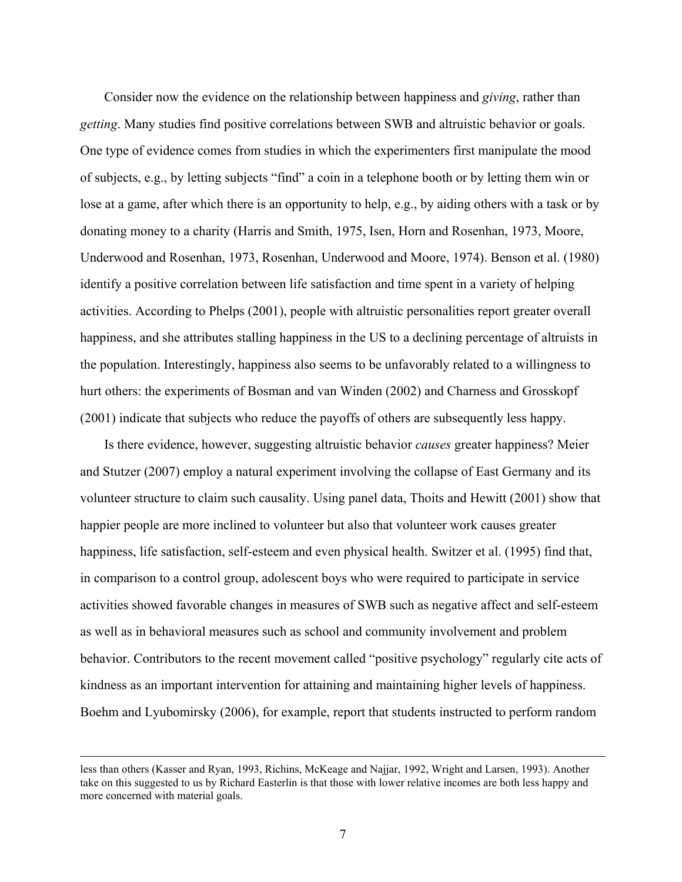Consider now the evidence on the relationship between happiness and *giving*, rather than *getting*. Many studies find positive correlations between SWB and altruistic behavior or goals. One type of evidence comes from studies in which the experimenters first manipulate the mood of subjects, e.g., by letting subjects "find" a coin in a telephone booth or by letting them win or lose at a game, after which there is an opportunity to help, e.g., by aiding others with a task or by donating money to a charity (Harris and Smith, 1975, Isen, Horn and Rosenhan, 1973, Moore, Underwood and Rosenhan, 1973, Rosenhan, Underwood and Moore, 1974). Benson et al. (1980) identify a positive correlation between life satisfaction and time spent in a variety of helping activities. According to Phelps (2001), people with altruistic personalities report greater overall happiness, and she attributes stalling happiness in the US to a declining percentage of altruists in the population. Interestingly, happiness also seems to be unfavorably related to a willingness to hurt others: the experiments of Bosman and van Winden (2002) and Charness and Grosskopf (2001) indicate that subjects who reduce the payoffs of others are subsequently less happy.

Is there evidence, however, suggesting altruistic behavior *causes* greater happiness? Meier and Stutzer (2007) employ a natural experiment involving the collapse of East Germany and its volunteer structure to claim such causality. Using panel data, Thoits and Hewitt (2001) show that happier people are more inclined to volunteer but also that volunteer work causes greater happiness, life satisfaction, self-esteem and even physical health. Switzer et al. (1995) find that, in comparison to a control group, adolescent boys who were required to participate in service activities showed favorable changes in measures of SWB such as negative affect and self-esteem as well as in behavioral measures such as school and community involvement and problem behavior. Contributors to the recent movement called "positive psychology" regularly cite acts of kindness as an important intervention for attaining and maintaining higher levels of happiness. Boehm and Lyubomirsky (2006), for example, report that students instructed to perform random

less than others (Kasser and Ryan, 1993, Richins, McKeage and Najjar, 1992, Wright and Larsen, 1993). Another take on this suggested to us by Richard Easterlin is that those with lower relative incomes are both less happy and more concerned with material goals.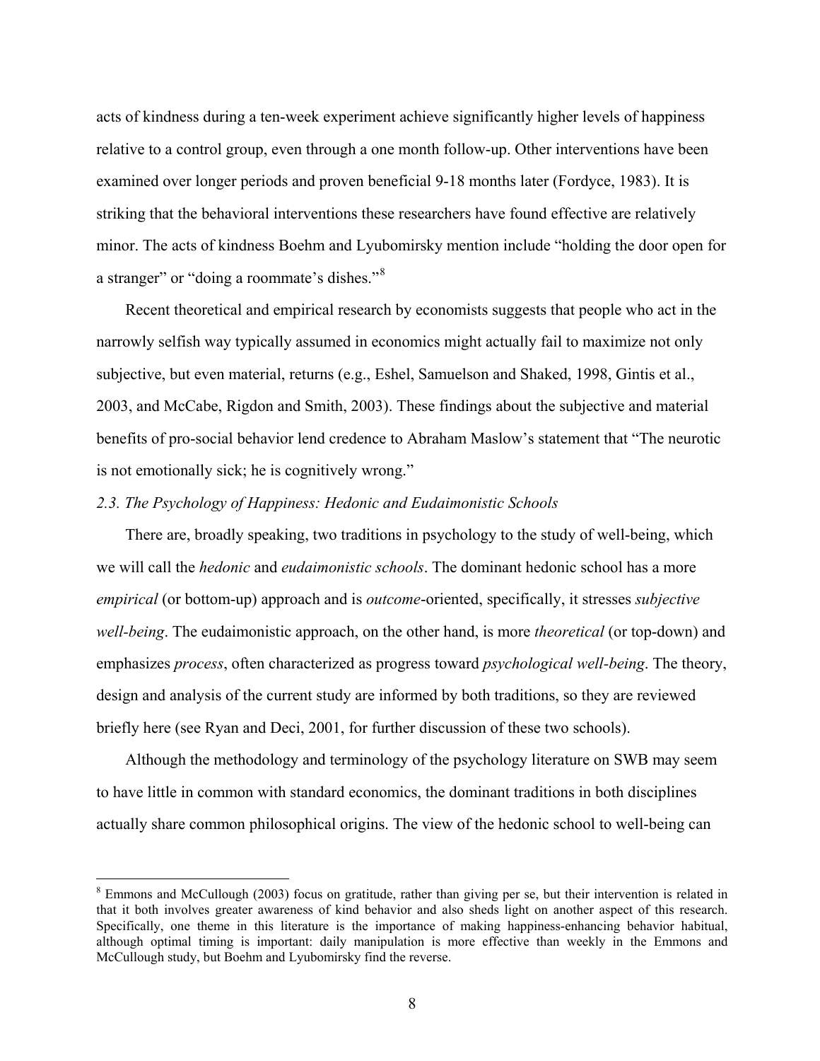acts of kindness during a ten-week experiment achieve significantly higher levels of happiness relative to a control group, even through a one month follow-up. Other interventions have been examined over longer periods and proven beneficial 9-18 months later (Fordyce, 1983). It is striking that the behavioral interventions these researchers have found effective are relatively minor. The acts of kindness Boehm and Lyubomirsky mention include "holding the door open for a stranger" or "doing a roommate's dishes."[8]

Recent theoretical and empirical research by economists suggests that people who act in the narrowly selfish way typically assumed in economics might actually fail to maximize not only subjective, but even material, returns (e.g., Eshel, Samuelson and Shaked, 1998, Gintis et al., 2003, and McCabe, Rigdon and Smith, 2003). These findings about the subjective and material benefits of pro-social behavior lend credence to Abraham Maslow's statement that "The neurotic is not emotionally sick; he is cognitively wrong."

### *2.3. The Psychology of Happiness: Hedonic and Eudaimonistic Schools*

There are, broadly speaking, two traditions in psychology to the study of well-being, which we will call the *hedonic* and *eudaimonistic schools*. The dominant hedonic school has a more *empirical* (or bottom-up) approach and is *outcome*-oriented, specifically, it stresses *subjective well-being*. The eudaimonistic approach, on the other hand, is more *theoretical* (or top-down) and emphasizes *process*, often characterized as progress toward *psychological well-being*. The theory, design and analysis of the current study are informed by both traditions, so they are reviewed briefly here (see Ryan and Deci, 2001, for further discussion of these two schools).

Although the methodology and terminology of the psychology literature on SWB may seem to have little in common with standard economics, the dominant traditions in both disciplines actually share common philosophical origins. The view of the hedonic school to well-being can

---

[8] Emmons and McCullough (2003) focus on gratitude, rather than giving per se, but their intervention is related in that it both involves greater awareness of kind behavior and also sheds light on another aspect of this research. Specifically, one theme in this literature is the importance of making happiness-enhancing behavior habitual, although optimal timing is important: daily manipulation is more effective than weekly in the Emmons and McCullough study, but Boehm and Lyubomirsky find the reverse.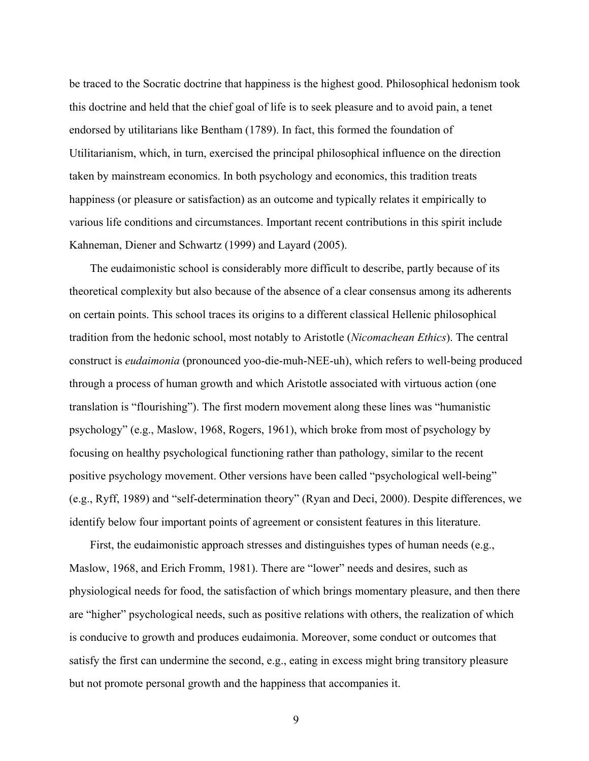be traced to the Socratic doctrine that happiness is the highest good. Philosophical hedonism took this doctrine and held that the chief goal of life is to seek pleasure and to avoid pain, a tenet endorsed by utilitarians like Bentham (1789). In fact, this formed the foundation of Utilitarianism, which, in turn, exercised the principal philosophical influence on the direction taken by mainstream economics. In both psychology and economics, this tradition treats happiness (or pleasure or satisfaction) as an outcome and typically relates it empirically to various life conditions and circumstances. Important recent contributions in this spirit include Kahneman, Diener and Schwartz (1999) and Layard (2005).

The eudaimonistic school is considerably more difficult to describe, partly because of its theoretical complexity but also because of the absence of a clear consensus among its adherents on certain points. This school traces its origins to a different classical Hellenic philosophical tradition from the hedonic school, most notably to Aristotle (*Nicomachean Ethics*). The central construct is *eudaimonia* (pronounced yoo-die-muh-NEE-uh), which refers to well-being produced through a process of human growth and which Aristotle associated with virtuous action (one translation is "flourishing"). The first modern movement along these lines was "humanistic psychology" (e.g., Maslow, 1968, Rogers, 1961), which broke from most of psychology by focusing on healthy psychological functioning rather than pathology, similar to the recent positive psychology movement. Other versions have been called "psychological well-being" (e.g., Ryff, 1989) and "self-determination theory" (Ryan and Deci, 2000). Despite differences, we identify below four important points of agreement or consistent features in this literature.

First, the eudaimonistic approach stresses and distinguishes types of human needs (e.g., Maslow, 1968, and Erich Fromm, 1981). There are "lower" needs and desires, such as physiological needs for food, the satisfaction of which brings momentary pleasure, and then there are "higher" psychological needs, such as positive relations with others, the realization of which is conducive to growth and produces eudaimonia. Moreover, some conduct or outcomes that satisfy the first can undermine the second, e.g., eating in excess might bring transitory pleasure but not promote personal growth and the happiness that accompanies it.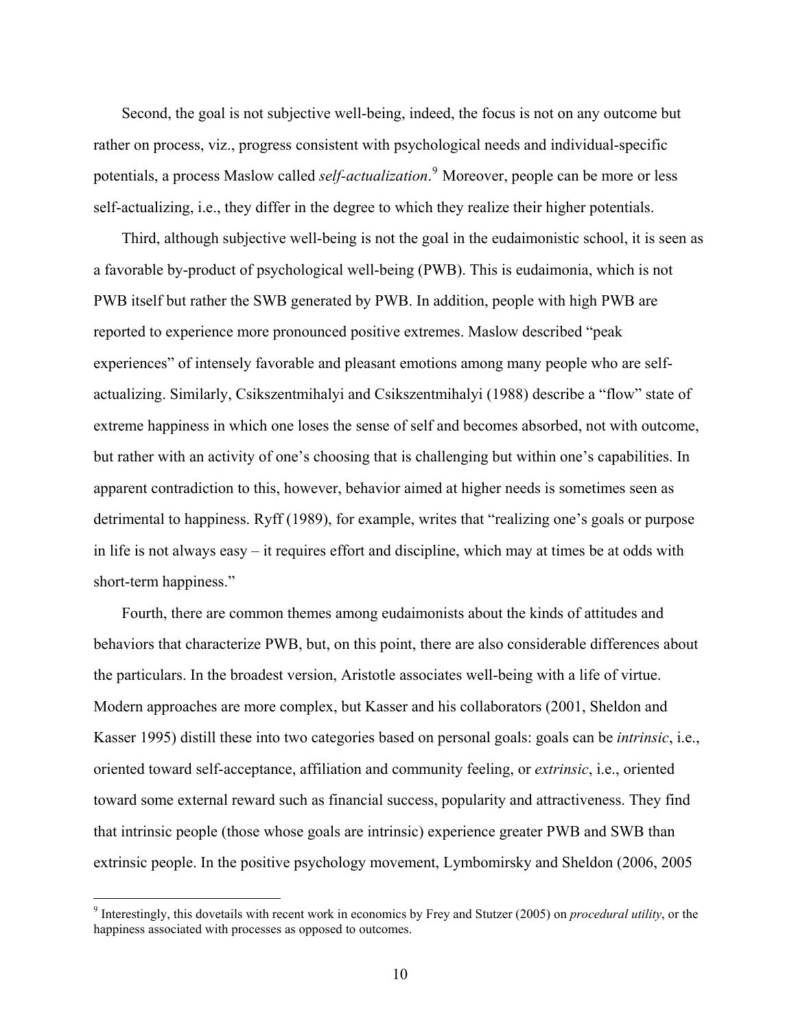Second, the goal is not subjective well-being, indeed, the focus is not on any outcome but rather on process, viz., progress consistent with psychological needs and individual-specific potentials, a process Maslow called *self-actualization*.[9] Moreover, people can be more or less self-actualizing, i.e., they differ in the degree to which they realize their higher potentials.

Third, although subjective well-being is not the goal in the eudaimonistic school, it is seen as a favorable by-product of psychological well-being (PWB). This is eudaimonia, which is not PWB itself but rather the SWB generated by PWB. In addition, people with high PWB are reported to experience more pronounced positive extremes. Maslow described "peak experiences" of intensely favorable and pleasant emotions among many people who are self-actualizing. Similarly, Csikszentmihalyi and Csikszentmihalyi (1988) describe a "flow" state of extreme happiness in which one loses the sense of self and becomes absorbed, not with outcome, but rather with an activity of one's choosing that is challenging but within one's capabilities. In apparent contradiction to this, however, behavior aimed at higher needs is sometimes seen as detrimental to happiness. Ryff (1989), for example, writes that "realizing one's goals or purpose in life is not always easy – it requires effort and discipline, which may at times be at odds with short-term happiness."

Fourth, there are common themes among eudaimonists about the kinds of attitudes and behaviors that characterize PWB, but, on this point, there are also considerable differences about the particulars. In the broadest version, Aristotle associates well-being with a life of virtue. Modern approaches are more complex, but Kasser and his collaborators (2001, Sheldon and Kasser 1995) distill these into two categories based on personal goals: goals can be *intrinsic*, i.e., oriented toward self-acceptance, affiliation and community feeling, or *extrinsic*, i.e., oriented toward some external reward such as financial success, popularity and attractiveness. They find that intrinsic people (those whose goals are intrinsic) experience greater PWB and SWB than extrinsic people. In the positive psychology movement, Lymbomirsky and Sheldon (2006, 2005

[9] Interestingly, this dovetails with recent work in economics by Frey and Stutzer (2005) on *procedural utility*, or the happiness associated with processes as opposed to outcomes.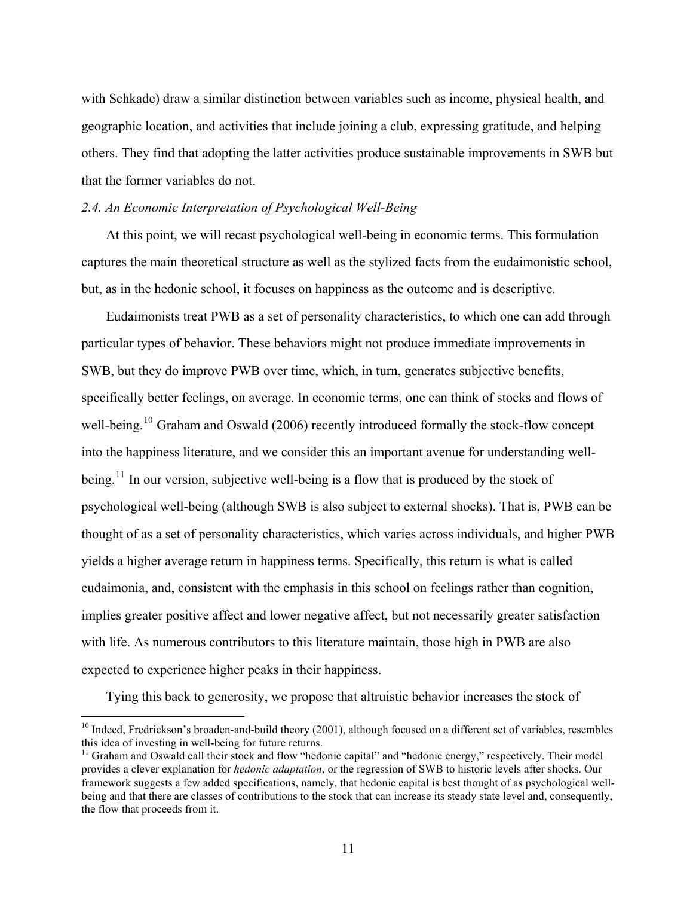with Schkade) draw a similar distinction between variables such as income, physical health, and geographic location, and activities that include joining a club, expressing gratitude, and helping others. They find that adopting the latter activities produce sustainable improvements in SWB but that the former variables do not.

### *2.4. An Economic Interpretation of Psychological Well-Being*

At this point, we will recast psychological well-being in economic terms. This formulation captures the main theoretical structure as well as the stylized facts from the eudaimonistic school, but, as in the hedonic school, it focuses on happiness as the outcome and is descriptive.

Eudaimonists treat PWB as a set of personality characteristics, to which one can add through particular types of behavior. These behaviors might not produce immediate improvements in SWB, but they do improve PWB over time, which, in turn, generates subjective benefits, specifically better feelings, on average. In economic terms, one can think of stocks and flows of well-being.[10] Graham and Oswald (2006) recently introduced formally the stock-flow concept into the happiness literature, and we consider this an important avenue for understanding well-being.[11] In our version, subjective well-being is a flow that is produced by the stock of psychological well-being (although SWB is also subject to external shocks). That is, PWB can be thought of as a set of personality characteristics, which varies across individuals, and higher PWB yields a higher average return in happiness terms. Specifically, this return is what is called eudaimonia, and, consistent with the emphasis in this school on feelings rather than cognition, implies greater positive affect and lower negative affect, but not necessarily greater satisfaction with life. As numerous contributors to this literature maintain, those high in PWB are also expected to experience higher peaks in their happiness.

Tying this back to generosity, we propose that altruistic behavior increases the stock of

---

[10] Indeed, Fredrickson's broaden-and-build theory (2001), although focused on a different set of variables, resembles this idea of investing in well-being for future returns.

[11] Graham and Oswald call their stock and flow "hedonic capital" and "hedonic energy," respectively. Their model provides a clever explanation for *hedonic adaptation*, or the regression of SWB to historic levels after shocks. Our framework suggests a few added specifications, namely, that hedonic capital is best thought of as psychological well-being and that there are classes of contributions to the stock that can increase its steady state level and, consequently, the flow that proceeds from it.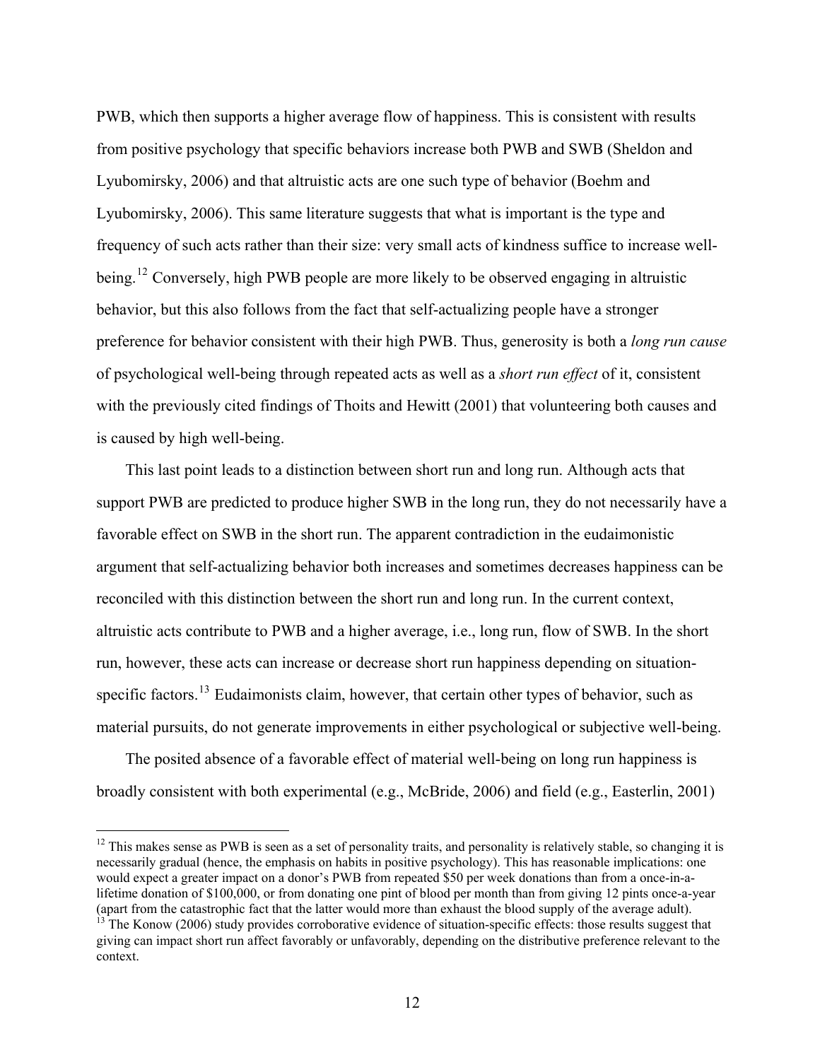PWB, which then supports a higher average flow of happiness. This is consistent with results from positive psychology that specific behaviors increase both PWB and SWB (Sheldon and Lyubomirsky, 2006) and that altruistic acts are one such type of behavior (Boehm and Lyubomirsky, 2006). This same literature suggests that what is important is the type and frequency of such acts rather than their size: very small acts of kindness suffice to increase well-being.[12] Conversely, high PWB people are more likely to be observed engaging in altruistic behavior, but this also follows from the fact that self-actualizing people have a stronger preference for behavior consistent with their high PWB. Thus, generosity is both a *long run cause* of psychological well-being through repeated acts as well as a *short run effect* of it, consistent with the previously cited findings of Thoits and Hewitt (2001) that volunteering both causes and is caused by high well-being.

This last point leads to a distinction between short run and long run. Although acts that support PWB are predicted to produce higher SWB in the long run, they do not necessarily have a favorable effect on SWB in the short run. The apparent contradiction in the eudaimonistic argument that self-actualizing behavior both increases and sometimes decreases happiness can be reconciled with this distinction between the short run and long run. In the current context, altruistic acts contribute to PWB and a higher average, i.e., long run, flow of SWB. In the short run, however, these acts can increase or decrease short run happiness depending on situation-specific factors.[13] Eudaimonists claim, however, that certain other types of behavior, such as material pursuits, do not generate improvements in either psychological or subjective well-being.

The posited absence of a favorable effect of material well-being on long run happiness is broadly consistent with both experimental (e.g., McBride, 2006) and field (e.g., Easterlin, 2001)

---

[12] This makes sense as PWB is seen as a set of personality traits, and personality is relatively stable, so changing it is necessarily gradual (hence, the emphasis on habits in positive psychology). This has reasonable implications: one would expect a greater impact on a donor's PWB from repeated $50 per week donations than from a once-in-a-lifetime donation of $100,000, or from donating one pint of blood per month than from giving 12 pints once-a-year (apart from the catastrophic fact that the latter would more than exhaust the blood supply of the average adult).

[13] The Konow (2006) study provides corroborative evidence of situation-specific effects: those results suggest that giving can impact short run affect favorably or unfavorably, depending on the distributive preference relevant to the context.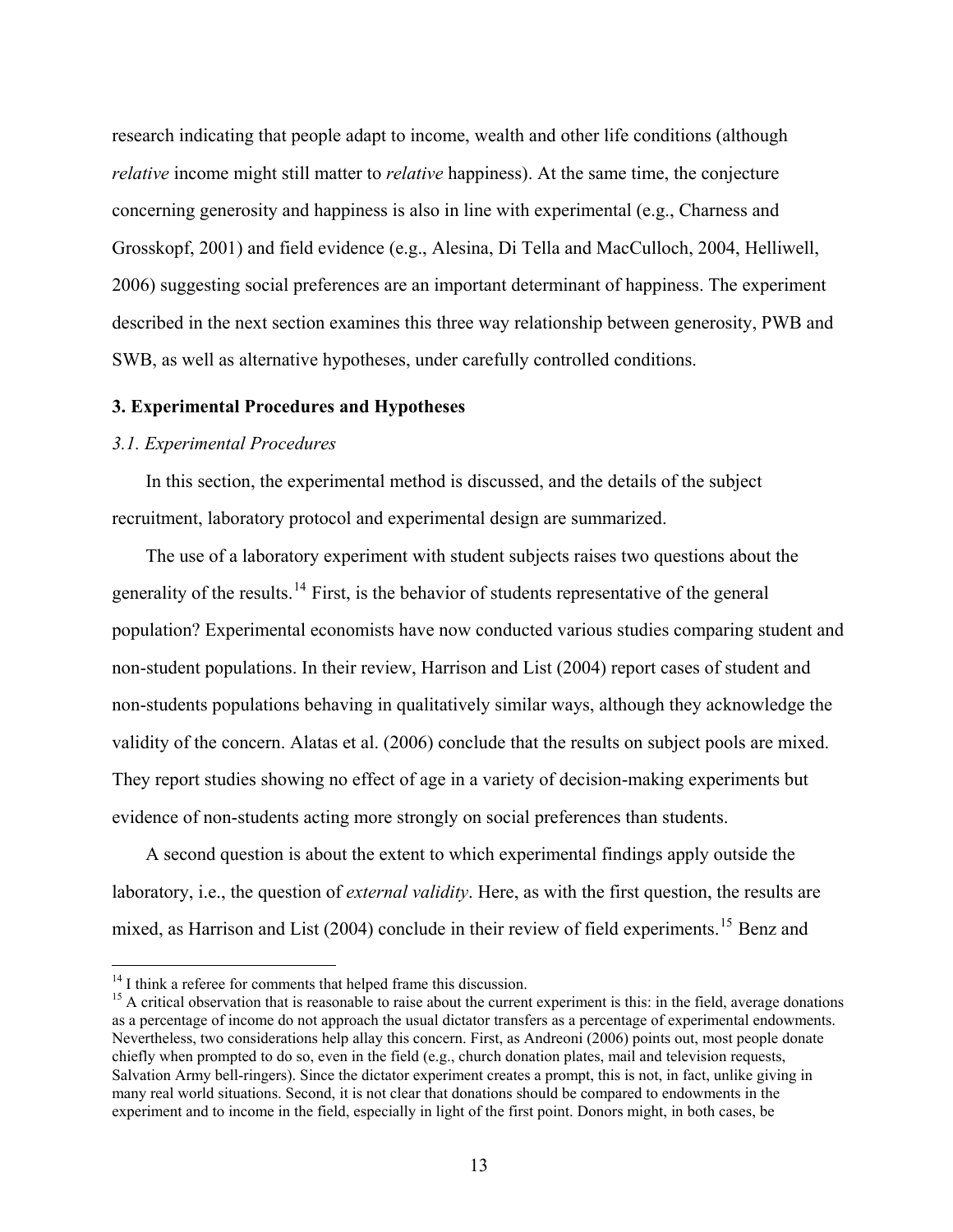research indicating that people adapt to income, wealth and other life conditions (although *relative* income might still matter to *relative* happiness). At the same time, the conjecture concerning generosity and happiness is also in line with experimental (e.g., Charness and Grosskopf, 2001) and field evidence (e.g., Alesina, Di Tella and MacCulloch, 2004, Helliwell, 2006) suggesting social preferences are an important determinant of happiness. The experiment described in the next section examines this three way relationship between generosity, PWB and SWB, as well as alternative hypotheses, under carefully controlled conditions.

## 3. Experimental Procedures and Hypotheses

### *3.1. Experimental Procedures*

In this section, the experimental method is discussed, and the details of the subject recruitment, laboratory protocol and experimental design are summarized.

The use of a laboratory experiment with student subjects raises two questions about the generality of the results.[14] First, is the behavior of students representative of the general population? Experimental economists have now conducted various studies comparing student and non-student populations. In their review, Harrison and List (2004) report cases of student and non-students populations behaving in qualitatively similar ways, although they acknowledge the validity of the concern. Alatas et al. (2006) conclude that the results on subject pools are mixed. They report studies showing no effect of age in a variety of decision-making experiments but evidence of non-students acting more strongly on social preferences than students.

A second question is about the extent to which experimental findings apply outside the laboratory, i.e., the question of *external validity*. Here, as with the first question, the results are mixed, as Harrison and List (2004) conclude in their review of field experiments.[15] Benz and

---

[14] I think a referee for comments that helped frame this discussion.

[15] A critical observation that is reasonable to raise about the current experiment is this: in the field, average donations as a percentage of income do not approach the usual dictator transfers as a percentage of experimental endowments. Nevertheless, two considerations help allay this concern. First, as Andreoni (2006) points out, most people donate chiefly when prompted to do so, even in the field (e.g., church donation plates, mail and television requests, Salvation Army bell-ringers). Since the dictator experiment creates a prompt, this is not, in fact, unlike giving in many real world situations. Second, it is not clear that donations should be compared to endowments in the experiment and to income in the field, especially in light of the first point. Donors might, in both cases, be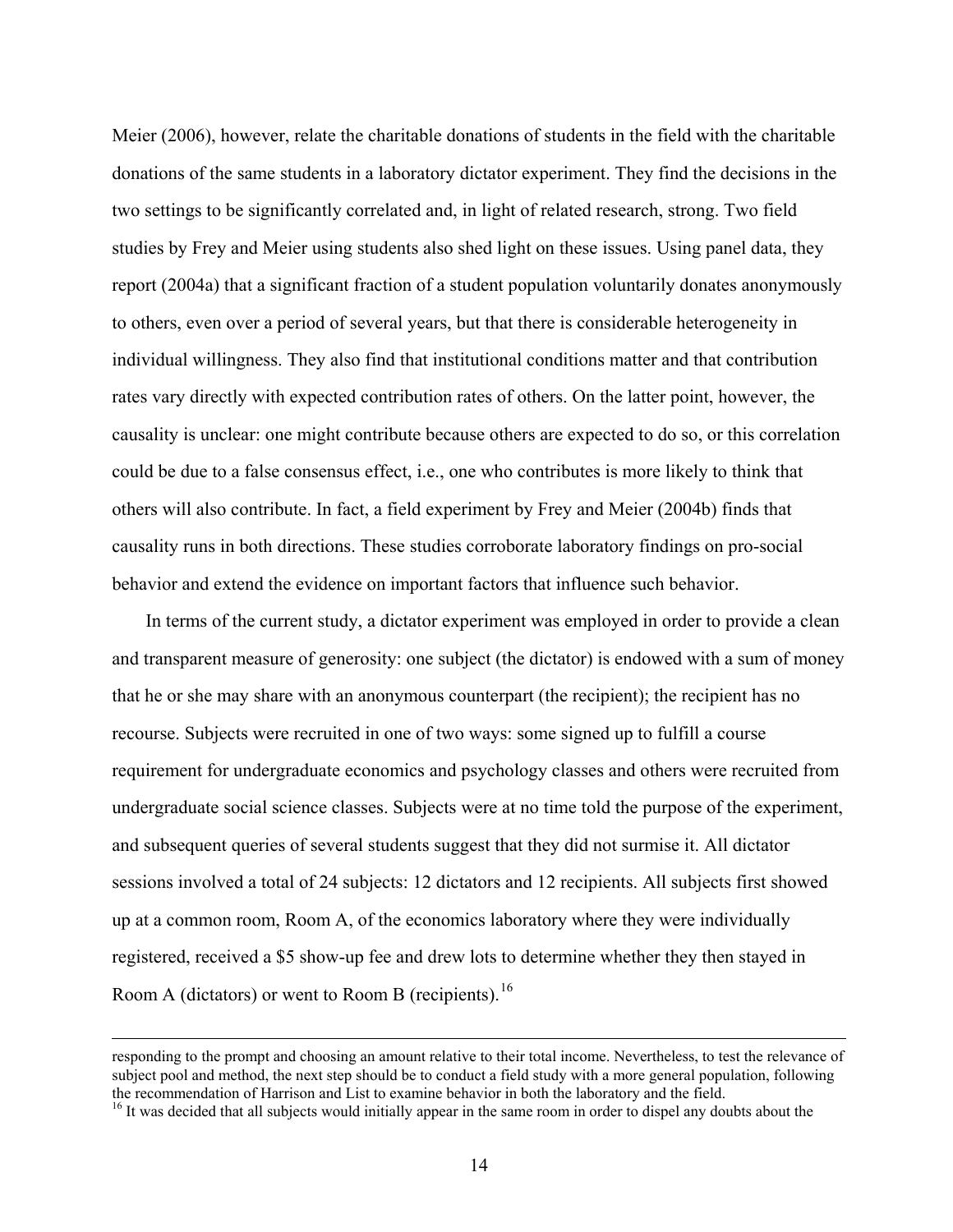Meier (2006), however, relate the charitable donations of students in the field with the charitable donations of the same students in a laboratory dictator experiment. They find the decisions in the two settings to be significantly correlated and, in light of related research, strong. Two field studies by Frey and Meier using students also shed light on these issues. Using panel data, they report (2004a) that a significant fraction of a student population voluntarily donates anonymously to others, even over a period of several years, but that there is considerable heterogeneity in individual willingness. They also find that institutional conditions matter and that contribution rates vary directly with expected contribution rates of others. On the latter point, however, the causality is unclear: one might contribute because others are expected to do so, or this correlation could be due to a false consensus effect, i.e., one who contributes is more likely to think that others will also contribute. In fact, a field experiment by Frey and Meier (2004b) finds that causality runs in both directions. These studies corroborate laboratory findings on pro-social behavior and extend the evidence on important factors that influence such behavior.

In terms of the current study, a dictator experiment was employed in order to provide a clean and transparent measure of generosity: one subject (the dictator) is endowed with a sum of money that he or she may share with an anonymous counterpart (the recipient); the recipient has no recourse. Subjects were recruited in one of two ways: some signed up to fulfill a course requirement for undergraduate economics and psychology classes and others were recruited from undergraduate social science classes. Subjects were at no time told the purpose of the experiment, and subsequent queries of several students suggest that they did not surmise it. All dictator sessions involved a total of 24 subjects: 12 dictators and 12 recipients. All subjects first showed up at a common room, Room A, of the economics laboratory where they were individually registered, received a $5 show-up fee and drew lots to determine whether they then stayed in Room A (dictators) or went to Room B (recipients).[16]

responding to the prompt and choosing an amount relative to their total income. Nevertheless, to test the relevance of subject pool and method, the next step should be to conduct a field study with a more general population, following the recommendation of Harrison and List to examine behavior in both the laboratory and the field.

[16] It was decided that all subjects would initially appear in the same room in order to dispel any doubts about the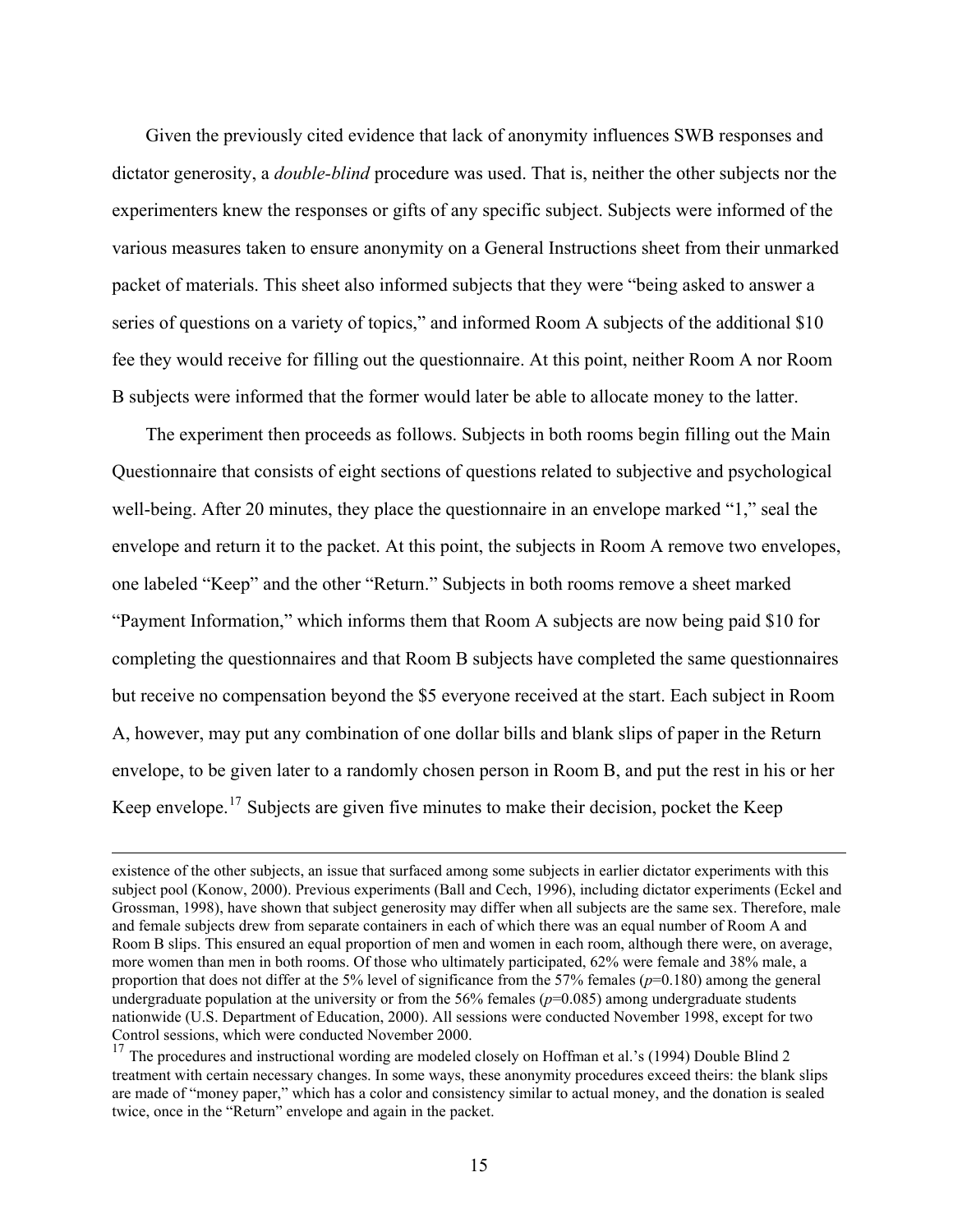Given the previously cited evidence that lack of anonymity influences SWB responses and dictator generosity, a *double-blind* procedure was used. That is, neither the other subjects nor the experimenters knew the responses or gifts of any specific subject. Subjects were informed of the various measures taken to ensure anonymity on a General Instructions sheet from their unmarked packet of materials. This sheet also informed subjects that they were "being asked to answer a series of questions on a variety of topics," and informed Room A subjects of the additional $10 fee they would receive for filling out the questionnaire. At this point, neither Room A nor Room B subjects were informed that the former would later be able to allocate money to the latter.

The experiment then proceeds as follows. Subjects in both rooms begin filling out the Main Questionnaire that consists of eight sections of questions related to subjective and psychological well-being. After 20 minutes, they place the questionnaire in an envelope marked "1," seal the envelope and return it to the packet. At this point, the subjects in Room A remove two envelopes, one labeled "Keep" and the other "Return." Subjects in both rooms remove a sheet marked "Payment Information," which informs them that Room A subjects are now being paid $10 for completing the questionnaires and that Room B subjects have completed the same questionnaires but receive no compensation beyond the $5 everyone received at the start. Each subject in Room A, however, may put any combination of one dollar bills and blank slips of paper in the Return envelope, to be given later to a randomly chosen person in Room B, and put the rest in his or her Keep envelope.[17] Subjects are given five minutes to make their decision, pocket the Keep

---

existence of the other subjects, an issue that surfaced among some subjects in earlier dictator experiments with this subject pool (Konow, 2000). Previous experiments (Ball and Cech, 1996), including dictator experiments (Eckel and Grossman, 1998), have shown that subject generosity may differ when all subjects are the same sex. Therefore, male and female subjects drew from separate containers in each of which there was an equal number of Room A and Room B slips. This ensured an equal proportion of men and women in each room, although there were, on average, more women than men in both rooms. Of those who ultimately participated, 62% were female and 38% male, a proportion that does not differ at the 5% level of significance from the 57% females ($p$=0.180) among the general undergraduate population at the university or from the 56% females ($p$=0.085) among undergraduate students nationwide (U.S. Department of Education, 2000). All sessions were conducted November 1998, except for two Control sessions, which were conducted November 2000.

[17] The procedures and instructional wording are modeled closely on Hoffman et al.'s (1994) Double Blind 2 treatment with certain necessary changes. In some ways, these anonymity procedures exceed theirs: the blank slips are made of "money paper," which has a color and consistency similar to actual money, and the donation is sealed twice, once in the "Return" envelope and again in the packet.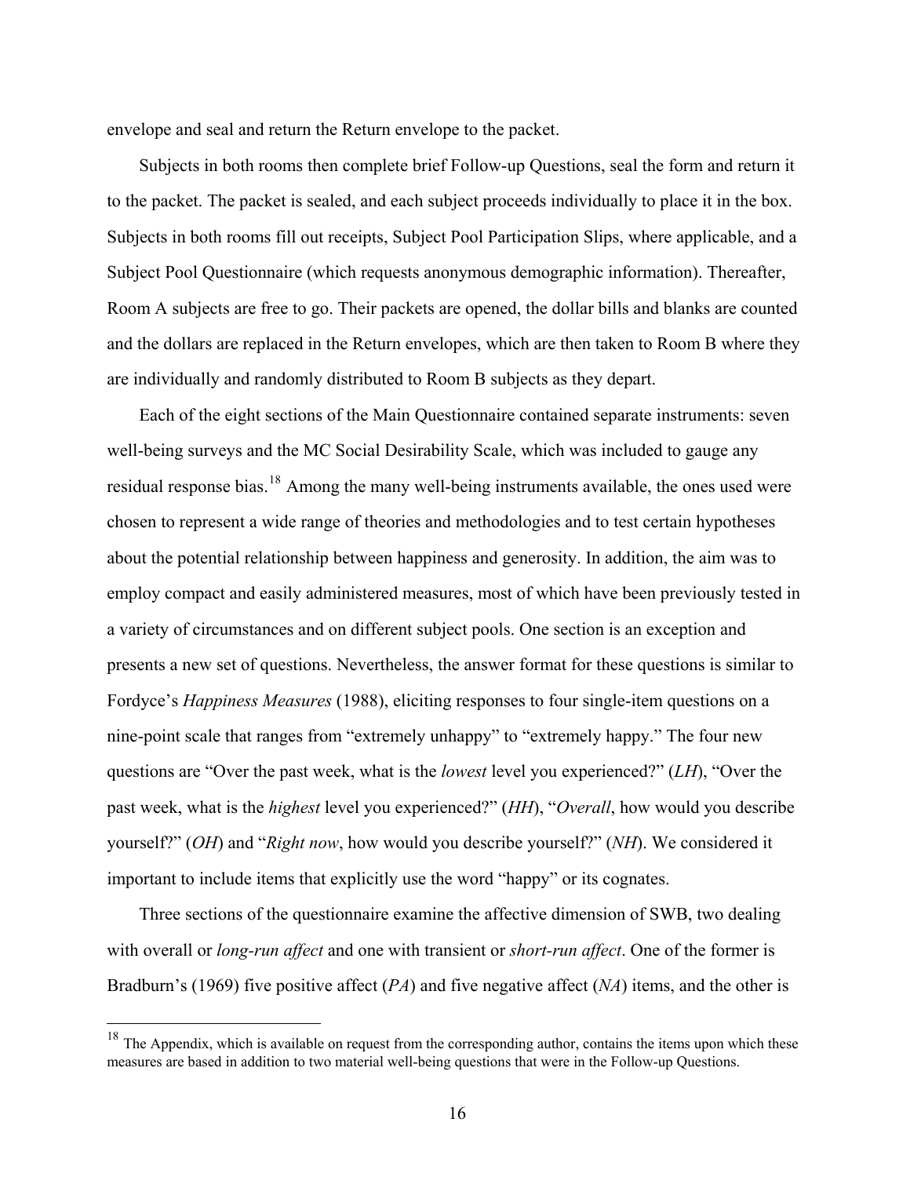envelope and seal and return the Return envelope to the packet.

Subjects in both rooms then complete brief Follow-up Questions, seal the form and return it to the packet. The packet is sealed, and each subject proceeds individually to place it in the box. Subjects in both rooms fill out receipts, Subject Pool Participation Slips, where applicable, and a Subject Pool Questionnaire (which requests anonymous demographic information). Thereafter, Room A subjects are free to go. Their packets are opened, the dollar bills and blanks are counted and the dollars are replaced in the Return envelopes, which are then taken to Room B where they are individually and randomly distributed to Room B subjects as they depart.

Each of the eight sections of the Main Questionnaire contained separate instruments: seven well-being surveys and the MC Social Desirability Scale, which was included to gauge any residual response bias.[18] Among the many well-being instruments available, the ones used were chosen to represent a wide range of theories and methodologies and to test certain hypotheses about the potential relationship between happiness and generosity. In addition, the aim was to employ compact and easily administered measures, most of which have been previously tested in a variety of circumstances and on different subject pools. One section is an exception and presents a new set of questions. Nevertheless, the answer format for these questions is similar to Fordyce's *Happiness Measures* (1988), eliciting responses to four single-item questions on a nine-point scale that ranges from "extremely unhappy" to "extremely happy." The four new questions are "Over the past week, what is the *lowest* level you experienced?" (*LH*), "Over the past week, what is the *highest* level you experienced?" (*HH*), "*Overall*, how would you describe yourself?" (*OH*) and "*Right now*, how would you describe yourself?" (*NH*). We considered it important to include items that explicitly use the word "happy" or its cognates.

Three sections of the questionnaire examine the affective dimension of SWB, two dealing with overall or *long-run affect* and one with transient or *short-run affect*. One of the former is Bradburn's (1969) five positive affect (*PA*) and five negative affect (*NA*) items, and the other is

[18] The Appendix, which is available on request from the corresponding author, contains the items upon which these measures are based in addition to two material well-being questions that were in the Follow-up Questions.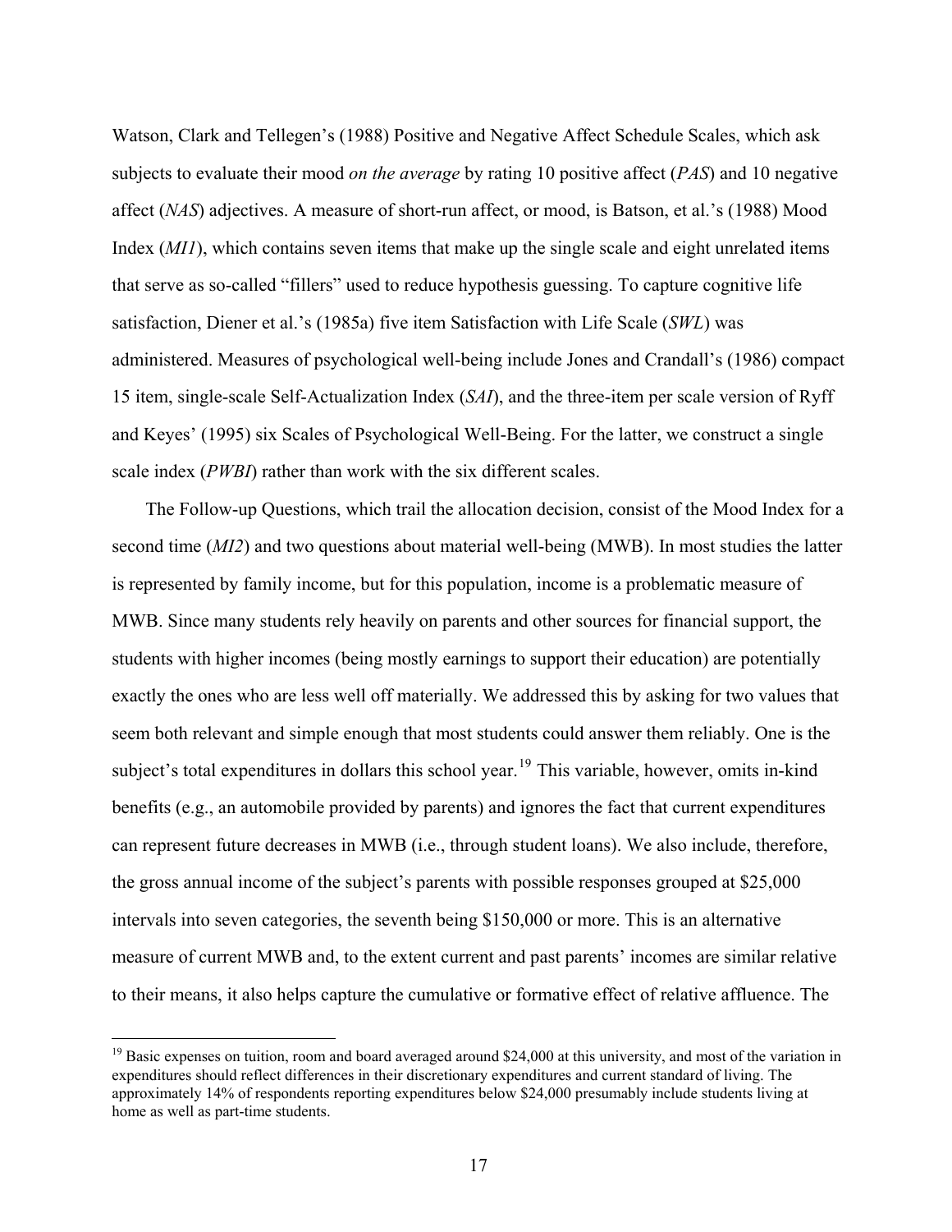Watson, Clark and Tellegen's (1988) Positive and Negative Affect Schedule Scales, which ask subjects to evaluate their mood *on the average* by rating 10 positive affect (*PAS*) and 10 negative affect (*NAS*) adjectives. A measure of short-run affect, or mood, is Batson, et al.'s (1988) Mood Index (*MI1*), which contains seven items that make up the single scale and eight unrelated items that serve as so-called "fillers" used to reduce hypothesis guessing. To capture cognitive life satisfaction, Diener et al.'s (1985a) five item Satisfaction with Life Scale (*SWL*) was administered. Measures of psychological well-being include Jones and Crandall's (1986) compact 15 item, single-scale Self-Actualization Index (*SAI*), and the three-item per scale version of Ryff and Keyes' (1995) six Scales of Psychological Well-Being. For the latter, we construct a single scale index (*PWBI*) rather than work with the six different scales.

The Follow-up Questions, which trail the allocation decision, consist of the Mood Index for a second time (*MI2*) and two questions about material well-being (MWB). In most studies the latter is represented by family income, but for this population, income is a problematic measure of MWB. Since many students rely heavily on parents and other sources for financial support, the students with higher incomes (being mostly earnings to support their education) are potentially exactly the ones who are less well off materially. We addressed this by asking for two values that seem both relevant and simple enough that most students could answer them reliably. One is the subject's total expenditures in dollars this school year.[19] This variable, however, omits in-kind benefits (e.g., an automobile provided by parents) and ignores the fact that current expenditures can represent future decreases in MWB (i.e., through student loans). We also include, therefore, the gross annual income of the subject's parents with possible responses grouped at $25,000 intervals into seven categories, the seventh being $150,000 or more. This is an alternative measure of current MWB and, to the extent current and past parents' incomes are similar relative to their means, it also helps capture the cumulative or formative effect of relative affluence. The

---

[19] Basic expenses on tuition, room and board averaged around $24,000 at this university, and most of the variation in expenditures should reflect differences in their discretionary expenditures and current standard of living. The approximately 14% of respondents reporting expenditures below $24,000 presumably include students living at home as well as part-time students.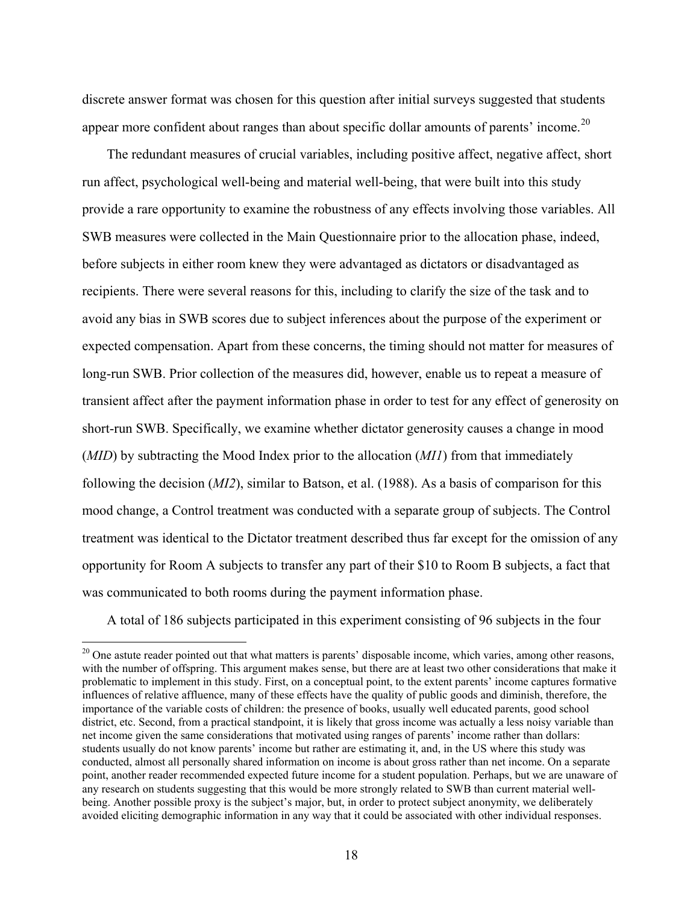discrete answer format was chosen for this question after initial surveys suggested that students appear more confident about ranges than about specific dollar amounts of parents' income.[20]

The redundant measures of crucial variables, including positive affect, negative affect, short run affect, psychological well-being and material well-being, that were built into this study provide a rare opportunity to examine the robustness of any effects involving those variables. All SWB measures were collected in the Main Questionnaire prior to the allocation phase, indeed, before subjects in either room knew they were advantaged as dictators or disadvantaged as recipients. There were several reasons for this, including to clarify the size of the task and to avoid any bias in SWB scores due to subject inferences about the purpose of the experiment or expected compensation. Apart from these concerns, the timing should not matter for measures of long-run SWB. Prior collection of the measures did, however, enable us to repeat a measure of transient affect after the payment information phase in order to test for any effect of generosity on short-run SWB. Specifically, we examine whether dictator generosity causes a change in mood (*MID*) by subtracting the Mood Index prior to the allocation (*MI1*) from that immediately following the decision (*MI2*), similar to Batson, et al. (1988). As a basis of comparison for this mood change, a Control treatment was conducted with a separate group of subjects. The Control treatment was identical to the Dictator treatment described thus far except for the omission of any opportunity for Room A subjects to transfer any part of their \$10 to Room B subjects, a fact that was communicated to both rooms during the payment information phase.

A total of 186 subjects participated in this experiment consisting of 96 subjects in the four

[20] One astute reader pointed out that what matters is parents' disposable income, which varies, among other reasons, with the number of offspring. This argument makes sense, but there are at least two other considerations that make it problematic to implement in this study. First, on a conceptual point, to the extent parents' income captures formative influences of relative affluence, many of these effects have the quality of public goods and diminish, therefore, the importance of the variable costs of children: the presence of books, usually well educated parents, good school district, etc. Second, from a practical standpoint, it is likely that gross income was actually a less noisy variable than net income given the same considerations that motivated using ranges of parents' income rather than dollars: students usually do not know parents' income but rather are estimating it, and, in the US where this study was conducted, almost all personally shared information on income is about gross rather than net income. On a separate point, another reader recommended expected future income for a student population. Perhaps, but we are unaware of any research on students suggesting that this would be more strongly related to SWB than current material well-being. Another possible proxy is the subject's major, but, in order to protect subject anonymity, we deliberately avoided eliciting demographic information in any way that it could be associated with other individual responses.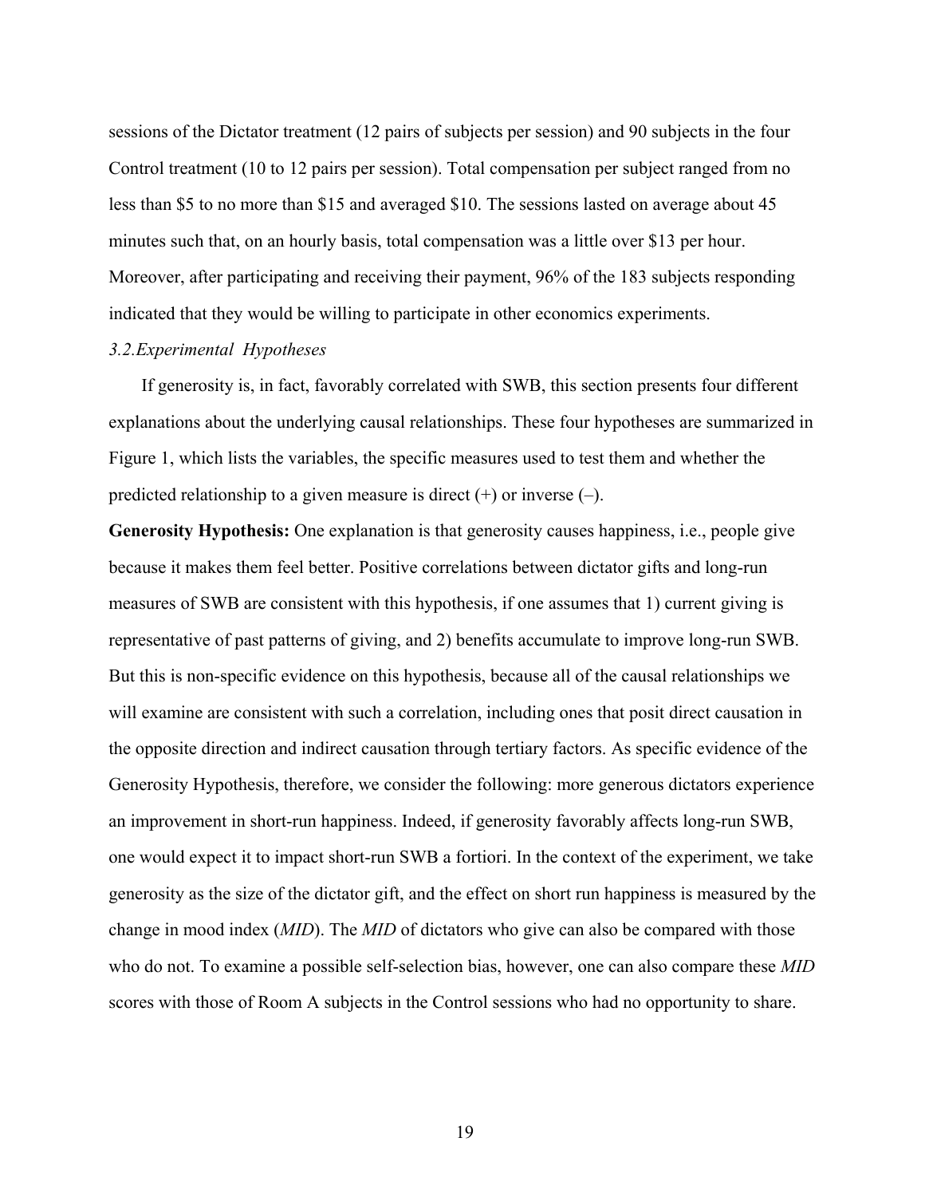sessions of the Dictator treatment (12 pairs of subjects per session) and 90 subjects in the four Control treatment (10 to 12 pairs per session). Total compensation per subject ranged from no less than $5 to no more than $15 and averaged $10. The sessions lasted on average about 45 minutes such that, on an hourly basis, total compensation was a little over $13 per hour. Moreover, after participating and receiving their payment, 96% of the 183 subjects responding indicated that they would be willing to participate in other economics experiments.

### *3.2.Experimental Hypotheses*

If generosity is, in fact, favorably correlated with SWB, this section presents four different explanations about the underlying causal relationships. These four hypotheses are summarized in Figure 1, which lists the variables, the specific measures used to test them and whether the predicted relationship to a given measure is direct (+) or inverse (–).

**Generosity Hypothesis:** One explanation is that generosity causes happiness, i.e., people give because it makes them feel better. Positive correlations between dictator gifts and long-run measures of SWB are consistent with this hypothesis, if one assumes that 1) current giving is representative of past patterns of giving, and 2) benefits accumulate to improve long-run SWB. But this is non-specific evidence on this hypothesis, because all of the causal relationships we will examine are consistent with such a correlation, including ones that posit direct causation in the opposite direction and indirect causation through tertiary factors. As specific evidence of the Generosity Hypothesis, therefore, we consider the following: more generous dictators experience an improvement in short-run happiness. Indeed, if generosity favorably affects long-run SWB, one would expect it to impact short-run SWB a fortiori. In the context of the experiment, we take generosity as the size of the dictator gift, and the effect on short run happiness is measured by the change in mood index (*MID*). The *MID* of dictators who give can also be compared with those who do not. To examine a possible self-selection bias, however, one can also compare these *MID* scores with those of Room A subjects in the Control sessions who had no opportunity to share.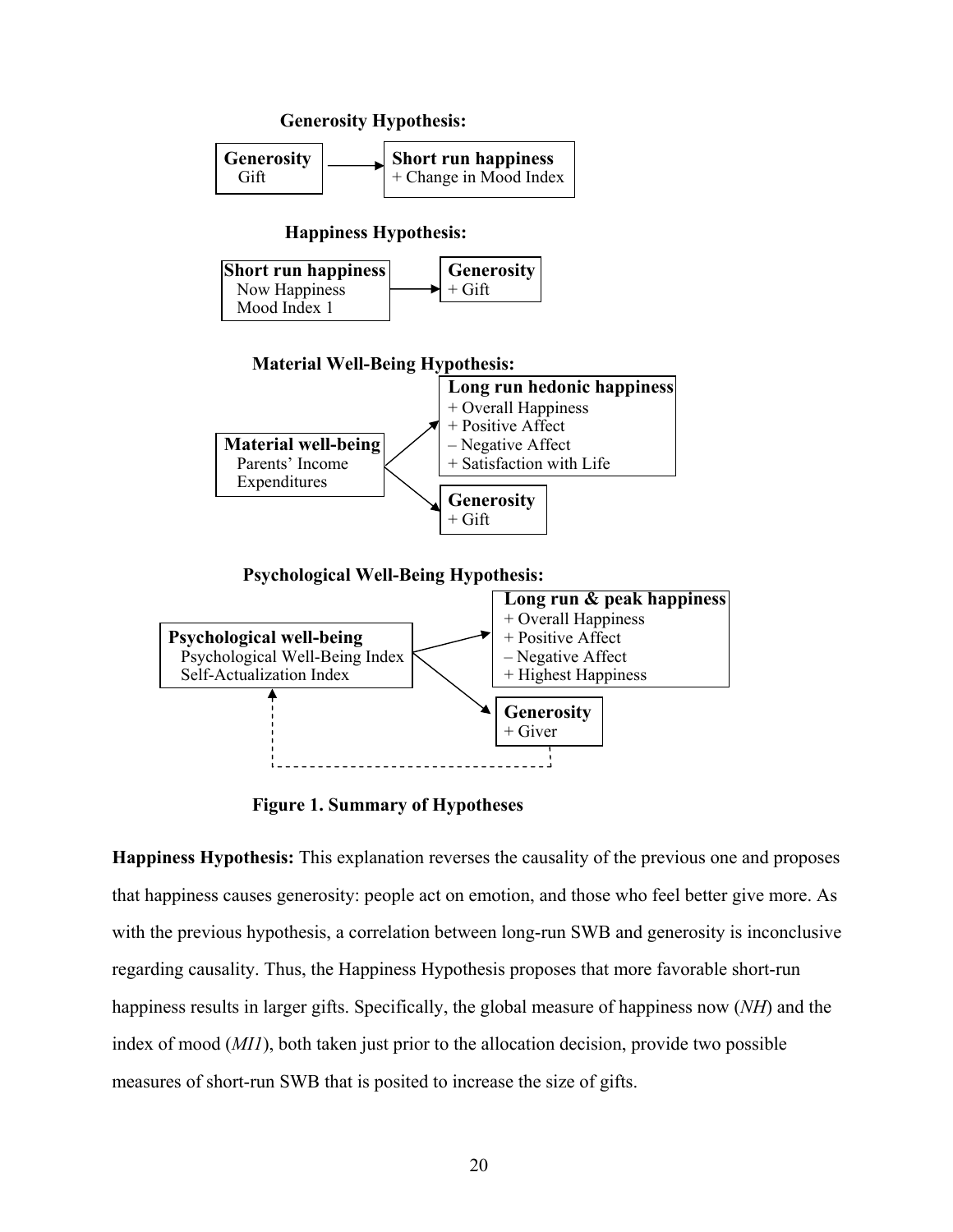**Generosity Hypothesis:**

**Generosity** Gift → **Short run happiness** + Change in Mood Index

**Happiness Hypothesis:**

**Short run happiness** Now Happiness, Mood Index 1 → **Generosity** + Gift

**Material Well-Being Hypothesis:**

**Material well-being** Parents' Income, Expenditures → **Long run hedonic happiness** + Overall Happiness, + Positive Affect, – Negative Affect, + Satisfaction with Life

**Material well-being** Parents' Income, Expenditures → **Generosity** + Gift

**Psychological Well-Being Hypothesis:**

**Psychological well-being** Psychological Well-Being Index, Self-Actualization Index → **Long run & peak happiness** + Overall Happiness, + Positive Affect, – Negative Affect, + Highest Happiness

**Psychological well-being** Psychological Well-Being Index, Self-Actualization Index → **Generosity** + Giver

**Generosity** + Giver - - → **Psychological well-being** (dashed arrow)

**Figure 1. Summary of Hypotheses**

**Happiness Hypothesis:** This explanation reverses the causality of the previous one and proposes that happiness causes generosity: people act on emotion, and those who feel better give more. As with the previous hypothesis, a correlation between long-run SWB and generosity is inconclusive regarding causality. Thus, the Happiness Hypothesis proposes that more favorable short-run happiness results in larger gifts. Specifically, the global measure of happiness now (*NH*) and the index of mood (*MI1*), both taken just prior to the allocation decision, provide two possible measures of short-run SWB that is posited to increase the size of gifts.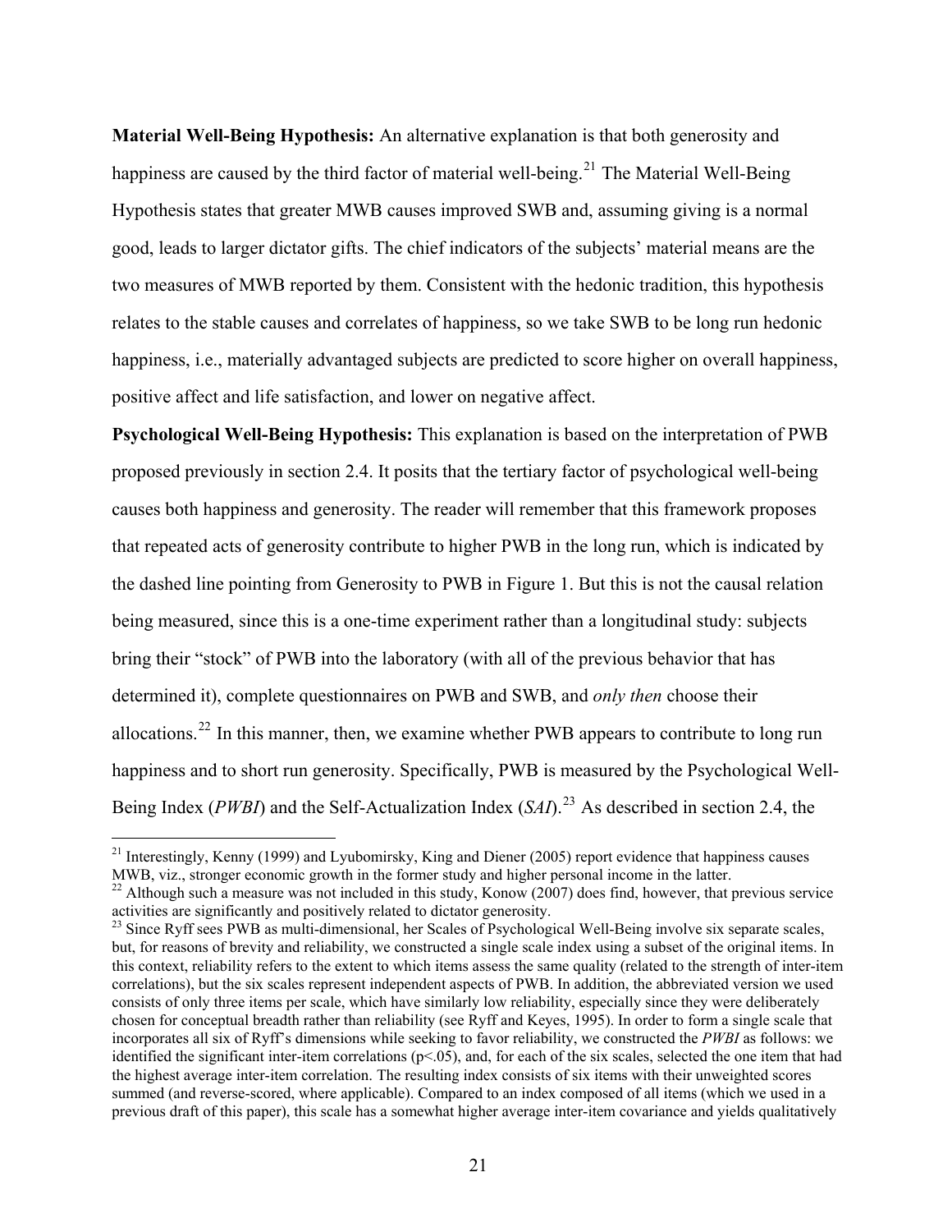**Material Well-Being Hypothesis:** An alternative explanation is that both generosity and happiness are caused by the third factor of material well-being.[21] The Material Well-Being Hypothesis states that greater MWB causes improved SWB and, assuming giving is a normal good, leads to larger dictator gifts. The chief indicators of the subjects' material means are the two measures of MWB reported by them. Consistent with the hedonic tradition, this hypothesis relates to the stable causes and correlates of happiness, so we take SWB to be long run hedonic happiness, i.e., materially advantaged subjects are predicted to score higher on overall happiness, positive affect and life satisfaction, and lower on negative affect.

**Psychological Well-Being Hypothesis:** This explanation is based on the interpretation of PWB proposed previously in section 2.4. It posits that the tertiary factor of psychological well-being causes both happiness and generosity. The reader will remember that this framework proposes that repeated acts of generosity contribute to higher PWB in the long run, which is indicated by the dashed line pointing from Generosity to PWB in Figure 1. But this is not the causal relation being measured, since this is a one-time experiment rather than a longitudinal study: subjects bring their "stock" of PWB into the laboratory (with all of the previous behavior that has determined it), complete questionnaires on PWB and SWB, and *only then* choose their allocations.[22] In this manner, then, we examine whether PWB appears to contribute to long run happiness and to short run generosity. Specifically, PWB is measured by the Psychological Well-Being Index (*PWBI*) and the Self-Actualization Index (*SAI*).[23] As described in section 2.4, the

[21] Interestingly, Kenny (1999) and Lyubomirsky, King and Diener (2005) report evidence that happiness causes MWB, viz., stronger economic growth in the former study and higher personal income in the latter.

[22] Although such a measure was not included in this study, Konow (2007) does find, however, that previous service activities are significantly and positively related to dictator generosity.

[23] Since Ryff sees PWB as multi-dimensional, her Scales of Psychological Well-Being involve six separate scales, but, for reasons of brevity and reliability, we constructed a single scale index using a subset of the original items. In this context, reliability refers to the extent to which items assess the same quality (related to the strength of inter-item correlations), but the six scales represent independent aspects of PWB. In addition, the abbreviated version we used consists of only three items per scale, which have similarly low reliability, especially since they were deliberately chosen for conceptual breadth rather than reliability (see Ryff and Keyes, 1995). In order to form a single scale that incorporates all six of Ryff's dimensions while seeking to favor reliability, we constructed the *PWBI* as follows: we identified the significant inter-item correlations ($p<.05$), and, for each of the six scales, selected the one item that had the highest average inter-item correlation. The resulting index consists of six items with their unweighted scores summed (and reverse-scored, where applicable). Compared to an index composed of all items (which we used in a previous draft of this paper), this scale has a somewhat higher average inter-item covariance and yields qualitatively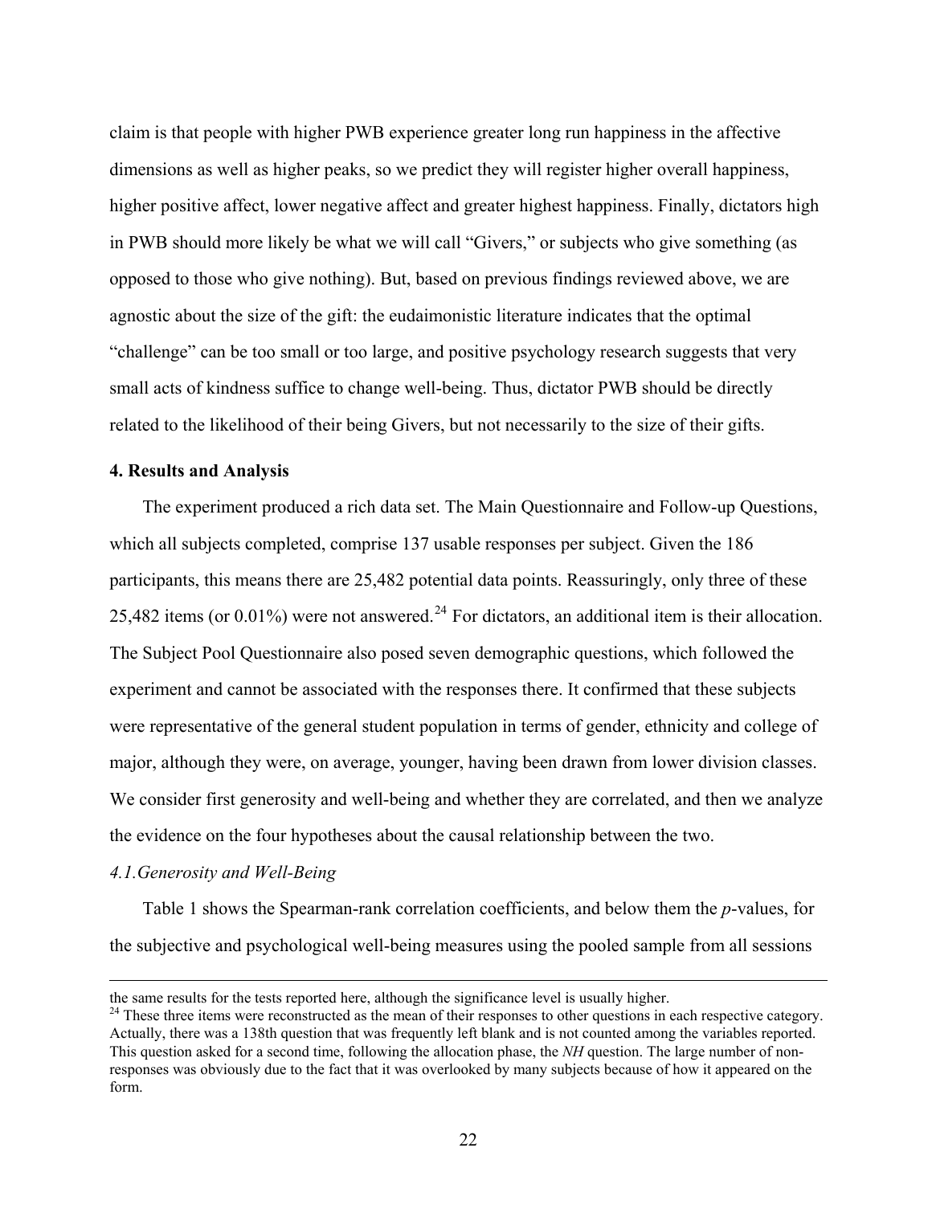claim is that people with higher PWB experience greater long run happiness in the affective dimensions as well as higher peaks, so we predict they will register higher overall happiness, higher positive affect, lower negative affect and greater highest happiness. Finally, dictators high in PWB should more likely be what we will call "Givers," or subjects who give something (as opposed to those who give nothing). But, based on previous findings reviewed above, we are agnostic about the size of the gift: the eudaimonistic literature indicates that the optimal "challenge" can be too small or too large, and positive psychology research suggests that very small acts of kindness suffice to change well-being. Thus, dictator PWB should be directly related to the likelihood of their being Givers, but not necessarily to the size of their gifts.

**4. Results and Analysis**

The experiment produced a rich data set. The Main Questionnaire and Follow-up Questions, which all subjects completed, comprise 137 usable responses per subject. Given the 186 participants, this means there are 25,482 potential data points. Reassuringly, only three of these 25,482 items (or 0.01%) were not answered.[24] For dictators, an additional item is their allocation. The Subject Pool Questionnaire also posed seven demographic questions, which followed the experiment and cannot be associated with the responses there. It confirmed that these subjects were representative of the general student population in terms of gender, ethnicity and college of major, although they were, on average, younger, having been drawn from lower division classes. We consider first generosity and well-being and whether they are correlated, and then we analyze the evidence on the four hypotheses about the causal relationship between the two.

*4.1.Generosity and Well-Being*

Table 1 shows the Spearman-rank correlation coefficients, and below them the *p*-values, for the subjective and psychological well-being measures using the pooled sample from all sessions

---

the same results for the tests reported here, although the significance level is usually higher.

[24] These three items were reconstructed as the mean of their responses to other questions in each respective category. Actually, there was a 138th question that was frequently left blank and is not counted among the variables reported. This question asked for a second time, following the allocation phase, the *NH* question. The large number of non-responses was obviously due to the fact that it was overlooked by many subjects because of how it appeared on the form.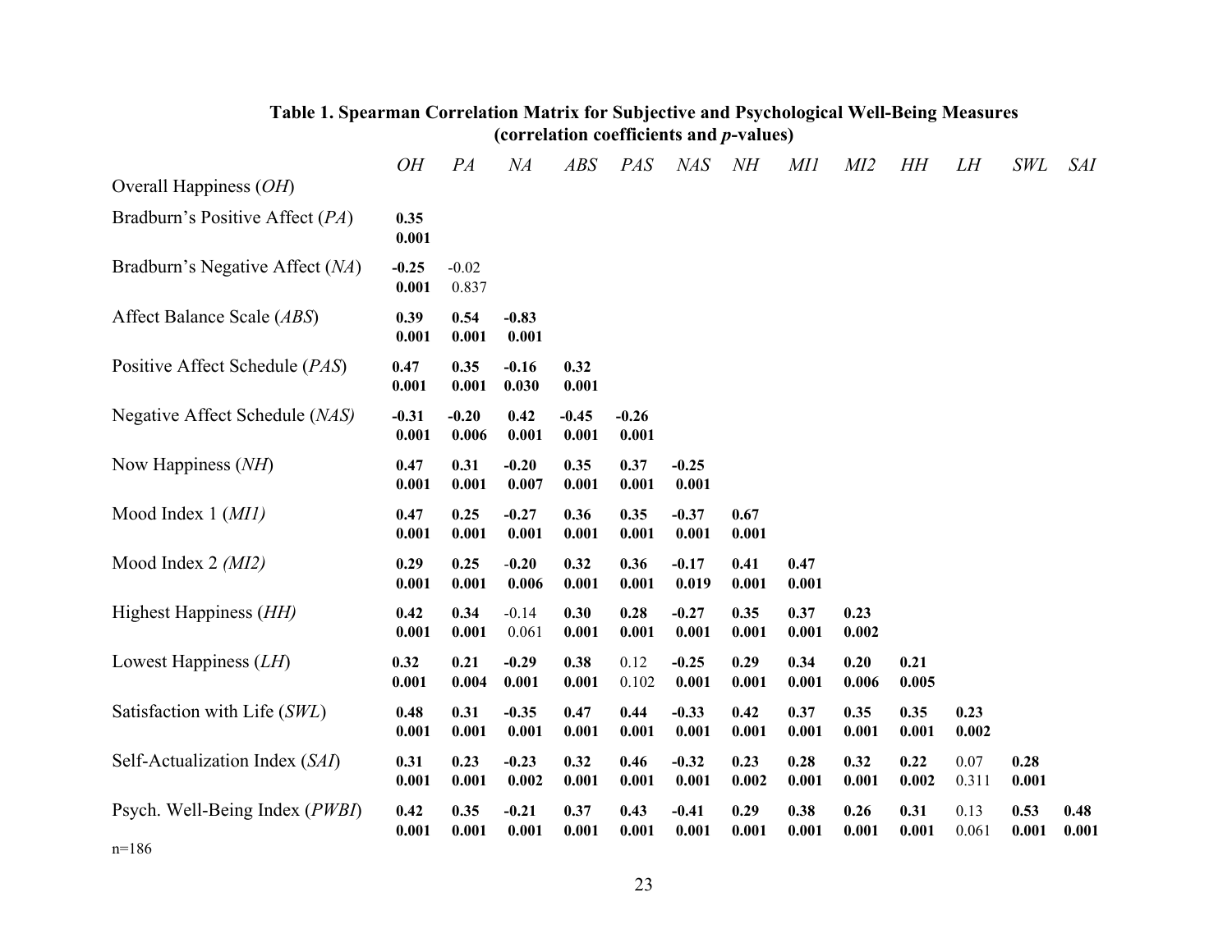**Table 1. Spearman Correlation Matrix for Subjective and Psychological Well-Being Measures (correlation coefficients and *p*-values)**

| | *OH* | *PA* | *NA* | *ABS* | *PAS* | *NAS* | *NH* | *MI1* | *MI2* | *HH* | *LH* | *SWL* | *SAI* |
|---|---|---|---|---|---|---|---|---|---|---|---|---|---|
| Overall Happiness (*OH*) | | | | | | | | | | | | | |
| Bradburn's Positive Affect (*PA*) | **0.35** **0.001** | | | | | | | | | | | | |
| Bradburn's Negative Affect (*NA*) | **-0.25** **0.001** | -0.02 0.837 | | | | | | | | | | | |
| Affect Balance Scale (*ABS*) | **0.39** **0.001** | **0.54** **0.001** | **-0.83** **0.001** | | | | | | | | | | |
| Positive Affect Schedule (*PAS*) | **0.47** **0.001** | **0.35** **0.001** | **-0.16** **0.030** | **0.32** **0.001** | | | | | | | | | |
| Negative Affect Schedule (*NAS*) | **-0.31** **0.001** | **-0.20** **0.006** | **0.42** **0.001** | **-0.45** **0.001** | **-0.26** **0.001** | | | | | | | | |
| Now Happiness (*NH*) | **0.47** **0.001** | **0.31** **0.001** | **-0.20** **0.007** | **0.35** **0.001** | **0.37** **0.001** | **-0.25** **0.001** | | | | | | | |
| Mood Index 1 (*MI1*) | **0.47** **0.001** | **0.25** **0.001** | **-0.27** **0.001** | **0.36** **0.001** | **0.35** **0.001** | **-0.37** **0.001** | **0.67** **0.001** | | | | | | |
| Mood Index 2 (*MI2*) | **0.29** **0.001** | **0.25** **0.001** | **-0.20** **0.006** | **0.32** **0.001** | **0.36** **0.001** | **-0.17** **0.019** | **0.41** **0.001** | **0.47** **0.001** | | | | | |
| Highest Happiness (*HH*) | **0.42** **0.001** | **0.34** **0.001** | -0.14 0.061 | **0.30** **0.001** | **0.28** **0.001** | **-0.27** **0.001** | **0.35** **0.001** | **0.37** **0.001** | **0.23** **0.002** | | | | |
| Lowest Happiness (*LH*) | **0.32** **0.001** | **0.21** **0.004** | **-0.29** **0.001** | **0.38** **0.001** | 0.12 0.102 | **-0.25** **0.001** | **0.29** **0.001** | **0.34** **0.001** | **0.20** **0.006** | **0.21** **0.005** | | | |
| Satisfaction with Life (*SWL*) | **0.48** **0.001** | **0.31** **0.001** | **-0.35** **0.001** | **0.47** **0.001** | **0.44** **0.001** | **-0.33** **0.001** | **0.42** **0.001** | **0.37** **0.001** | **0.35** **0.001** | **0.35** **0.001** | **0.23** **0.002** | | |
| Self-Actualization Index (*SAI*) | **0.31** **0.001** | **0.23** **0.001** | **-0.23** **0.002** | **0.32** **0.001** | **0.46** **0.001** | **-0.32** **0.001** | **0.23** **0.002** | **0.28** **0.001** | **0.32** **0.001** | **0.22** **0.002** | 0.07 0.311 | **0.28** **0.001** | |
| Psych. Well-Being Index (*PWBI*) | **0.42** **0.001** | **0.35** **0.001** | **-0.21** **0.001** | **0.37** **0.001** | **0.43** **0.001** | **-0.41** **0.001** | **0.29** **0.001** | **0.38** **0.001** | **0.26** **0.001** | **0.31** **0.001** | 0.13 0.061 | **0.53** **0.001** | **0.48** **0.001** |

n=186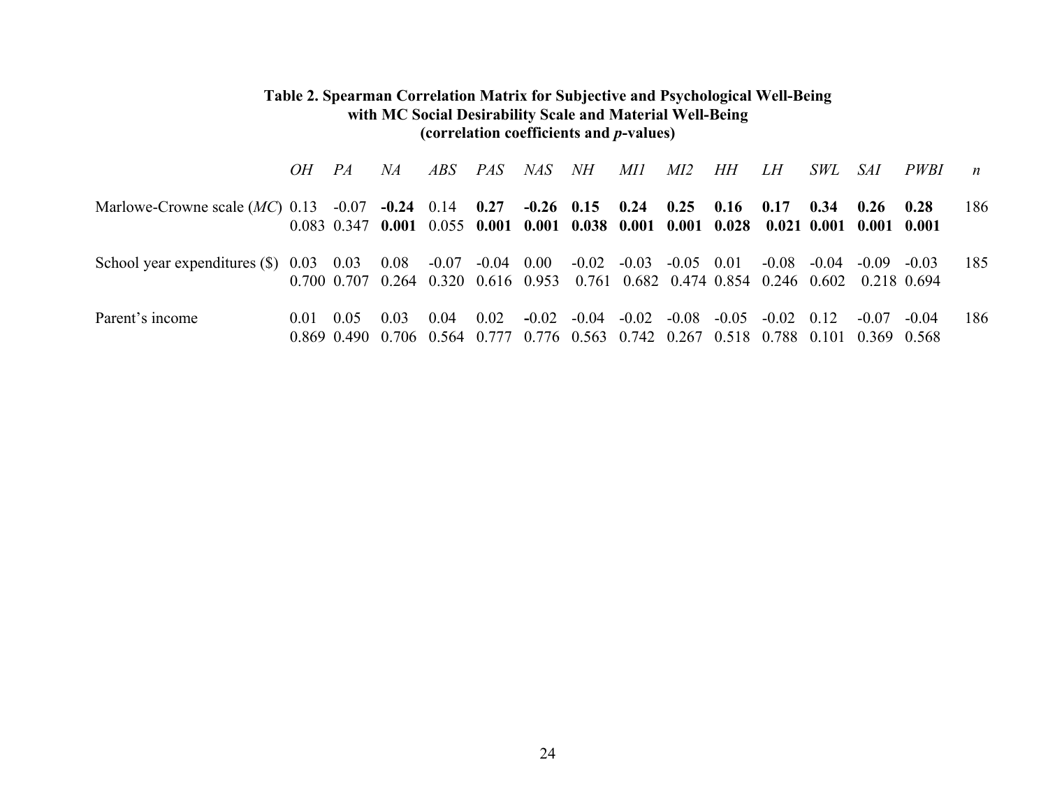**Table 2. Spearman Correlation Matrix for Subjective and Psychological Well-Being with MC Social Desirability Scale and Material Well-Being (correlation coefficients and *p*-values)**

| | *OH* | *PA* | *NA* | *ABS* | *PAS* | *NAS* | *NH* | *MI1* | *MI2* | *HH* | *LH* | *SWL* | *SAI* | *PWBI* | *n* |
|---|---|---|---|---|---|---|---|---|---|---|---|---|---|---|---|
| Marlowe-Crowne scale (*MC*) | 0.13 | -0.07 | **-0.24** | 0.14 | **0.27** | **-0.26** | **0.15** | **0.24** | **0.25** | **0.16** | **0.17** | **0.34** | **0.26** | **0.28** | 186 |
| | 0.083 | 0.347 | **0.001** | 0.055 | **0.001** | **0.001** | **0.038** | **0.001** | **0.001** | **0.028** | **0.021** | **0.001** | **0.001** | **0.001** | |
| School year expenditures ($) | 0.03 | 0.03 | 0.08 | -0.07 | -0.04 | 0.00 | -0.02 | -0.03 | -0.05 | 0.01 | -0.08 | -0.04 | -0.09 | -0.03 | 185 |
| | 0.700 | 0.707 | 0.264 | 0.320 | 0.616 | 0.953 | 0.761 | 0.682 | 0.474 | 0.854 | 0.246 | 0.602 | 0.218 | 0.694 | |
| Parent's income | 0.01 | 0.05 | 0.03 | 0.04 | 0.02 | -0.02 | -0.04 | -0.02 | -0.08 | -0.05 | -0.02 | 0.12 | -0.07 | -0.04 | 186 |
| | 0.869 | 0.490 | 0.706 | 0.564 | 0.777 | 0.776 | 0.563 | 0.742 | 0.267 | 0.518 | 0.788 | 0.101 | 0.369 | 0.568 | |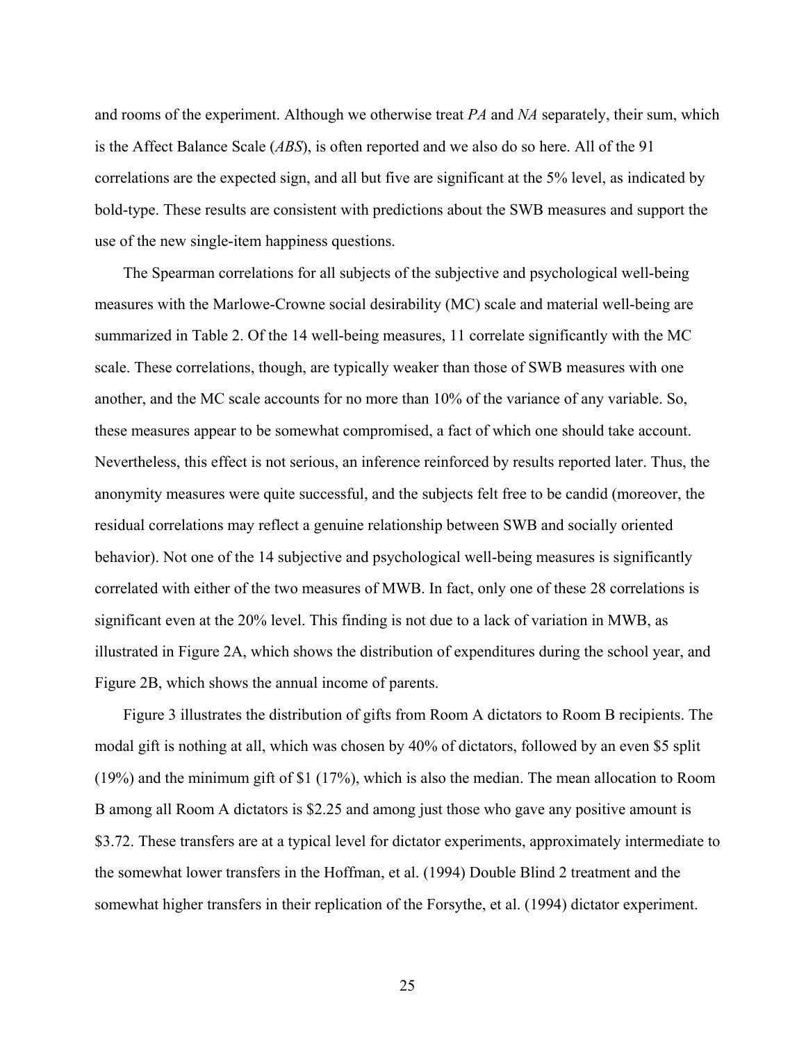and rooms of the experiment. Although we otherwise treat *PA* and *NA* separately, their sum, which is the Affect Balance Scale (*ABS*), is often reported and we also do so here. All of the 91 correlations are the expected sign, and all but five are significant at the 5% level, as indicated by bold-type. These results are consistent with predictions about the SWB measures and support the use of the new single-item happiness questions.

The Spearman correlations for all subjects of the subjective and psychological well-being measures with the Marlowe-Crowne social desirability (MC) scale and material well-being are summarized in Table 2. Of the 14 well-being measures, 11 correlate significantly with the MC scale. These correlations, though, are typically weaker than those of SWB measures with one another, and the MC scale accounts for no more than 10% of the variance of any variable. So, these measures appear to be somewhat compromised, a fact of which one should take account. Nevertheless, this effect is not serious, an inference reinforced by results reported later. Thus, the anonymity measures were quite successful, and the subjects felt free to be candid (moreover, the residual correlations may reflect a genuine relationship between SWB and socially oriented behavior). Not one of the 14 subjective and psychological well-being measures is significantly correlated with either of the two measures of MWB. In fact, only one of these 28 correlations is significant even at the 20% level. This finding is not due to a lack of variation in MWB, as illustrated in Figure 2A, which shows the distribution of expenditures during the school year, and Figure 2B, which shows the annual income of parents.

Figure 3 illustrates the distribution of gifts from Room A dictators to Room B recipients. The modal gift is nothing at all, which was chosen by 40% of dictators, followed by an even $5 split (19%) and the minimum gift of $1 (17%), which is also the median. The mean allocation to Room B among all Room A dictators is $2.25 and among just those who gave any positive amount is $3.72. These transfers are at a typical level for dictator experiments, approximately intermediate to the somewhat lower transfers in the Hoffman, et al. (1994) Double Blind 2 treatment and the somewhat higher transfers in their replication of the Forsythe, et al. (1994) dictator experiment.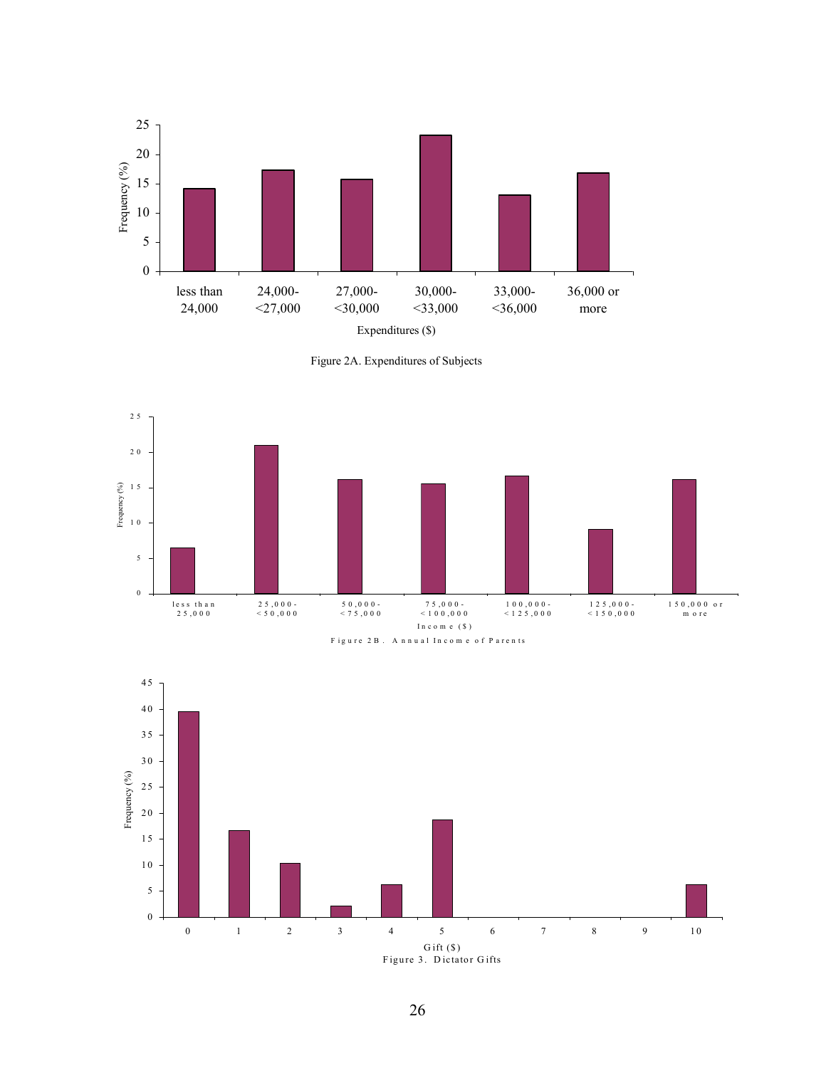Figure 2A. Expenditures of Subjects

Figure 2B. Annual Income of Parents

Figure 3. Dictator Gifts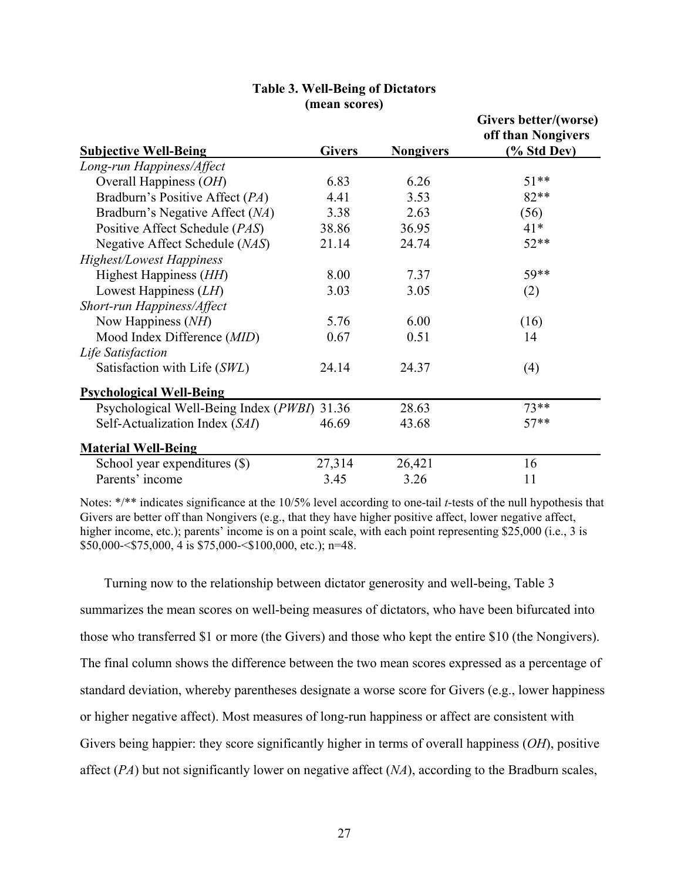**Table 3. Well-Being of Dictators (mean scores)**

| Subjective Well-Being | Givers | Nongivers | Givers better/(worse) off than Nongivers (% Std Dev) |
|---|---|---|---|
| *Long-run Happiness/Affect* | | | |
| Overall Happiness (*OH*) | 6.83 | 6.26 | 51** |
| Bradburn's Positive Affect (*PA*) | 4.41 | 3.53 | 82** |
| Bradburn's Negative Affect (*NA*) | 3.38 | 2.63 | (56) |
| Positive Affect Schedule (*PAS*) | 38.86 | 36.95 | 41* |
| Negative Affect Schedule (*NAS*) | 21.14 | 24.74 | 52** |
| *Highest/Lowest Happiness* | | | |
| Highest Happiness (*HH*) | 8.00 | 7.37 | 59** |
| Lowest Happiness (*LH*) | 3.03 | 3.05 | (2) |
| *Short-run Happiness/Affect* | | | |
| Now Happiness (*NH*) | 5.76 | 6.00 | (16) |
| Mood Index Difference (*MID*) | 0.67 | 0.51 | 14 |
| *Life Satisfaction* | | | |
| Satisfaction with Life (*SWL*) | 24.14 | 24.37 | (4) |
| **Psychological Well-Being** | | | |
| Psychological Well-Being Index (*PWBI*) | 31.36 | 28.63 | 73** |
| Self-Actualization Index (*SAI*) | 46.69 | 43.68 | 57** |
| **Material Well-Being** | | | |
| School year expenditures ($) | 27,314 | 26,421 | 16 |
| Parents' income | 3.45 | 3.26 | 11 |

Notes: */** indicates significance at the 10/5% level according to one-tail *t*-tests of the null hypothesis that Givers are better off than Nongivers (e.g., that they have higher positive affect, lower negative affect, higher income, etc.); parents' income is on a point scale, with each point representing $25,000 (i.e., 3 is $50,000-<$75,000, 4 is $75,000-<$100,000, etc.); n=48.

Turning now to the relationship between dictator generosity and well-being, Table 3 summarizes the mean scores on well-being measures of dictators, who have been bifurcated into those who transferred $1 or more (the Givers) and those who kept the entire $10 (the Nongivers). The final column shows the difference between the two mean scores expressed as a percentage of standard deviation, whereby parentheses designate a worse score for Givers (e.g., lower happiness or higher negative affect). Most measures of long-run happiness or affect are consistent with Givers being happier: they score significantly higher in terms of overall happiness (*OH*), positive affect (*PA*) but not significantly lower on negative affect (*NA*), according to the Bradburn scales,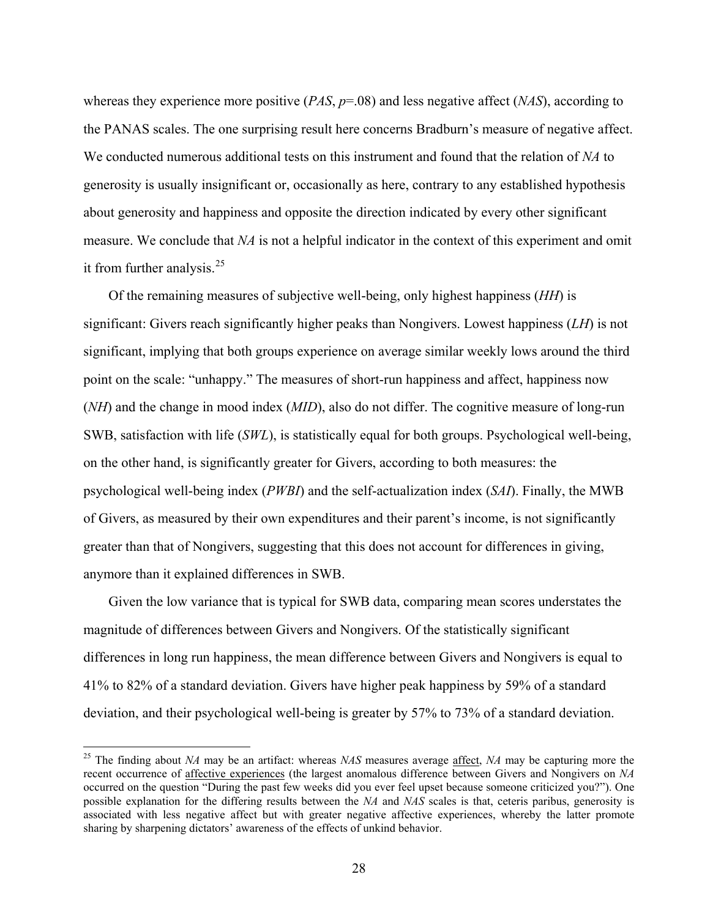whereas they experience more positive (*PAS*, $p$=.08) and less negative affect (*NAS*), according to the PANAS scales. The one surprising result here concerns Bradburn's measure of negative affect. We conducted numerous additional tests on this instrument and found that the relation of *NA* to generosity is usually insignificant or, occasionally as here, contrary to any established hypothesis about generosity and happiness and opposite the direction indicated by every other significant measure. We conclude that *NA* is not a helpful indicator in the context of this experiment and omit it from further analysis.[25]

Of the remaining measures of subjective well-being, only highest happiness (*HH*) is significant: Givers reach significantly higher peaks than Nongivers. Lowest happiness (*LH*) is not significant, implying that both groups experience on average similar weekly lows around the third point on the scale: "unhappy." The measures of short-run happiness and affect, happiness now (*NH*) and the change in mood index (*MID*), also do not differ. The cognitive measure of long-run SWB, satisfaction with life (*SWL*), is statistically equal for both groups. Psychological well-being, on the other hand, is significantly greater for Givers, according to both measures: the psychological well-being index (*PWBI*) and the self-actualization index (*SAI*). Finally, the MWB of Givers, as measured by their own expenditures and their parent's income, is not significantly greater than that of Nongivers, suggesting that this does not account for differences in giving, anymore than it explained differences in SWB.

Given the low variance that is typical for SWB data, comparing mean scores understates the magnitude of differences between Givers and Nongivers. Of the statistically significant differences in long run happiness, the mean difference between Givers and Nongivers is equal to 41% to 82% of a standard deviation. Givers have higher peak happiness by 59% of a standard deviation, and their psychological well-being is greater by 57% to 73% of a standard deviation.

---

[25] The finding about *NA* may be an artifact: whereas *NAS* measures average affect, *NA* may be capturing more the recent occurrence of affective experiences (the largest anomalous difference between Givers and Nongivers on *NA* occurred on the question "During the past few weeks did you ever feel upset because someone criticized you?"). One possible explanation for the differing results between the *NA* and *NAS* scales is that, ceteris paribus, generosity is associated with less negative affect but with greater negative affective experiences, whereby the latter promote sharing by sharpening dictators' awareness of the effects of unkind behavior.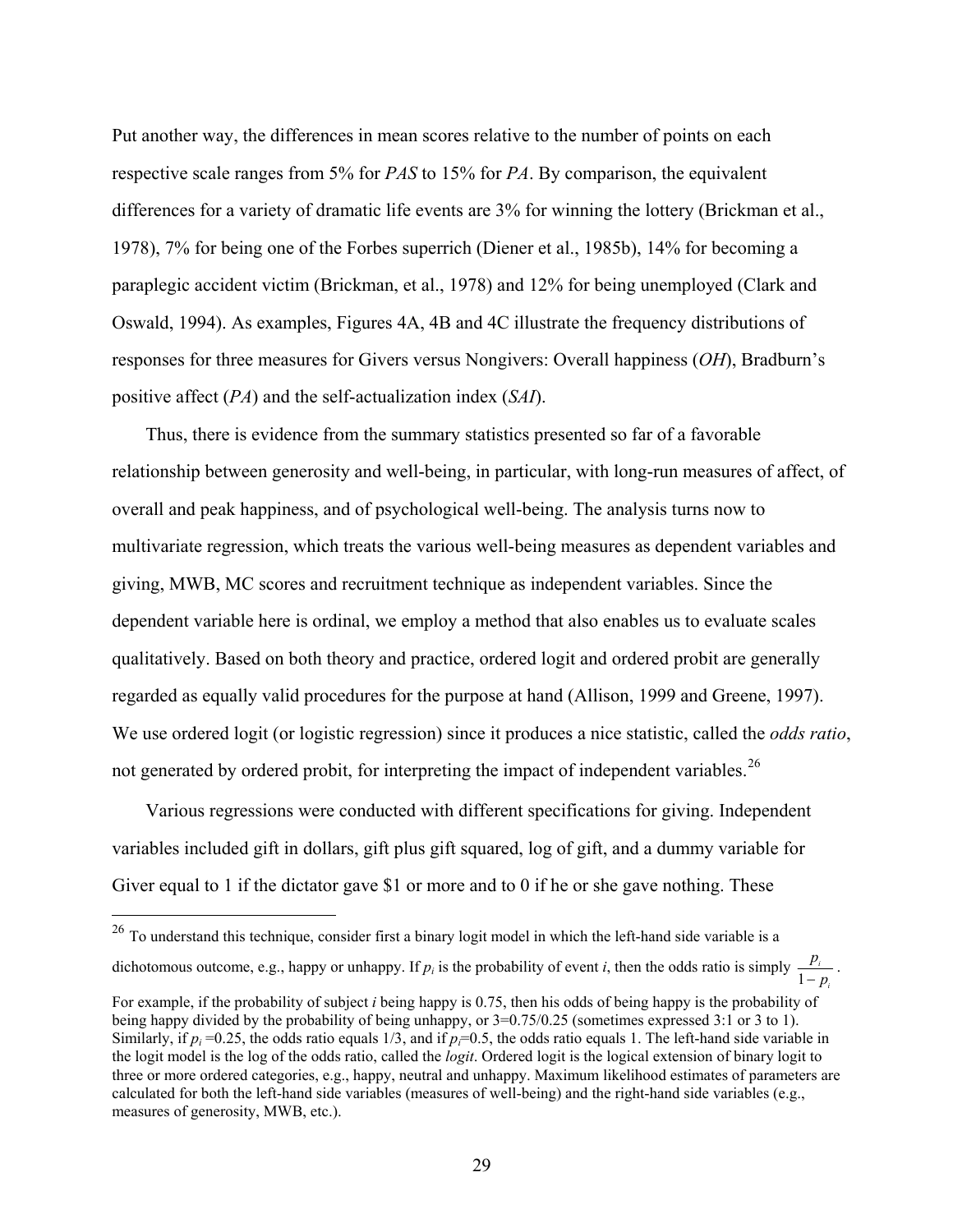Put another way, the differences in mean scores relative to the number of points on each respective scale ranges from 5% for *PAS* to 15% for *PA*. By comparison, the equivalent differences for a variety of dramatic life events are 3% for winning the lottery (Brickman et al., 1978), 7% for being one of the Forbes superrich (Diener et al., 1985b), 14% for becoming a paraplegic accident victim (Brickman, et al., 1978) and 12% for being unemployed (Clark and Oswald, 1994). As examples, Figures 4A, 4B and 4C illustrate the frequency distributions of responses for three measures for Givers versus Nongivers: Overall happiness (*OH*), Bradburn's positive affect (*PA*) and the self-actualization index (*SAI*).

Thus, there is evidence from the summary statistics presented so far of a favorable relationship between generosity and well-being, in particular, with long-run measures of affect, of overall and peak happiness, and of psychological well-being. The analysis turns now to multivariate regression, which treats the various well-being measures as dependent variables and giving, MWB, MC scores and recruitment technique as independent variables. Since the dependent variable here is ordinal, we employ a method that also enables us to evaluate scales qualitatively. Based on both theory and practice, ordered logit and ordered probit are generally regarded as equally valid procedures for the purpose at hand (Allison, 1999 and Greene, 1997). We use ordered logit (or logistic regression) since it produces a nice statistic, called the *odds ratio*, not generated by ordered probit, for interpreting the impact of independent variables.[26]

Various regressions were conducted with different specifications for giving. Independent variables included gift in dollars, gift plus gift squared, log of gift, and a dummy variable for Giver equal to 1 if the dictator gave $1 or more and to 0 if he or she gave nothing. These

---

[26] To understand this technique, consider first a binary logit model in which the left-hand side variable is a dichotomous outcome, e.g., happy or unhappy. If $p_i$ is the probability of event *i*, then the odds ratio is simply $\frac{p_i}{1-p_i}$. For example, if the probability of subject *i* being happy is 0.75, then his odds of being happy is the probability of being happy divided by the probability of being unhappy, or 3=0.75/0.25 (sometimes expressed 3:1 or 3 to 1). Similarly, if $p_i$ =0.25, the odds ratio equals 1/3, and if $p_i$=0.5, the odds ratio equals 1. The left-hand side variable in the logit model is the log of the odds ratio, called the *logit*. Ordered logit is the logical extension of binary logit to three or more ordered categories, e.g., happy, neutral and unhappy. Maximum likelihood estimates of parameters are calculated for both the left-hand side variables (measures of well-being) and the right-hand side variables (e.g., measures of generosity, MWB, etc.).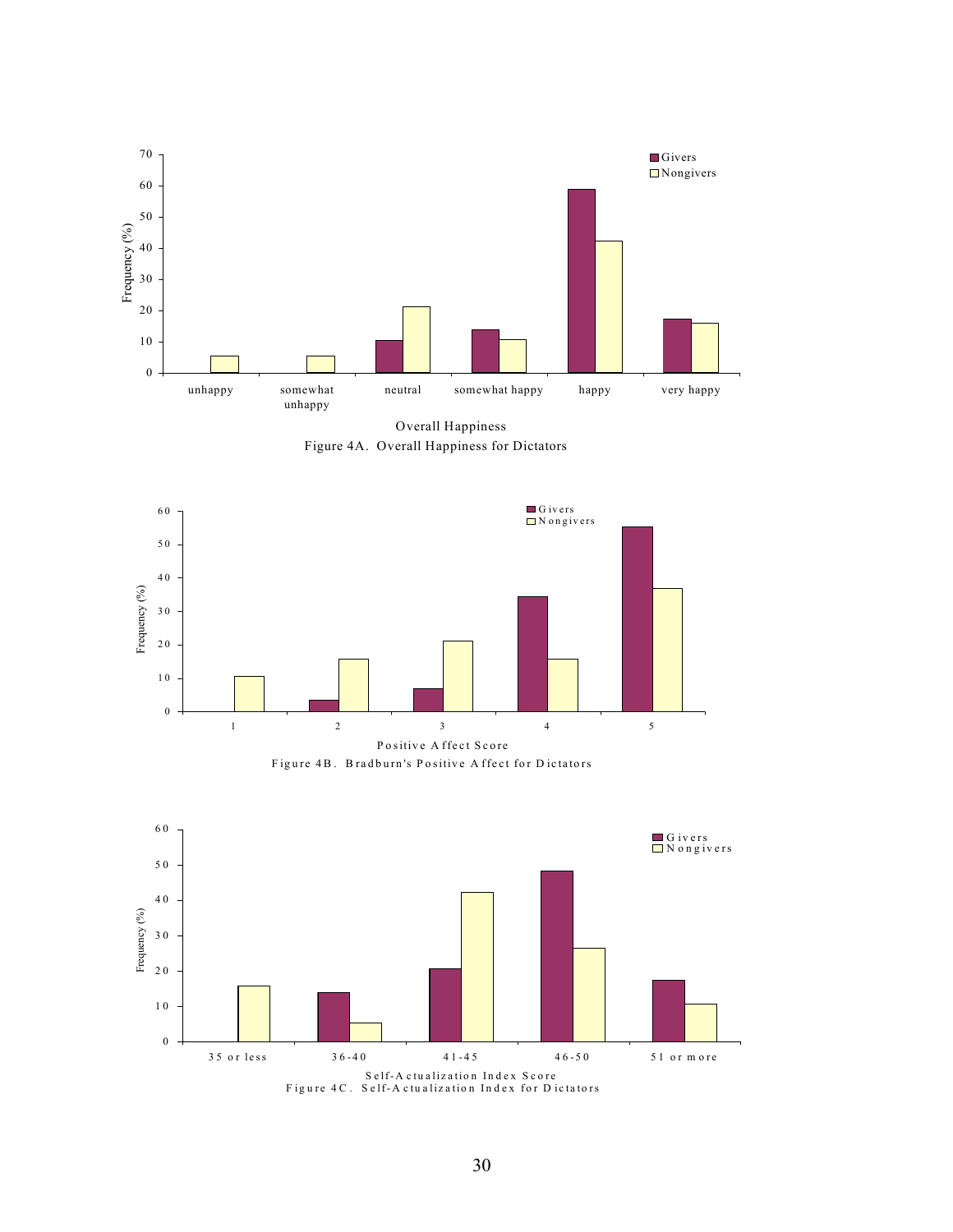Figure 4A. Overall Happiness for Dictators

Figure 4B. Bradburn's Positive Affect for Dictators

Figure 4C. Self-Actualization Index for Dictators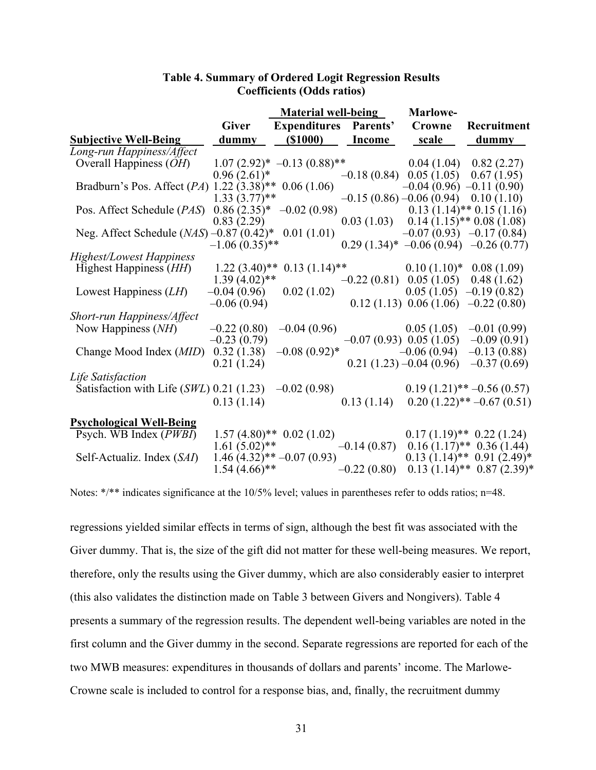**Table 4. Summary of Ordered Logit Regression Results**
**Coefficients (Odds ratios)**

| Subjective Well-Being | Giver dummy | Material well-being: Expenditures ($1000) | Material well-being: Parents' Income | Marlowe-Crowne scale | Recruitment dummy |
|---|---|---|---|---|---|
| *Long-run Happiness/Affect* | | | | | |
| Overall Happiness (*OH*) | 1.07 (2.92)* | –0.13 (0.88)** | | 0.04 (1.04) | 0.82 (2.27) |
| | 0.96 (2.61)* | | –0.18 (0.84) | 0.05 (1.05) | 0.67 (1.95) |
| Bradburn's Pos. Affect (*PA*) | 1.22 (3.38)** | 0.06 (1.06) | | –0.04 (0.96) | –0.11 (0.90) |
| | 1.33 (3.77)** | | –0.15 (0.86) | –0.06 (0.94) | 0.10 (1.10) |
| Pos. Affect Schedule (*PAS*) | 0.86 (2.35)* | –0.02 (0.98) | | 0.13 (1.14)** | 0.15 (1.16) |
| | 0.83 (2.29) | | 0.03 (1.03) | 0.14 (1.15)** | 0.08 (1.08) |
| Neg. Affect Schedule (*NAS*) | –0.87 (0.42)* | 0.01 (1.01) | | –0.07 (0.93) | –0.17 (0.84) |
| | –1.06 (0.35)** | | 0.29 (1.34)* | –0.06 (0.94) | –0.26 (0.77) |
| *Highest/Lowest Happiness* | | | | | |
| Highest Happiness (*HH*) | 1.22 (3.40)** | 0.13 (1.14)** | | 0.10 (1.10)* | 0.08 (1.09) |
| | 1.39 (4.02)** | | –0.22 (0.81) | 0.05 (1.05) | 0.48 (1.62) |
| Lowest Happiness (*LH*) | –0.04 (0.96) | 0.02 (1.02) | | 0.05 (1.05) | –0.19 (0.82) |
| | –0.06 (0.94) | | 0.12 (1.13) | 0.06 (1.06) | –0.22 (0.80) |
| *Short-run Happiness/Affect* | | | | | |
| Now Happiness (*NH*) | –0.22 (0.80) | –0.04 (0.96) | | 0.05 (1.05) | –0.01 (0.99) |
| | –0.23 (0.79) | | –0.07 (0.93) | 0.05 (1.05) | –0.09 (0.91) |
| Change Mood Index (*MID*) | 0.32 (1.38) | –0.08 (0.92)* | | –0.06 (0.94) | –0.13 (0.88) |
| | 0.21 (1.24) | | 0.21 (1.23) | –0.04 (0.96) | –0.37 (0.69) |
| *Life Satisfaction* | | | | | |
| Satisfaction with Life (*SWL*) | 0.21 (1.23) | –0.02 (0.98) | | 0.19 (1.21)** | –0.56 (0.57) |
| | 0.13 (1.14) | | 0.13 (1.14) | 0.20 (1.22)** | –0.67 (0.51) |
| **Psychological Well-Being** | | | | | |
| Psych. WB Index (*PWBI*) | 1.57 (4.80)** | 0.02 (1.02) | | 0.17 (1.19)** | 0.22 (1.24) |
| | 1.61 (5.02)** | | –0.14 (0.87) | 0.16 (1.17)** | 0.36 (1.44) |
| Self-Actualiz. Index (*SAI*) | 1.46 (4.32)** | –0.07 (0.93) | | 0.13 (1.14)** | 0.91 (2.49)* |
| | 1.54 (4.66)** | | –0.22 (0.80) | 0.13 (1.14)** | 0.87 (2.39)* |

Notes: */** indicates significance at the 10/5% level; values in parentheses refer to odds ratios; n=48.

regressions yielded similar effects in terms of sign, although the best fit was associated with the Giver dummy. That is, the size of the gift did not matter for these well-being measures. We report, therefore, only the results using the Giver dummy, which are also considerably easier to interpret (this also validates the distinction made on Table 3 between Givers and Nongivers). Table 4 presents a summary of the regression results. The dependent well-being variables are noted in the first column and the Giver dummy in the second. Separate regressions are reported for each of the two MWB measures: expenditures in thousands of dollars and parents' income. The Marlowe-Crowne scale is included to control for a response bias, and, finally, the recruitment dummy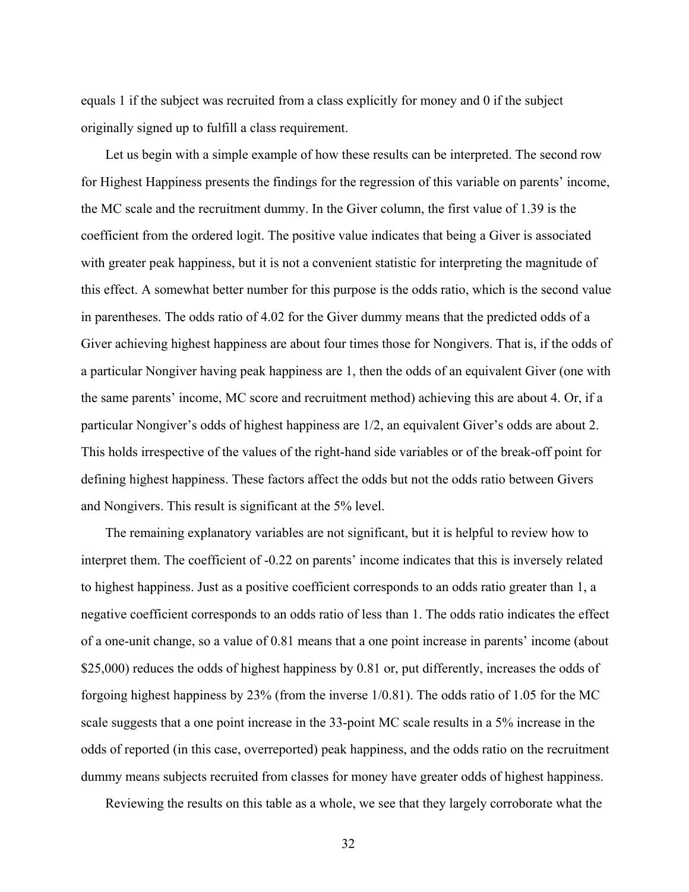equals 1 if the subject was recruited from a class explicitly for money and 0 if the subject originally signed up to fulfill a class requirement.

Let us begin with a simple example of how these results can be interpreted. The second row for Highest Happiness presents the findings for the regression of this variable on parents' income, the MC scale and the recruitment dummy. In the Giver column, the first value of 1.39 is the coefficient from the ordered logit. The positive value indicates that being a Giver is associated with greater peak happiness, but it is not a convenient statistic for interpreting the magnitude of this effect. A somewhat better number for this purpose is the odds ratio, which is the second value in parentheses. The odds ratio of 4.02 for the Giver dummy means that the predicted odds of a Giver achieving highest happiness are about four times those for Nongivers. That is, if the odds of a particular Nongiver having peak happiness are 1, then the odds of an equivalent Giver (one with the same parents' income, MC score and recruitment method) achieving this are about 4. Or, if a particular Nongiver's odds of highest happiness are 1/2, an equivalent Giver's odds are about 2. This holds irrespective of the values of the right-hand side variables or of the break-off point for defining highest happiness. These factors affect the odds but not the odds ratio between Givers and Nongivers. This result is significant at the 5% level.

The remaining explanatory variables are not significant, but it is helpful to review how to interpret them. The coefficient of -0.22 on parents' income indicates that this is inversely related to highest happiness. Just as a positive coefficient corresponds to an odds ratio greater than 1, a negative coefficient corresponds to an odds ratio of less than 1. The odds ratio indicates the effect of a one-unit change, so a value of 0.81 means that a one point increase in parents' income (about $25,000) reduces the odds of highest happiness by 0.81 or, put differently, increases the odds of forgoing highest happiness by 23% (from the inverse 1/0.81). The odds ratio of 1.05 for the MC scale suggests that a one point increase in the 33-point MC scale results in a 5% increase in the odds of reported (in this case, overreported) peak happiness, and the odds ratio on the recruitment dummy means subjects recruited from classes for money have greater odds of highest happiness.

Reviewing the results on this table as a whole, we see that they largely corroborate what the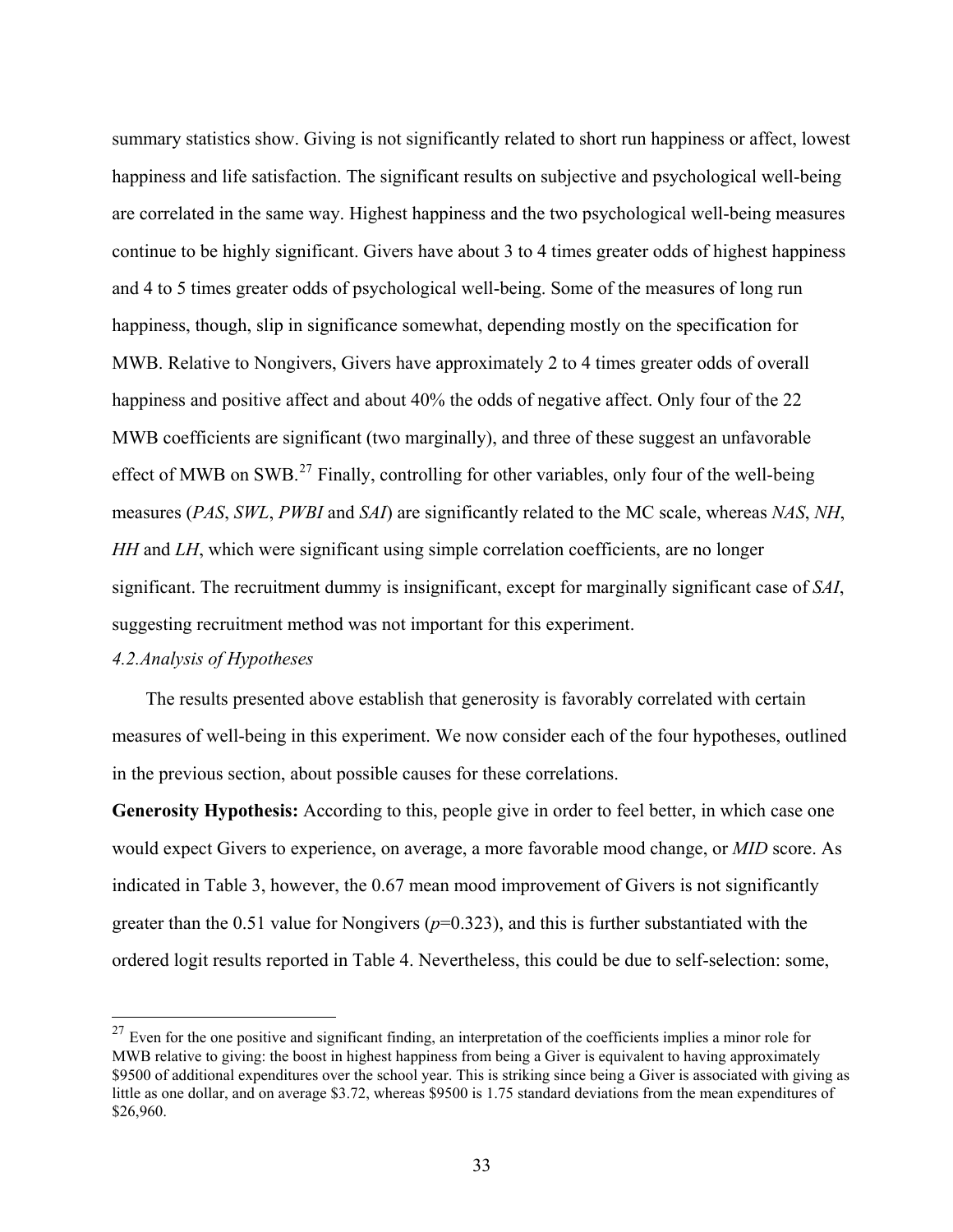summary statistics show. Giving is not significantly related to short run happiness or affect, lowest happiness and life satisfaction. The significant results on subjective and psychological well-being are correlated in the same way. Highest happiness and the two psychological well-being measures continue to be highly significant. Givers have about 3 to 4 times greater odds of highest happiness and 4 to 5 times greater odds of psychological well-being. Some of the measures of long run happiness, though, slip in significance somewhat, depending mostly on the specification for MWB. Relative to Nongivers, Givers have approximately 2 to 4 times greater odds of overall happiness and positive affect and about 40% the odds of negative affect. Only four of the 22 MWB coefficients are significant (two marginally), and three of these suggest an unfavorable effect of MWB on SWB.[27] Finally, controlling for other variables, only four of the well-being measures (*PAS*, *SWL*, *PWBI* and *SAI*) are significantly related to the MC scale, whereas *NAS*, *NH*, *HH* and *LH*, which were significant using simple correlation coefficients, are no longer significant. The recruitment dummy is insignificant, except for marginally significant case of *SAI*, suggesting recruitment method was not important for this experiment.

### *4.2.Analysis of Hypotheses*

The results presented above establish that generosity is favorably correlated with certain measures of well-being in this experiment. We now consider each of the four hypotheses, outlined in the previous section, about possible causes for these correlations.

**Generosity Hypothesis:** According to this, people give in order to feel better, in which case one would expect Givers to experience, on average, a more favorable mood change, or *MID* score. As indicated in Table 3, however, the 0.67 mean mood improvement of Givers is not significantly greater than the 0.51 value for Nongivers ($p$=0.323), and this is further substantiated with the ordered logit results reported in Table 4. Nevertheless, this could be due to self-selection: some,

---

[27] Even for the one positive and significant finding, an interpretation of the coefficients implies a minor role for MWB relative to giving: the boost in highest happiness from being a Giver is equivalent to having approximately \$9500 of additional expenditures over the school year. This is striking since being a Giver is associated with giving as little as one dollar, and on average \$3.72, whereas \$9500 is 1.75 standard deviations from the mean expenditures of \$26,960.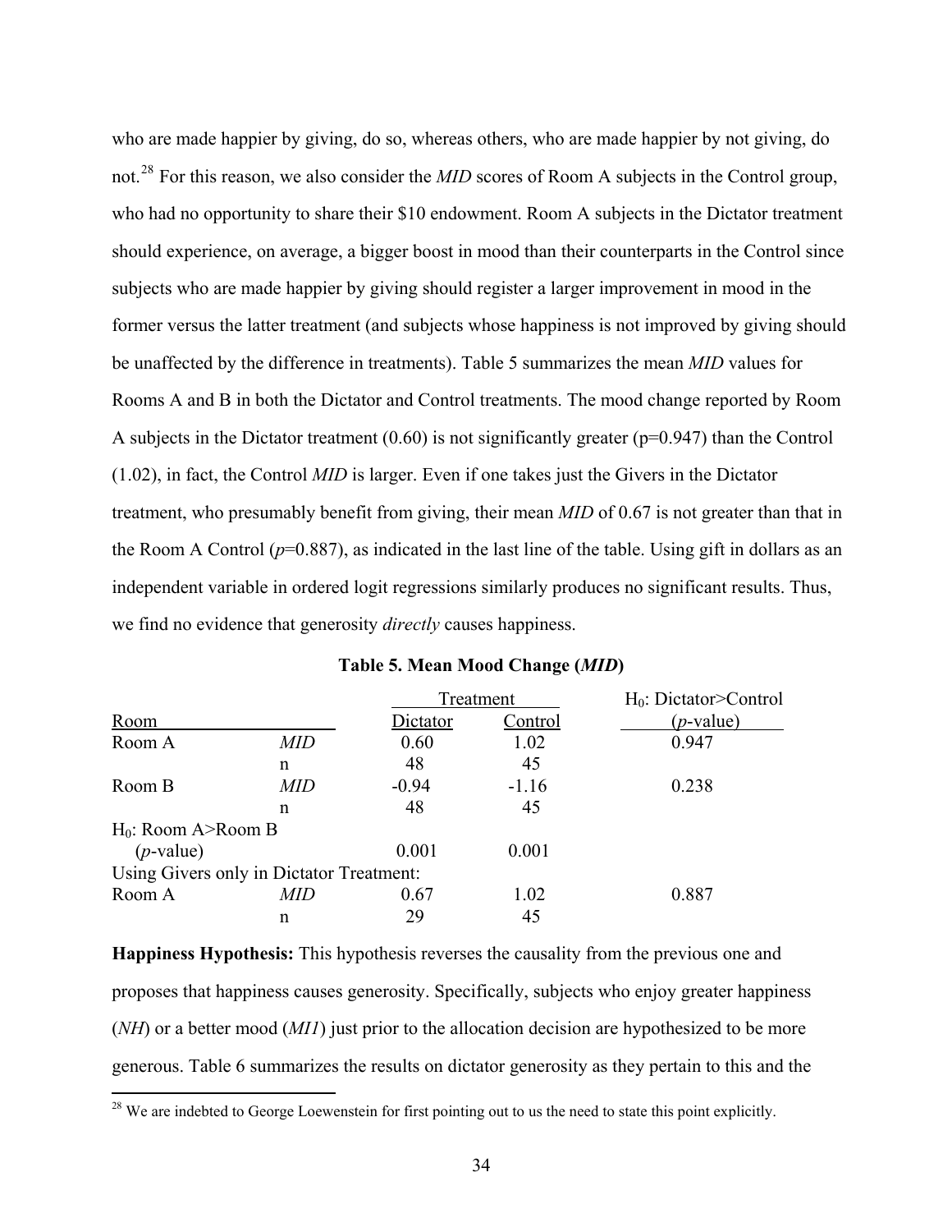who are made happier by giving, do so, whereas others, who are made happier by not giving, do not.[28] For this reason, we also consider the *MID* scores of Room A subjects in the Control group, who had no opportunity to share their \$10 endowment. Room A subjects in the Dictator treatment should experience, on average, a bigger boost in mood than their counterparts in the Control since subjects who are made happier by giving should register a larger improvement in mood in the former versus the latter treatment (and subjects whose happiness is not improved by giving should be unaffected by the difference in treatments). Table 5 summarizes the mean *MID* values for Rooms A and B in both the Dictator and Control treatments. The mood change reported by Room A subjects in the Dictator treatment (0.60) is not significantly greater (p=0.947) than the Control (1.02), in fact, the Control *MID* is larger. Even if one takes just the Givers in the Dictator treatment, who presumably benefit from giving, their mean *MID* of 0.67 is not greater than that in the Room A Control (*p*=0.887), as indicated in the last line of the table. Using gift in dollars as an independent variable in ordered logit regressions similarly produces no significant results. Thus, we find no evidence that generosity *directly* causes happiness.

**Table 5. Mean Mood Change (*MID*)**

| | | Treatment | | $H_0$: Dictator>Control |
|---|---|---|---|---|
| Room | | Dictator | Control | (*p*-value) |
| Room A | *MID* | 0.60 | 1.02 | 0.947 |
| | n | 48 | 45 | |
| Room B | *MID* | -0.94 | -1.16 | 0.238 |
| | n | 48 | 45 | |
| $H_0$: Room A>Room B (*p*-value) | | 0.001 | 0.001 | |
| Using Givers only in Dictator Treatment: | | | | |
| Room A | *MID* | 0.67 | 1.02 | 0.887 |
| | n | 29 | 45 | |

**Happiness Hypothesis:** This hypothesis reverses the causality from the previous one and proposes that happiness causes generosity. Specifically, subjects who enjoy greater happiness (*NH*) or a better mood (*MI1*) just prior to the allocation decision are hypothesized to be more generous. Table 6 summarizes the results on dictator generosity as they pertain to this and the

[28] We are indebted to George Loewenstein for first pointing out to us the need to state this point explicitly.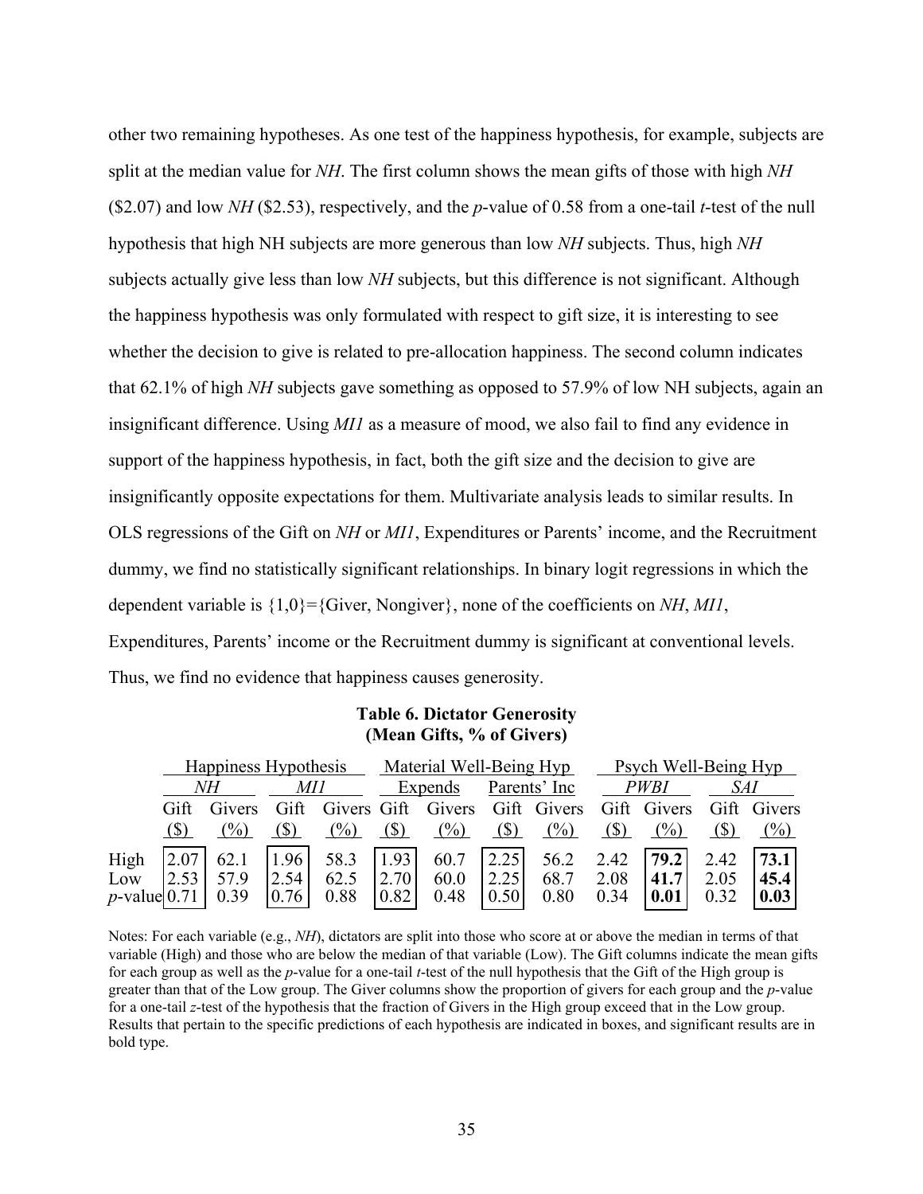other two remaining hypotheses. As one test of the happiness hypothesis, for example, subjects are split at the median value for *NH*. The first column shows the mean gifts of those with high *NH* ($2.07) and low *NH* ($2.53), respectively, and the *p*-value of 0.58 from a one-tail *t*-test of the null hypothesis that high NH subjects are more generous than low *NH* subjects. Thus, high *NH* subjects actually give less than low *NH* subjects, but this difference is not significant. Although the happiness hypothesis was only formulated with respect to gift size, it is interesting to see whether the decision to give is related to pre-allocation happiness. The second column indicates that 62.1% of high *NH* subjects gave something as opposed to 57.9% of low NH subjects, again an insignificant difference. Using *MI1* as a measure of mood, we also fail to find any evidence in support of the happiness hypothesis, in fact, both the gift size and the decision to give are insignificantly opposite expectations for them. Multivariate analysis leads to similar results. In OLS regressions of the Gift on *NH* or *MI1*, Expenditures or Parents' income, and the Recruitment dummy, we find no statistically significant relationships. In binary logit regressions in which the dependent variable is {1,0}={Giver, Nongiver}, none of the coefficients on *NH*, *MI1*, Expenditures, Parents' income or the Recruitment dummy is significant at conventional levels. Thus, we find no evidence that happiness causes generosity.

**Table 6. Dictator Generosity**
**(Mean Gifts, % of Givers)**

| | Happiness Hypothesis | | | | Material Well-Being Hyp | | | | Psych Well-Being Hyp | | | |
|---|---|---|---|---|---|---|---|---|---|---|---|---|
| | *NH* | | *MI1* | | Expends | | Parents' Inc | | *PWBI* | | *SAI* | |
| | Gift ($) | Givers (%) | Gift ($) | Givers (%) | Gift ($) | Givers (%) | Gift ($) | Givers (%) | Gift ($) | Givers (%) | Gift ($) | Givers (%) |
| High | 2.07 | 62.1 | 1.96 | 58.3 | 1.93 | 60.7 | 2.25 | 56.2 | 2.42 | **79.2** | 2.42 | **73.1** |
| Low | 2.53 | 57.9 | 2.54 | 62.5 | 2.70 | 60.0 | 2.25 | 68.7 | 2.08 | **41.7** | 2.05 | **45.4** |
| *p*-value | 0.71 | 0.39 | 0.76 | 0.88 | 0.82 | 0.48 | 0.50 | 0.80 | 0.34 | **0.01** | 0.32 | **0.03** |

Notes: For each variable (e.g., *NH*), dictators are split into those who score at or above the median in terms of that variable (High) and those who are below the median of that variable (Low). The Gift columns indicate the mean gifts for each group as well as the *p*-value for a one-tail *t*-test of the null hypothesis that the Gift of the High group is greater than that of the Low group. The Giver columns show the proportion of givers for each group and the *p*-value for a one-tail *z*-test of the hypothesis that the fraction of Givers in the High group exceed that in the Low group. Results that pertain to the specific predictions of each hypothesis are indicated in boxes, and significant results are in bold type.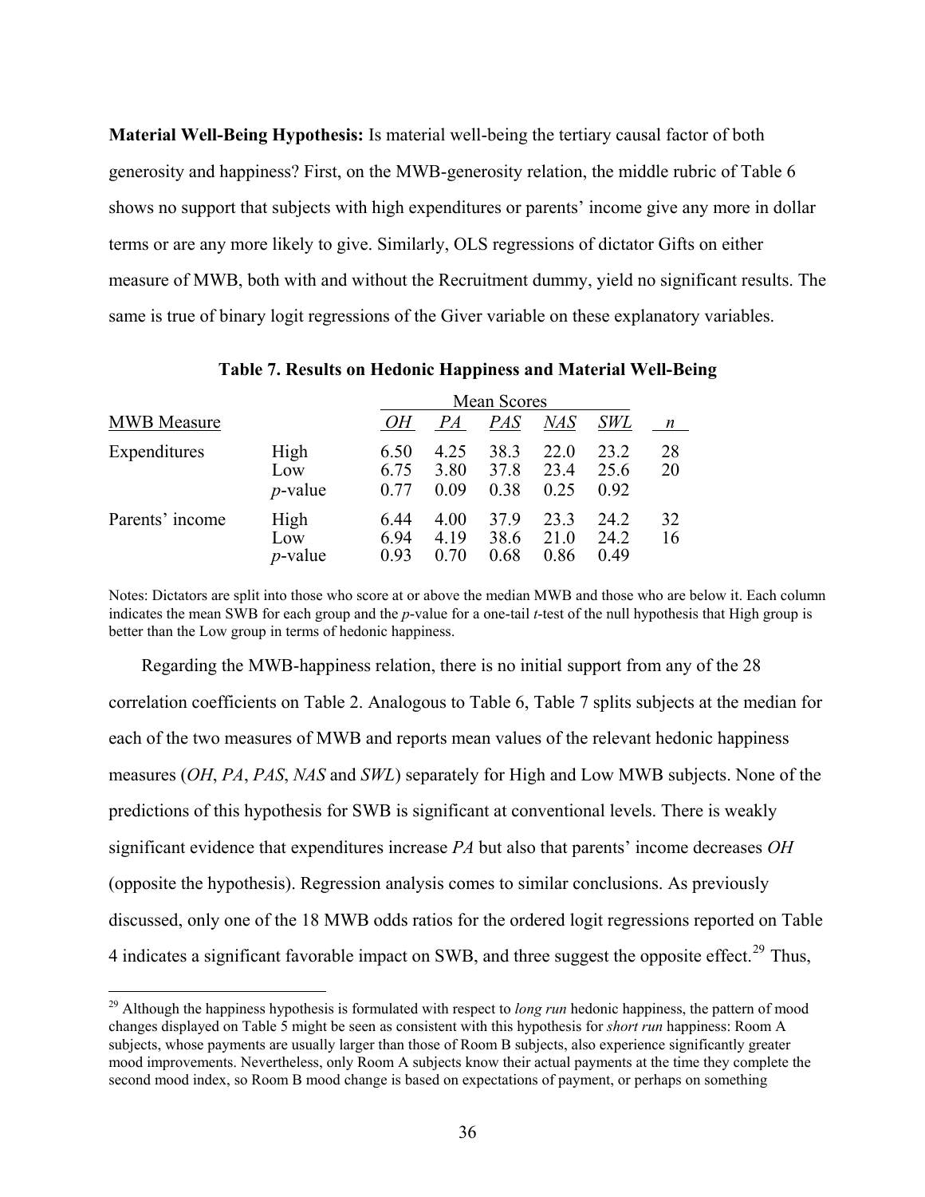**Material Well-Being Hypothesis:** Is material well-being the tertiary causal factor of both generosity and happiness? First, on the MWB-generosity relation, the middle rubric of Table 6 shows no support that subjects with high expenditures or parents' income give any more in dollar terms or are any more likely to give. Similarly, OLS regressions of dictator Gifts on either measure of MWB, both with and without the Recruitment dummy, yield no significant results. The same is true of binary logit regressions of the Giver variable on these explanatory variables.

**Table 7. Results on Hedonic Happiness and Material Well-Being**

| | | Mean Scores | | | | | |
|---|---|---|---|---|---|---|---|
| MWB Measure | | *OH* | *PA* | *PAS* | *NAS* | *SWL* | *n* |
| Expenditures | High | 6.50 | 4.25 | 38.3 | 22.0 | 23.2 | 28 |
| | Low | 6.75 | 3.80 | 37.8 | 23.4 | 25.6 | 20 |
| | *p*-value | 0.77 | 0.09 | 0.38 | 0.25 | 0.92 | |
| Parents' income | High | 6.44 | 4.00 | 37.9 | 23.3 | 24.2 | 32 |
| | Low | 6.94 | 4.19 | 38.6 | 21.0 | 24.2 | 16 |
| | *p*-value | 0.93 | 0.70 | 0.68 | 0.86 | 0.49 | |

Notes: Dictators are split into those who score at or above the median MWB and those who are below it. Each column indicates the mean SWB for each group and the *p*-value for a one-tail *t*-test of the null hypothesis that High group is better than the Low group in terms of hedonic happiness.

Regarding the MWB-happiness relation, there is no initial support from any of the 28 correlation coefficients on Table 2. Analogous to Table 6, Table 7 splits subjects at the median for each of the two measures of MWB and reports mean values of the relevant hedonic happiness measures (*OH*, *PA*, *PAS*, *NAS* and *SWL*) separately for High and Low MWB subjects. None of the predictions of this hypothesis for SWB is significant at conventional levels. There is weakly significant evidence that expenditures increase *PA* but also that parents' income decreases *OH* (opposite the hypothesis). Regression analysis comes to similar conclusions. As previously discussed, only one of the 18 MWB odds ratios for the ordered logit regressions reported on Table 4 indicates a significant favorable impact on SWB, and three suggest the opposite effect.[29] Thus,

[29] Although the happiness hypothesis is formulated with respect to *long run* hedonic happiness, the pattern of mood changes displayed on Table 5 might be seen as consistent with this hypothesis for *short run* happiness: Room A subjects, whose payments are usually larger than those of Room B subjects, also experience significantly greater mood improvements. Nevertheless, only Room A subjects know their actual payments at the time they complete the second mood index, so Room B mood change is based on expectations of payment, or perhaps on something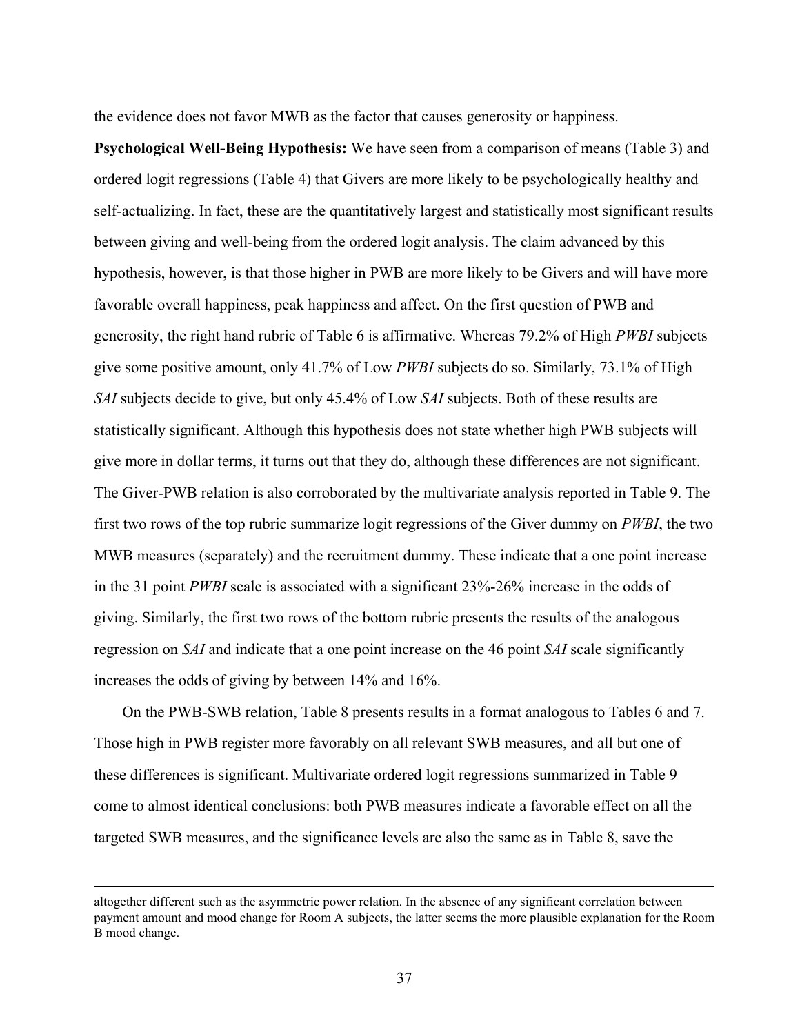the evidence does not favor MWB as the factor that causes generosity or happiness.

**Psychological Well-Being Hypothesis:** We have seen from a comparison of means (Table 3) and ordered logit regressions (Table 4) that Givers are more likely to be psychologically healthy and self-actualizing. In fact, these are the quantitatively largest and statistically most significant results between giving and well-being from the ordered logit analysis. The claim advanced by this hypothesis, however, is that those higher in PWB are more likely to be Givers and will have more favorable overall happiness, peak happiness and affect. On the first question of PWB and generosity, the right hand rubric of Table 6 is affirmative. Whereas 79.2% of High *PWBI* subjects give some positive amount, only 41.7% of Low *PWBI* subjects do so. Similarly, 73.1% of High *SAI* subjects decide to give, but only 45.4% of Low *SAI* subjects. Both of these results are statistically significant. Although this hypothesis does not state whether high PWB subjects will give more in dollar terms, it turns out that they do, although these differences are not significant. The Giver-PWB relation is also corroborated by the multivariate analysis reported in Table 9. The first two rows of the top rubric summarize logit regressions of the Giver dummy on *PWBI*, the two MWB measures (separately) and the recruitment dummy. These indicate that a one point increase in the 31 point *PWBI* scale is associated with a significant 23%-26% increase in the odds of giving. Similarly, the first two rows of the bottom rubric presents the results of the analogous regression on *SAI* and indicate that a one point increase on the 46 point *SAI* scale significantly increases the odds of giving by between 14% and 16%.

On the PWB-SWB relation, Table 8 presents results in a format analogous to Tables 6 and 7. Those high in PWB register more favorably on all relevant SWB measures, and all but one of these differences is significant. Multivariate ordered logit regressions summarized in Table 9 come to almost identical conclusions: both PWB measures indicate a favorable effect on all the targeted SWB measures, and the significance levels are also the same as in Table 8, save the

---

altogether different such as the asymmetric power relation. In the absence of any significant correlation between payment amount and mood change for Room A subjects, the latter seems the more plausible explanation for the Room B mood change.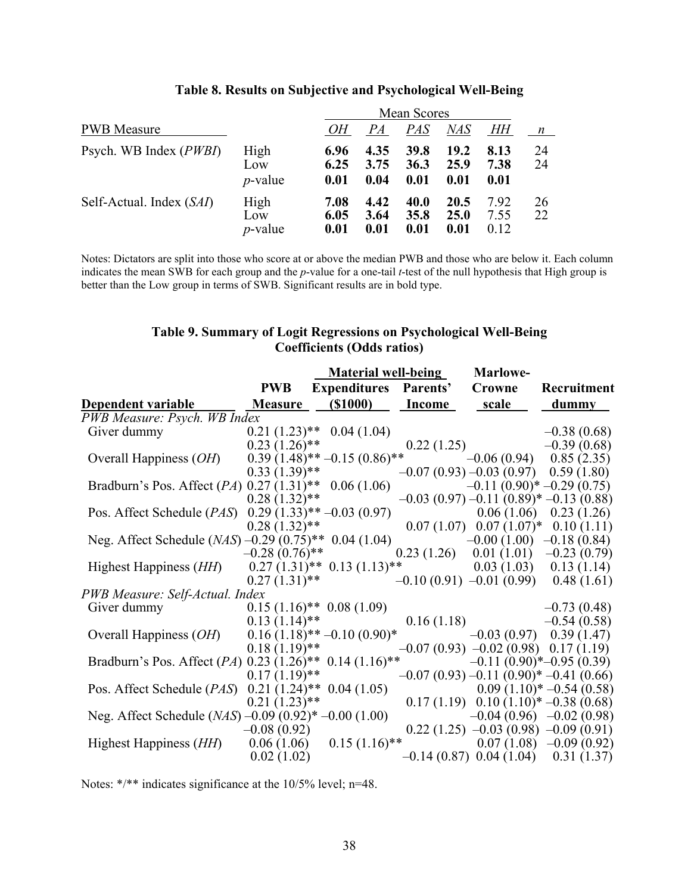**Table 8. Results on Subjective and Psychological Well-Being**

| PWB Measure | | Mean Scores | | | | | |
|---|---|---|---|---|---|---|---|
| | | *OH* | *PA* | *PAS* | *NAS* | *HH* | *n* |
| Psych. WB Index (*PWBI*) | High | **6.96** | **4.35** | **39.8** | **19.2** | **8.13** | 24 |
| | Low | **6.25** | **3.75** | **36.3** | **25.9** | **7.38** | 24 |
| | *p*-value | **0.01** | **0.04** | **0.01** | **0.01** | **0.01** | |
| Self-Actual. Index (*SAI*) | High | **7.08** | **4.42** | **40.0** | **20.5** | 7.92 | 26 |
| | Low | **6.05** | **3.64** | **35.8** | **25.0** | 7.55 | 22 |
| | *p*-value | **0.01** | **0.01** | **0.01** | **0.01** | 0.12 | |

Notes: Dictators are split into those who score at or above the median PWB and those who are below it. Each column indicates the mean SWB for each group and the *p*-value for a one-tail *t*-test of the null hypothesis that High group is better than the Low group in terms of SWB. Significant results are in bold type.

**Table 9. Summary of Logit Regressions on Psychological Well-Being Coefficients (Odds ratios)**

| | | Material well-being | | | |
|---|---|---|---|---|---|
| **Dependent variable** | **PWB Measure** | **Expenditures ($1000)** | **Parents' Income** | **Marlowe-Crowne scale** | **Recruitment dummy** |
| *PWB Measure: Psych. WB Index* | | | | | |
| Giver dummy | 0.21 (1.23)** | 0.04 (1.04) | | | −0.38 (0.68) |
| | 0.23 (1.26)** | | 0.22 (1.25) | | −0.39 (0.68) |
| Overall Happiness (*OH*) | 0.39 (1.48)** | −0.15 (0.86)** | | −0.06 (0.94) | 0.85 (2.35) |
| | 0.33 (1.39)** | | −0.07 (0.93) | −0.03 (0.97) | 0.59 (1.80) |
| Bradburn's Pos. Affect (*PA*) | 0.27 (1.31)** | 0.06 (1.06) | | −0.11 (0.90)* | −0.29 (0.75) |
| | 0.28 (1.32)** | | −0.03 (0.97) | −0.11 (0.89)* | −0.13 (0.88) |
| Pos. Affect Schedule (*PAS*) | 0.29 (1.33)** | −0.03 (0.97) | | 0.06 (1.06) | 0.23 (1.26) |
| | 0.28 (1.32)** | | 0.07 (1.07) | 0.07 (1.07)* | 0.10 (1.11) |
| Neg. Affect Schedule (*NAS*) | −0.29 (0.75)** | 0.04 (1.04) | | −0.00 (1.00) | −0.18 (0.84) |
| | −0.28 (0.76)** | | 0.23 (1.26) | 0.01 (1.01) | −0.23 (0.79) |
| Highest Happiness (*HH*) | 0.27 (1.31)** | 0.13 (1.13)** | | 0.03 (1.03) | 0.13 (1.14) |
| | 0.27 (1.31)** | | −0.10 (0.91) | −0.01 (0.99) | 0.48 (1.61) |
| *PWB Measure: Self-Actual. Index* | | | | | |
| Giver dummy | 0.15 (1.16)** | 0.08 (1.09) | | | −0.73 (0.48) |
| | 0.13 (1.14)** | | 0.16 (1.18) | | −0.54 (0.58) |
| Overall Happiness (*OH*) | 0.16 (1.18)** | −0.10 (0.90)* | | −0.03 (0.97) | 0.39 (1.47) |
| | 0.18 (1.19)** | | −0.07 (0.93) | −0.02 (0.98) | 0.17 (1.19) |
| Bradburn's Pos. Affect (*PA*) | 0.23 (1.26)** | 0.14 (1.16)** | | −0.11 (0.90)* | −0.95 (0.39) |
| | 0.17 (1.19)** | | −0.07 (0.93) | −0.11 (0.90)* | −0.41 (0.66) |
| Pos. Affect Schedule (*PAS*) | 0.21 (1.24)** | 0.04 (1.05) | | 0.09 (1.10)* | −0.54 (0.58) |
| | 0.21 (1.23)** | | 0.17 (1.19) | 0.10 (1.10)* | −0.38 (0.68) |
| Neg. Affect Schedule (*NAS*) | −0.09 (0.92)* | −0.00 (1.00) | | −0.04 (0.96) | −0.02 (0.98) |
| | −0.08 (0.92) | | 0.22 (1.25) | −0.03 (0.98) | −0.09 (0.91) |
| Highest Happiness (*HH*) | 0.06 (1.06) | 0.15 (1.16)** | | 0.07 (1.08) | −0.09 (0.92) |
| | 0.02 (1.02) | | −0.14 (0.87) | 0.04 (1.04) | 0.31 (1.37) |

Notes: */** indicates significance at the 10/5% level; n=48.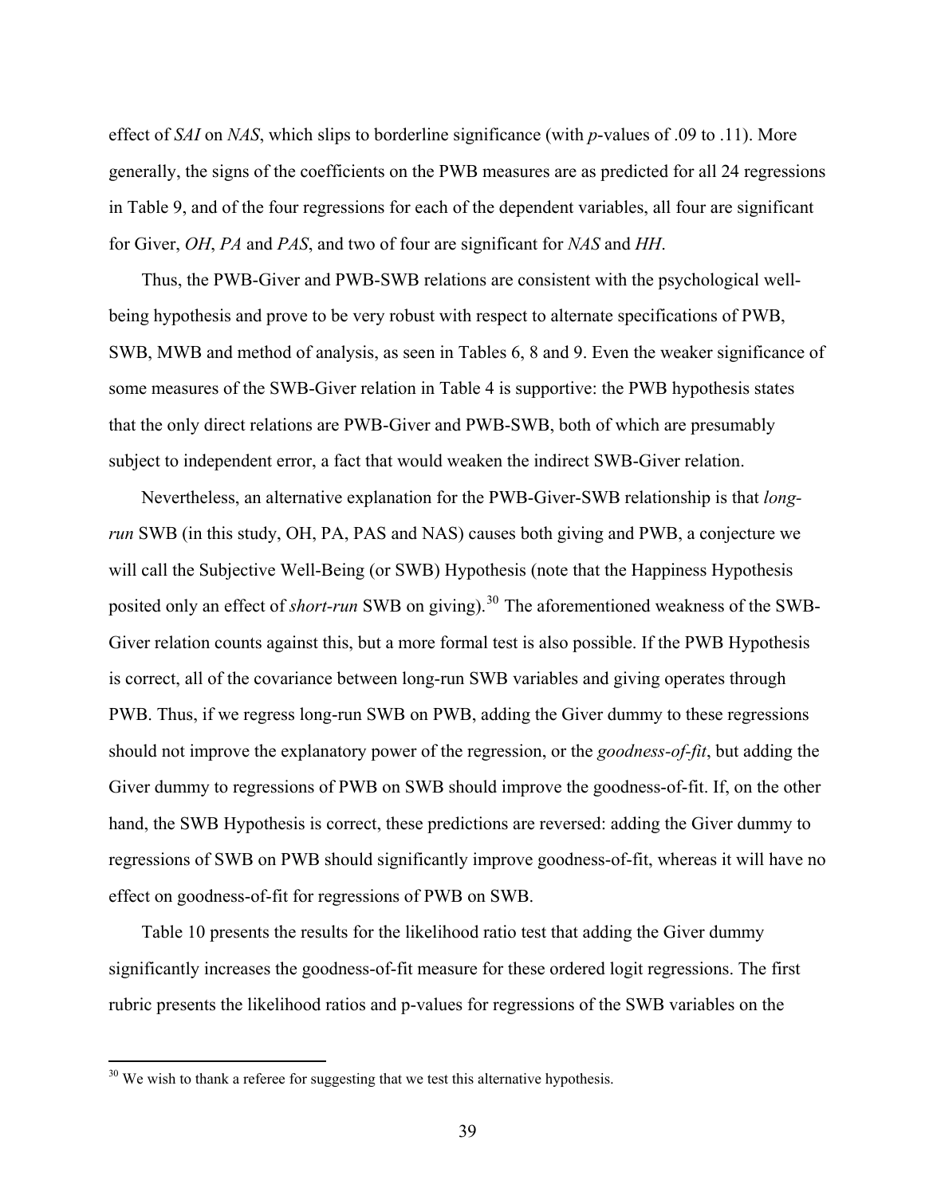effect of *SAI* on *NAS*, which slips to borderline significance (with *p*-values of .09 to .11). More generally, the signs of the coefficients on the PWB measures are as predicted for all 24 regressions in Table 9, and of the four regressions for each of the dependent variables, all four are significant for Giver, *OH*, *PA* and *PAS*, and two of four are significant for *NAS* and *HH*.

Thus, the PWB-Giver and PWB-SWB relations are consistent with the psychological well-being hypothesis and prove to be very robust with respect to alternate specifications of PWB, SWB, MWB and method of analysis, as seen in Tables 6, 8 and 9. Even the weaker significance of some measures of the SWB-Giver relation in Table 4 is supportive: the PWB hypothesis states that the only direct relations are PWB-Giver and PWB-SWB, both of which are presumably subject to independent error, a fact that would weaken the indirect SWB-Giver relation.

Nevertheless, an alternative explanation for the PWB-Giver-SWB relationship is that *long-run* SWB (in this study, OH, PA, PAS and NAS) causes both giving and PWB, a conjecture we will call the Subjective Well-Being (or SWB) Hypothesis (note that the Happiness Hypothesis posited only an effect of *short-run* SWB on giving).[30] The aforementioned weakness of the SWB-Giver relation counts against this, but a more formal test is also possible. If the PWB Hypothesis is correct, all of the covariance between long-run SWB variables and giving operates through PWB. Thus, if we regress long-run SWB on PWB, adding the Giver dummy to these regressions should not improve the explanatory power of the regression, or the *goodness-of-fit*, but adding the Giver dummy to regressions of PWB on SWB should improve the goodness-of-fit. If, on the other hand, the SWB Hypothesis is correct, these predictions are reversed: adding the Giver dummy to regressions of SWB on PWB should significantly improve goodness-of-fit, whereas it will have no effect on goodness-of-fit for regressions of PWB on SWB.

Table 10 presents the results for the likelihood ratio test that adding the Giver dummy significantly increases the goodness-of-fit measure for these ordered logit regressions. The first rubric presents the likelihood ratios and p-values for regressions of the SWB variables on the

---

[30] We wish to thank a referee for suggesting that we test this alternative hypothesis.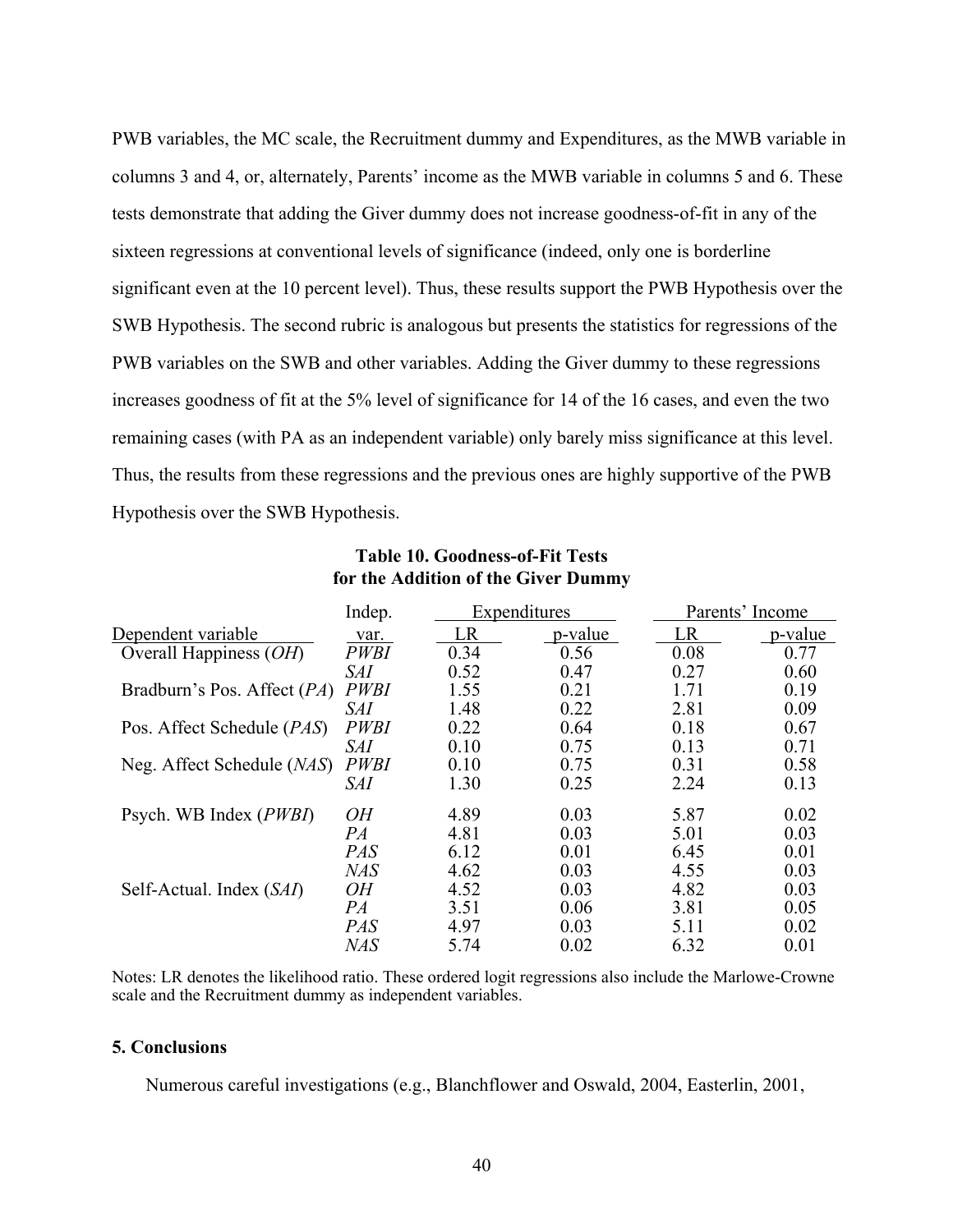PWB variables, the MC scale, the Recruitment dummy and Expenditures, as the MWB variable in columns 3 and 4, or, alternately, Parents' income as the MWB variable in columns 5 and 6. These tests demonstrate that adding the Giver dummy does not increase goodness-of-fit in any of the sixteen regressions at conventional levels of significance (indeed, only one is borderline significant even at the 10 percent level). Thus, these results support the PWB Hypothesis over the SWB Hypothesis. The second rubric is analogous but presents the statistics for regressions of the PWB variables on the SWB and other variables. Adding the Giver dummy to these regressions increases goodness of fit at the 5% level of significance for 14 of the 16 cases, and even the two remaining cases (with PA as an independent variable) only barely miss significance at this level. Thus, the results from these regressions and the previous ones are highly supportive of the PWB Hypothesis over the SWB Hypothesis.

**Table 10. Goodness-of-Fit Tests for the Addition of the Giver Dummy**

| | Indep. | Expenditures | | Parents' Income | |
|---|---|---|---|---|---|
| Dependent variable | var. | LR | p-value | LR | p-value |
| Overall Happiness (*OH*) | *PWBI* | 0.34 | 0.56 | 0.08 | 0.77 |
| | *SAI* | 0.52 | 0.47 | 0.27 | 0.60 |
| Bradburn's Pos. Affect (*PA*) | *PWBI* | 1.55 | 0.21 | 1.71 | 0.19 |
| | *SAI* | 1.48 | 0.22 | 2.81 | 0.09 |
| Pos. Affect Schedule (*PAS*) | *PWBI* | 0.22 | 0.64 | 0.18 | 0.67 |
| | *SAI* | 0.10 | 0.75 | 0.13 | 0.71 |
| Neg. Affect Schedule (*NAS*) | *PWBI* | 0.10 | 0.75 | 0.31 | 0.58 |
| | *SAI* | 1.30 | 0.25 | 2.24 | 0.13 |
| Psych. WB Index (*PWBI*) | *OH* | 4.89 | 0.03 | 5.87 | 0.02 |
| | *PA* | 4.81 | 0.03 | 5.01 | 0.03 |
| | *PAS* | 6.12 | 0.01 | 6.45 | 0.01 |
| | *NAS* | 4.62 | 0.03 | 4.55 | 0.03 |
| Self-Actual. Index (*SAI*) | *OH* | 4.52 | 0.03 | 4.82 | 0.03 |
| | *PA* | 3.51 | 0.06 | 3.81 | 0.05 |
| | *PAS* | 4.97 | 0.03 | 5.11 | 0.02 |
| | *NAS* | 5.74 | 0.02 | 6.32 | 0.01 |

Notes: LR denotes the likelihood ratio. These ordered logit regressions also include the Marlowe-Crowne scale and the Recruitment dummy as independent variables.

### 5. Conclusions

Numerous careful investigations (e.g., Blanchflower and Oswald, 2004, Easterlin, 2001,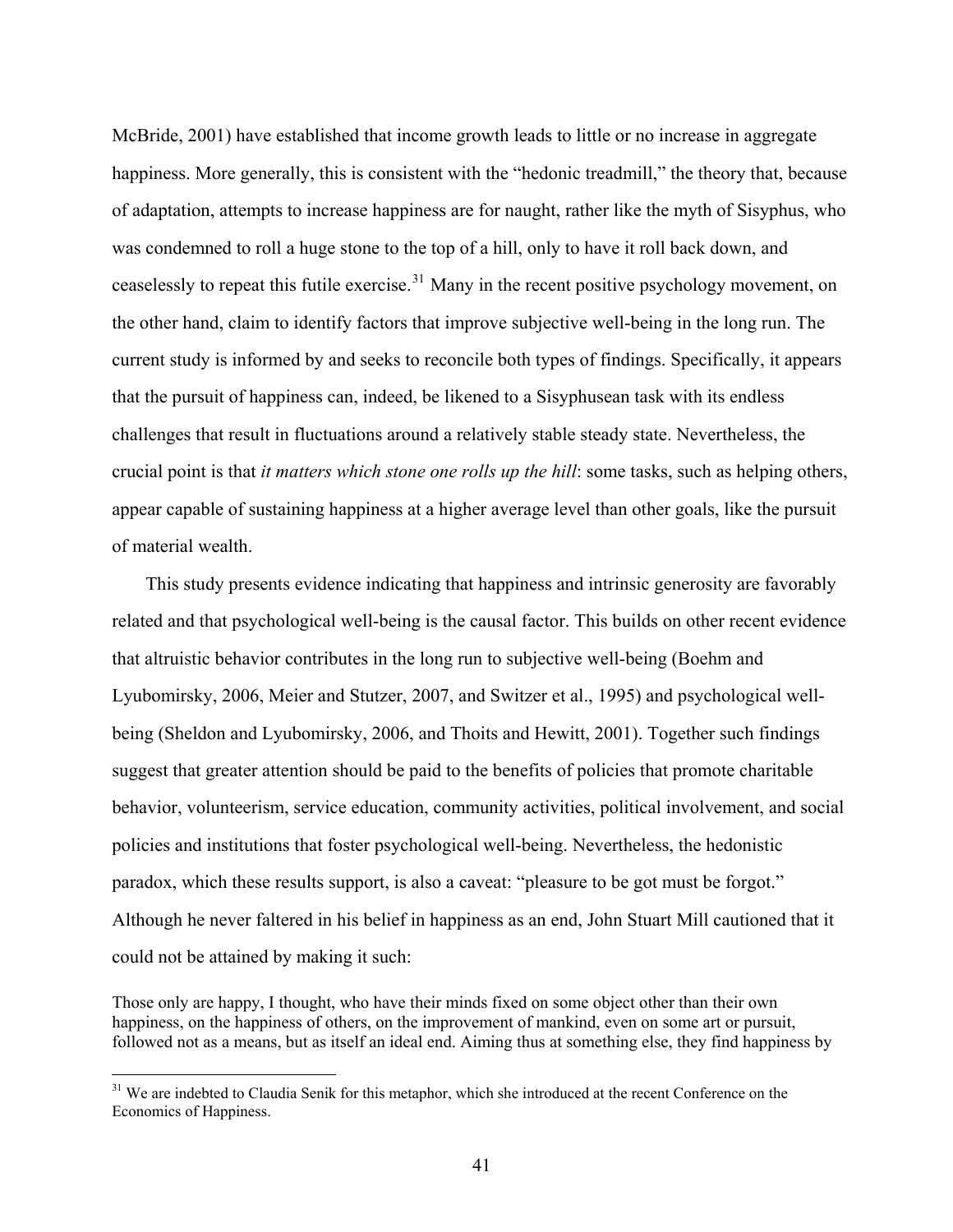McBride, 2001) have established that income growth leads to little or no increase in aggregate happiness. More generally, this is consistent with the "hedonic treadmill," the theory that, because of adaptation, attempts to increase happiness are for naught, rather like the myth of Sisyphus, who was condemned to roll a huge stone to the top of a hill, only to have it roll back down, and ceaselessly to repeat this futile exercise.[31] Many in the recent positive psychology movement, on the other hand, claim to identify factors that improve subjective well-being in the long run. The current study is informed by and seeks to reconcile both types of findings. Specifically, it appears that the pursuit of happiness can, indeed, be likened to a Sisyphusean task with its endless challenges that result in fluctuations around a relatively stable steady state. Nevertheless, the crucial point is that *it matters which stone one rolls up the hill*: some tasks, such as helping others, appear capable of sustaining happiness at a higher average level than other goals, like the pursuit of material wealth.

This study presents evidence indicating that happiness and intrinsic generosity are favorably related and that psychological well-being is the causal factor. This builds on other recent evidence that altruistic behavior contributes in the long run to subjective well-being (Boehm and Lyubomirsky, 2006, Meier and Stutzer, 2007, and Switzer et al., 1995) and psychological well-being (Sheldon and Lyubomirsky, 2006, and Thoits and Hewitt, 2001). Together such findings suggest that greater attention should be paid to the benefits of policies that promote charitable behavior, volunteerism, service education, community activities, political involvement, and social policies and institutions that foster psychological well-being. Nevertheless, the hedonistic paradox, which these results support, is also a caveat: "pleasure to be got must be forgot." Although he never faltered in his belief in happiness as an end, John Stuart Mill cautioned that it could not be attained by making it such:

> Those only are happy, I thought, who have their minds fixed on some object other than their own happiness, on the happiness of others, on the improvement of mankind, even on some art or pursuit, followed not as a means, but as itself an ideal end. Aiming thus at something else, they find happiness by

---

[31] We are indebted to Claudia Senik for this metaphor, which she introduced at the recent Conference on the Economics of Happiness.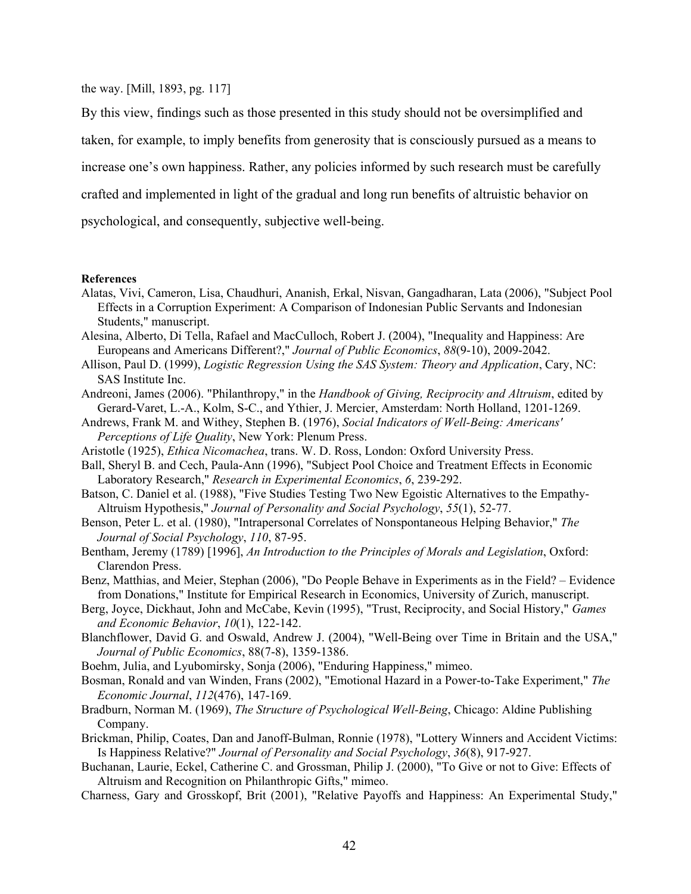the way. [Mill, 1893, pg. 117]

By this view, findings such as those presented in this study should not be oversimplified and taken, for example, to imply benefits from generosity that is consciously pursued as a means to increase one's own happiness. Rather, any policies informed by such research must be carefully crafted and implemented in light of the gradual and long run benefits of altruistic behavior on psychological, and consequently, subjective well-being.

**References**

Alatas, Vivi, Cameron, Lisa, Chaudhuri, Ananish, Erkal, Nisvan, Gangadharan, Lata (2006), "Subject Pool Effects in a Corruption Experiment: A Comparison of Indonesian Public Servants and Indonesian Students," manuscript.

Alesina, Alberto, Di Tella, Rafael and MacCulloch, Robert J. (2004), "Inequality and Happiness: Are Europeans and Americans Different?," *Journal of Public Economics*, *88*(9-10), 2009-2042.

Allison, Paul D. (1999), *Logistic Regression Using the SAS System: Theory and Application*, Cary, NC: SAS Institute Inc.

Andreoni, James (2006). "Philanthropy," in the *Handbook of Giving, Reciprocity and Altruism*, edited by Gerard-Varet, L.-A., Kolm, S-C., and Ythier, J. Mercier, Amsterdam: North Holland, 1201-1269.

Andrews, Frank M. and Withey, Stephen B. (1976), *Social Indicators of Well-Being: Americans' Perceptions of Life Quality*, New York: Plenum Press.

Aristotle (1925), *Ethica Nicomachea*, trans. W. D. Ross, London: Oxford University Press.

Ball, Sheryl B. and Cech, Paula-Ann (1996), "Subject Pool Choice and Treatment Effects in Economic Laboratory Research," *Research in Experimental Economics*, *6*, 239-292.

Batson, C. Daniel et al. (1988), "Five Studies Testing Two New Egoistic Alternatives to the Empathy-Altruism Hypothesis," *Journal of Personality and Social Psychology*, *55*(1), 52-77.

Benson, Peter L. et al. (1980), "Intrapersonal Correlates of Nonspontaneous Helping Behavior," *The Journal of Social Psychology*, *110*, 87-95.

Bentham, Jeremy (1789) [1996], *An Introduction to the Principles of Morals and Legislation*, Oxford: Clarendon Press.

Benz, Matthias, and Meier, Stephan (2006), "Do People Behave in Experiments as in the Field? – Evidence from Donations," Institute for Empirical Research in Economics, University of Zurich, manuscript.

Berg, Joyce, Dickhaut, John and McCabe, Kevin (1995), "Trust, Reciprocity, and Social History," *Games and Economic Behavior*, *10*(1), 122-142.

Blanchflower, David G. and Oswald, Andrew J. (2004), "Well-Being over Time in Britain and the USA," *Journal of Public Economics*, 88(7-8), 1359-1386.

Boehm, Julia, and Lyubomirsky, Sonja (2006), "Enduring Happiness," mimeo.

Bosman, Ronald and van Winden, Frans (2002), "Emotional Hazard in a Power-to-Take Experiment," *The Economic Journal*, *112*(476), 147-169.

Bradburn, Norman M. (1969), *The Structure of Psychological Well-Being*, Chicago: Aldine Publishing Company.

Brickman, Philip, Coates, Dan and Janoff-Bulman, Ronnie (1978), "Lottery Winners and Accident Victims: Is Happiness Relative?" *Journal of Personality and Social Psychology*, *36*(8), 917-927.

Buchanan, Laurie, Eckel, Catherine C. and Grossman, Philip J. (2000), "To Give or not to Give: Effects of Altruism and Recognition on Philanthropic Gifts," mimeo.

Charness, Gary and Grosskopf, Brit (2001), "Relative Payoffs and Happiness: An Experimental Study,"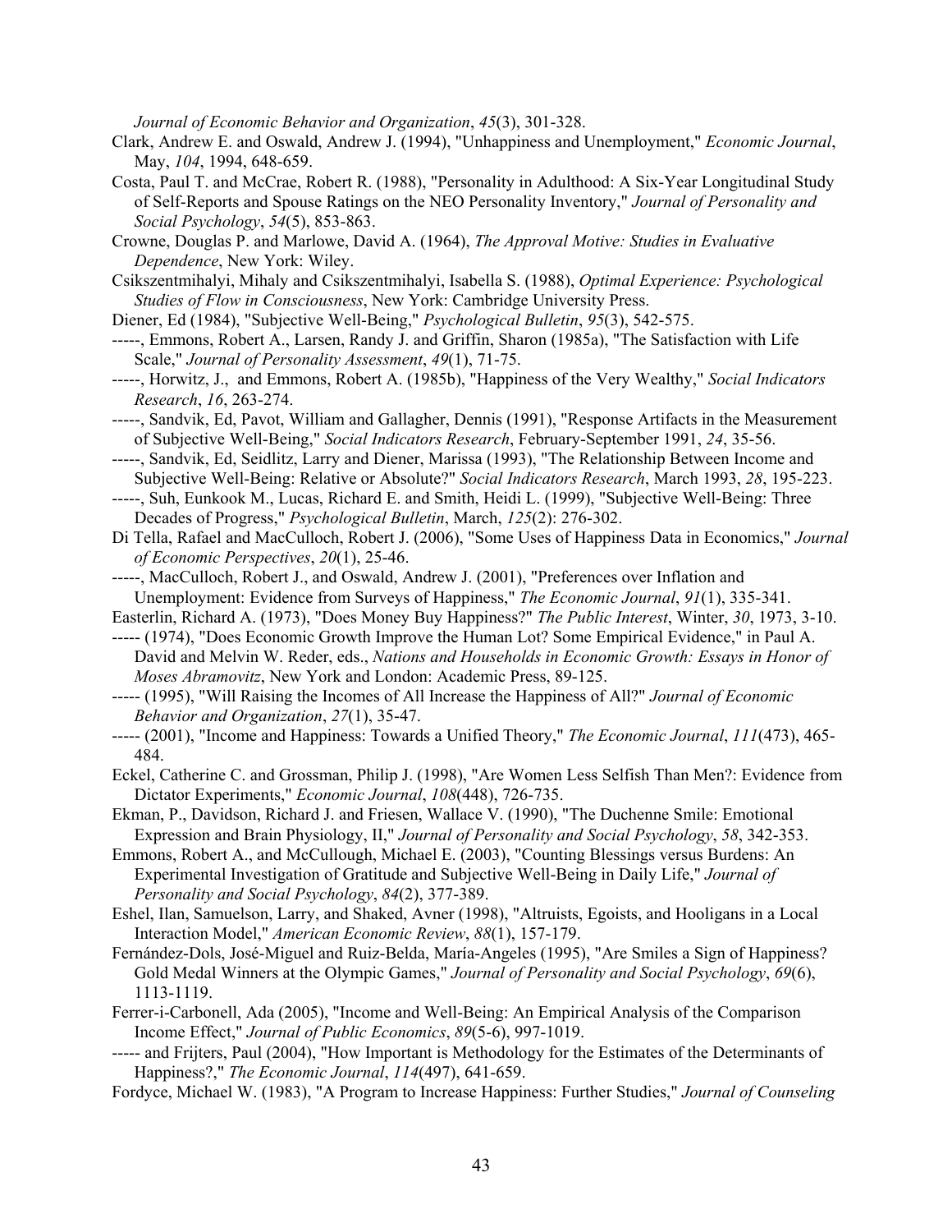*Journal of Economic Behavior and Organization*, *45*(3), 301-328.

Clark, Andrew E. and Oswald, Andrew J. (1994), "Unhappiness and Unemployment," *Economic Journal*, May, *104*, 1994, 648-659.

Costa, Paul T. and McCrae, Robert R. (1988), "Personality in Adulthood: A Six-Year Longitudinal Study of Self-Reports and Spouse Ratings on the NEO Personality Inventory," *Journal of Personality and Social Psychology*, *54*(5), 853-863.

Crowne, Douglas P. and Marlowe, David A. (1964), *The Approval Motive: Studies in Evaluative Dependence*, New York: Wiley.

Csikszentmihalyi, Mihaly and Csikszentmihalyi, Isabella S. (1988), *Optimal Experience: Psychological Studies of Flow in Consciousness*, New York: Cambridge University Press.

Diener, Ed (1984), "Subjective Well-Being," *Psychological Bulletin*, *95*(3), 542-575.

-----, Emmons, Robert A., Larsen, Randy J. and Griffin, Sharon (1985a), "The Satisfaction with Life Scale," *Journal of Personality Assessment*, *49*(1), 71-75.

-----, Horwitz, J., and Emmons, Robert A. (1985b), "Happiness of the Very Wealthy," *Social Indicators Research*, *16*, 263-274.

-----, Sandvik, Ed, Pavot, William and Gallagher, Dennis (1991), "Response Artifacts in the Measurement of Subjective Well-Being," *Social Indicators Research*, February-September 1991, *24*, 35-56.

-----, Sandvik, Ed, Seidlitz, Larry and Diener, Marissa (1993), "The Relationship Between Income and Subjective Well-Being: Relative or Absolute?" *Social Indicators Research*, March 1993, *28*, 195-223.

-----, Suh, Eunkook M., Lucas, Richard E. and Smith, Heidi L. (1999), "Subjective Well-Being: Three Decades of Progress," *Psychological Bulletin*, March, *125*(2): 276-302.

Di Tella, Rafael and MacCulloch, Robert J. (2006), "Some Uses of Happiness Data in Economics," *Journal of Economic Perspectives*, *20*(1), 25-46.

-----, MacCulloch, Robert J., and Oswald, Andrew J. (2001), "Preferences over Inflation and Unemployment: Evidence from Surveys of Happiness," *The Economic Journal*, *91*(1), 335-341.

Easterlin, Richard A. (1973), "Does Money Buy Happiness?" *The Public Interest*, Winter, *30*, 1973, 3-10.

----- (1974), "Does Economic Growth Improve the Human Lot? Some Empirical Evidence," in Paul A. David and Melvin W. Reder, eds., *Nations and Households in Economic Growth: Essays in Honor of Moses Abramovitz*, New York and London: Academic Press, 89-125.

----- (1995), "Will Raising the Incomes of All Increase the Happiness of All?" *Journal of Economic Behavior and Organization*, *27*(1), 35-47.

----- (2001), "Income and Happiness: Towards a Unified Theory," *The Economic Journal*, *111*(473), 465-484.

Eckel, Catherine C. and Grossman, Philip J. (1998), "Are Women Less Selfish Than Men?: Evidence from Dictator Experiments," *Economic Journal*, *108*(448), 726-735.

Ekman, P., Davidson, Richard J. and Friesen, Wallace V. (1990), "The Duchenne Smile: Emotional Expression and Brain Physiology, II," *Journal of Personality and Social Psychology*, *58*, 342-353.

Emmons, Robert A., and McCullough, Michael E. (2003), "Counting Blessings versus Burdens: An Experimental Investigation of Gratitude and Subjective Well-Being in Daily Life," *Journal of Personality and Social Psychology*, *84*(2), 377-389.

Eshel, Ilan, Samuelson, Larry, and Shaked, Avner (1998), "Altruists, Egoists, and Hooligans in a Local Interaction Model," *American Economic Review*, *88*(1), 157-179.

Fernández-Dols, José-Miguel and Ruiz-Belda, María-Angeles (1995), "Are Smiles a Sign of Happiness? Gold Medal Winners at the Olympic Games," *Journal of Personality and Social Psychology*, *69*(6), 1113-1119.

Ferrer-i-Carbonell, Ada (2005), "Income and Well-Being: An Empirical Analysis of the Comparison Income Effect," *Journal of Public Economics*, *89*(5-6), 997-1019.

----- and Frijters, Paul (2004), "How Important is Methodology for the Estimates of the Determinants of Happiness?," *The Economic Journal*, *114*(497), 641-659.

Fordyce, Michael W. (1983), "A Program to Increase Happiness: Further Studies," *Journal of Counseling*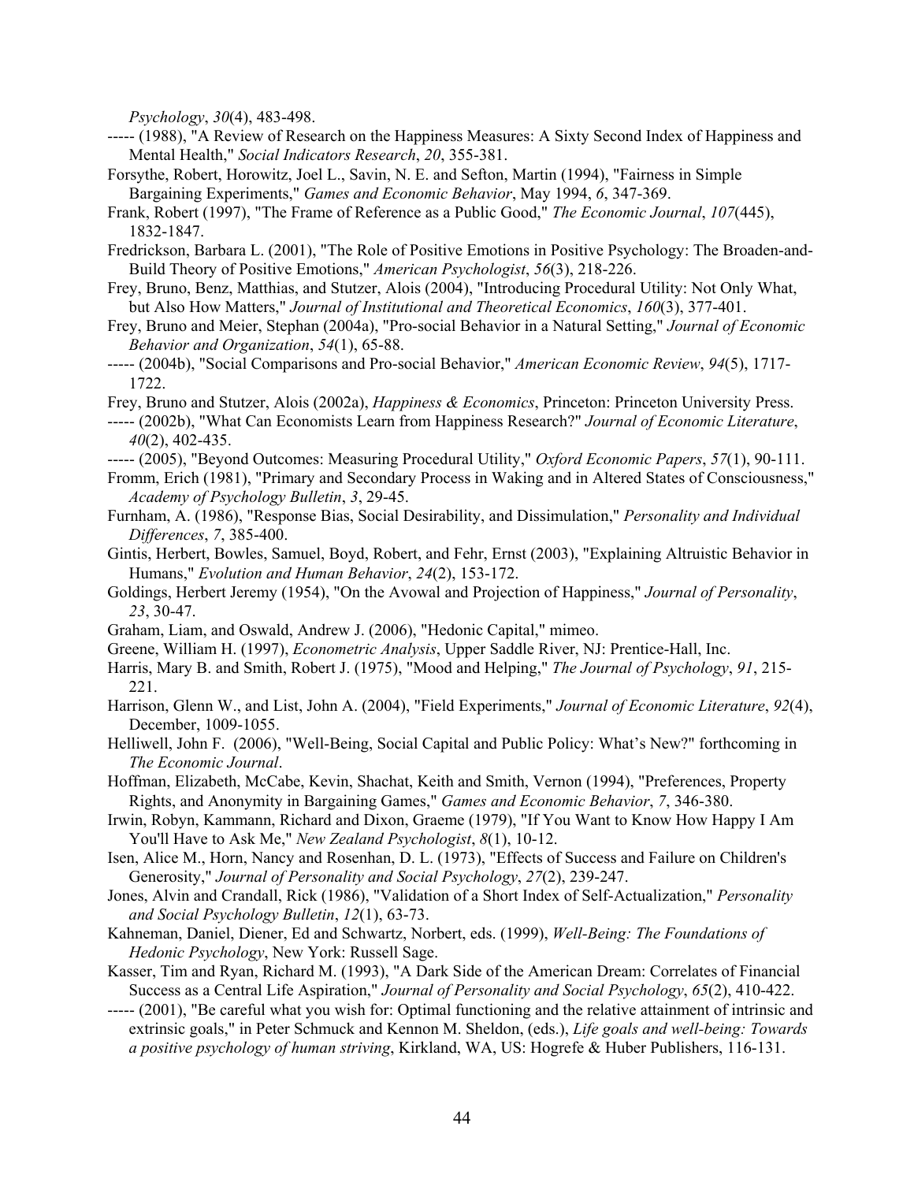*Psychology*, *30*(4), 483-498.

----- (1988), "A Review of Research on the Happiness Measures: A Sixty Second Index of Happiness and Mental Health," *Social Indicators Research*, *20*, 355-381.

Forsythe, Robert, Horowitz, Joel L., Savin, N. E. and Sefton, Martin (1994), "Fairness in Simple Bargaining Experiments," *Games and Economic Behavior*, May 1994, *6*, 347-369.

Frank, Robert (1997), "The Frame of Reference as a Public Good," *The Economic Journal*, *107*(445), 1832-1847.

Fredrickson, Barbara L. (2001), "The Role of Positive Emotions in Positive Psychology: The Broaden-and-Build Theory of Positive Emotions," *American Psychologist*, *56*(3), 218-226.

Frey, Bruno, Benz, Matthias, and Stutzer, Alois (2004), "Introducing Procedural Utility: Not Only What, but Also How Matters," *Journal of Institutional and Theoretical Economics*, *160*(3), 377-401.

Frey, Bruno and Meier, Stephan (2004a), "Pro-social Behavior in a Natural Setting," *Journal of Economic Behavior and Organization*, *54*(1), 65-88.

----- (2004b), "Social Comparisons and Pro-social Behavior," *American Economic Review*, *94*(5), 1717-1722.

Frey, Bruno and Stutzer, Alois (2002a), *Happiness & Economics*, Princeton: Princeton University Press.

----- (2002b), "What Can Economists Learn from Happiness Research?" *Journal of Economic Literature*, *40*(2), 402-435.

----- (2005), "Beyond Outcomes: Measuring Procedural Utility," *Oxford Economic Papers*, *57*(1), 90-111.

Fromm, Erich (1981), "Primary and Secondary Process in Waking and in Altered States of Consciousness," *Academy of Psychology Bulletin*, *3*, 29-45.

Furnham, A. (1986), "Response Bias, Social Desirability, and Dissimulation," *Personality and Individual Differences*, *7*, 385-400.

Gintis, Herbert, Bowles, Samuel, Boyd, Robert, and Fehr, Ernst (2003), "Explaining Altruistic Behavior in Humans," *Evolution and Human Behavior*, *24*(2), 153-172.

Goldings, Herbert Jeremy (1954), "On the Avowal and Projection of Happiness," *Journal of Personality*, *23*, 30-47.

Graham, Liam, and Oswald, Andrew J. (2006), "Hedonic Capital," mimeo.

Greene, William H. (1997), *Econometric Analysis*, Upper Saddle River, NJ: Prentice-Hall, Inc.

Harris, Mary B. and Smith, Robert J. (1975), "Mood and Helping," *The Journal of Psychology*, *91*, 215-221.

Harrison, Glenn W., and List, John A. (2004), "Field Experiments," *Journal of Economic Literature*, *92*(4), December, 1009-1055.

Helliwell, John F. (2006), "Well-Being, Social Capital and Public Policy: What's New?" forthcoming in *The Economic Journal*.

Hoffman, Elizabeth, McCabe, Kevin, Shachat, Keith and Smith, Vernon (1994), "Preferences, Property Rights, and Anonymity in Bargaining Games," *Games and Economic Behavior*, *7*, 346-380.

Irwin, Robyn, Kammann, Richard and Dixon, Graeme (1979), "If You Want to Know How Happy I Am You'll Have to Ask Me," *New Zealand Psychologist*, *8*(1), 10-12.

Isen, Alice M., Horn, Nancy and Rosenhan, D. L. (1973), "Effects of Success and Failure on Children's Generosity," *Journal of Personality and Social Psychology*, *27*(2), 239-247.

Jones, Alvin and Crandall, Rick (1986), "Validation of a Short Index of Self-Actualization," *Personality and Social Psychology Bulletin*, *12*(1), 63-73.

Kahneman, Daniel, Diener, Ed and Schwartz, Norbert, eds. (1999), *Well-Being: The Foundations of Hedonic Psychology*, New York: Russell Sage.

Kasser, Tim and Ryan, Richard M. (1993), "A Dark Side of the American Dream: Correlates of Financial Success as a Central Life Aspiration," *Journal of Personality and Social Psychology*, *65*(2), 410-422.

----- (2001), "Be careful what you wish for: Optimal functioning and the relative attainment of intrinsic and extrinsic goals," in Peter Schmuck and Kennon M. Sheldon, (eds.), *Life goals and well-being: Towards a positive psychology of human striving*, Kirkland, WA, US: Hogrefe & Huber Publishers, 116-131.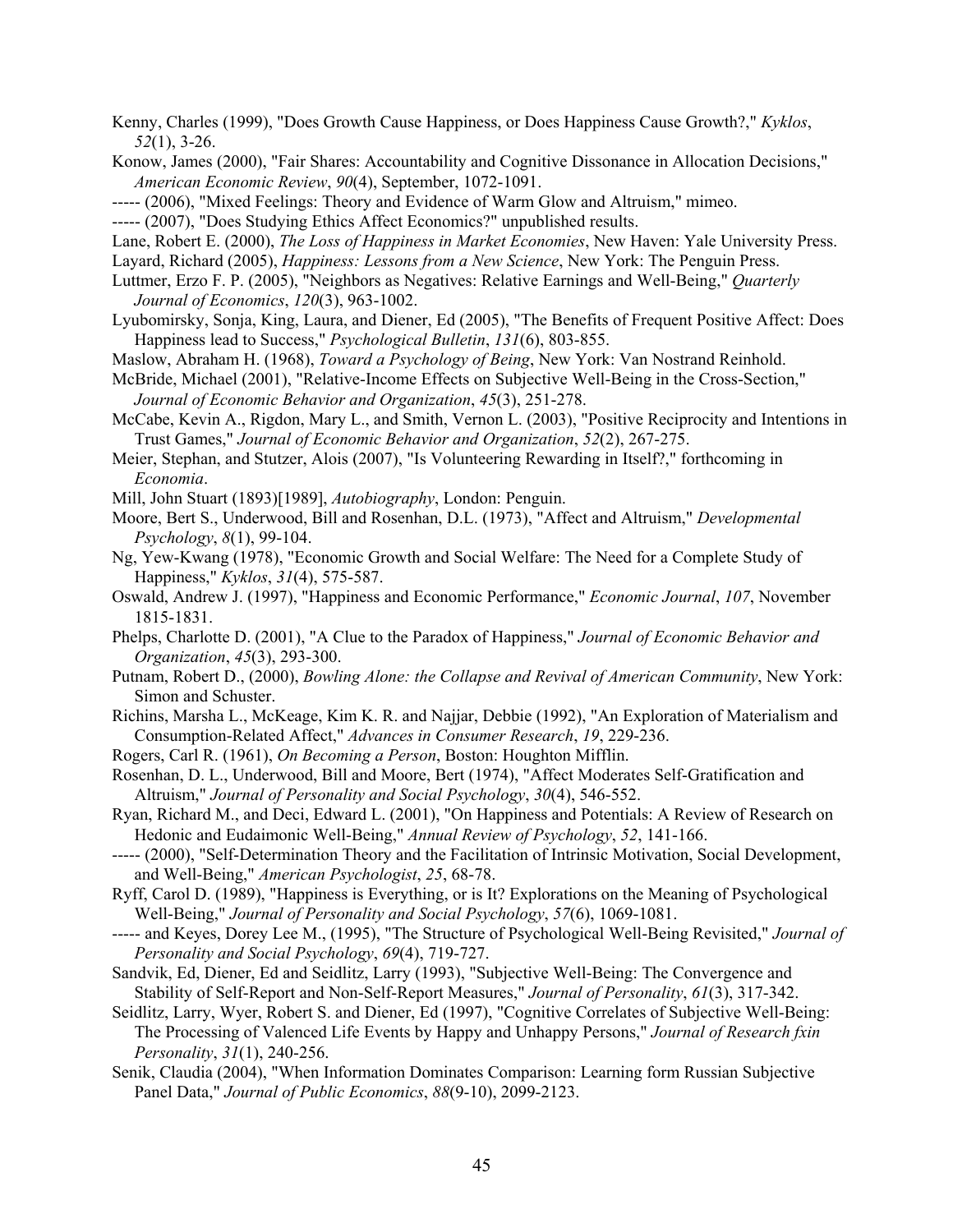Kenny, Charles (1999), "Does Growth Cause Happiness, or Does Happiness Cause Growth?," *Kyklos*, *52*(1), 3-26.

Konow, James (2000), "Fair Shares: Accountability and Cognitive Dissonance in Allocation Decisions," *American Economic Review*, *90*(4), September, 1072-1091.

----- (2006), "Mixed Feelings: Theory and Evidence of Warm Glow and Altruism," mimeo.

----- (2007), "Does Studying Ethics Affect Economics?" unpublished results.

Lane, Robert E. (2000), *The Loss of Happiness in Market Economies*, New Haven: Yale University Press.

Layard, Richard (2005), *Happiness: Lessons from a New Science*, New York: The Penguin Press.

Luttmer, Erzo F. P. (2005), "Neighbors as Negatives: Relative Earnings and Well-Being," *Quarterly Journal of Economics*, *120*(3), 963-1002.

Lyubomirsky, Sonja, King, Laura, and Diener, Ed (2005), "The Benefits of Frequent Positive Affect: Does Happiness lead to Success," *Psychological Bulletin*, *131*(6), 803-855.

Maslow, Abraham H. (1968), *Toward a Psychology of Being*, New York: Van Nostrand Reinhold.

McBride, Michael (2001), "Relative-Income Effects on Subjective Well-Being in the Cross-Section," *Journal of Economic Behavior and Organization*, *45*(3), 251-278.

McCabe, Kevin A., Rigdon, Mary L., and Smith, Vernon L. (2003), "Positive Reciprocity and Intentions in Trust Games," *Journal of Economic Behavior and Organization*, *52*(2), 267-275.

Meier, Stephan, and Stutzer, Alois (2007), "Is Volunteering Rewarding in Itself?," forthcoming in *Economia*.

Mill, John Stuart (1893)[1989], *Autobiography*, London: Penguin.

Moore, Bert S., Underwood, Bill and Rosenhan, D.L. (1973), "Affect and Altruism," *Developmental Psychology*, *8*(1), 99-104.

Ng, Yew-Kwang (1978), "Economic Growth and Social Welfare: The Need for a Complete Study of Happiness," *Kyklos*, *31*(4), 575-587.

Oswald, Andrew J. (1997), "Happiness and Economic Performance," *Economic Journal*, *107*, November 1815-1831.

Phelps, Charlotte D. (2001), "A Clue to the Paradox of Happiness," *Journal of Economic Behavior and Organization*, *45*(3), 293-300.

Putnam, Robert D., (2000), *Bowling Alone: the Collapse and Revival of American Community*, New York: Simon and Schuster.

Richins, Marsha L., McKeage, Kim K. R. and Najjar, Debbie (1992), "An Exploration of Materialism and Consumption-Related Affect," *Advances in Consumer Research*, *19*, 229-236.

Rogers, Carl R. (1961), *On Becoming a Person*, Boston: Houghton Mifflin.

Rosenhan, D. L., Underwood, Bill and Moore, Bert (1974), "Affect Moderates Self-Gratification and Altruism," *Journal of Personality and Social Psychology*, *30*(4), 546-552.

Ryan, Richard M., and Deci, Edward L. (2001), "On Happiness and Potentials: A Review of Research on Hedonic and Eudaimonic Well-Being," *Annual Review of Psychology*, *52*, 141-166.

----- (2000), "Self-Determination Theory and the Facilitation of Intrinsic Motivation, Social Development, and Well-Being," *American Psychologist*, *25*, 68-78.

Ryff, Carol D. (1989), "Happiness is Everything, or is It? Explorations on the Meaning of Psychological Well-Being," *Journal of Personality and Social Psychology*, *57*(6), 1069-1081.

----- and Keyes, Dorey Lee M., (1995), "The Structure of Psychological Well-Being Revisited," *Journal of Personality and Social Psychology*, *69*(4), 719-727.

Sandvik, Ed, Diener, Ed and Seidlitz, Larry (1993), "Subjective Well-Being: The Convergence and Stability of Self-Report and Non-Self-Report Measures," *Journal of Personality*, *61*(3), 317-342.

Seidlitz, Larry, Wyer, Robert S. and Diener, Ed (1997), "Cognitive Correlates of Subjective Well-Being: The Processing of Valenced Life Events by Happy and Unhappy Persons," *Journal of Research fxin Personality*, *31*(1), 240-256.

Senik, Claudia (2004), "When Information Dominates Comparison: Learning form Russian Subjective Panel Data," *Journal of Public Economics*, *88*(9-10), 2099-2123.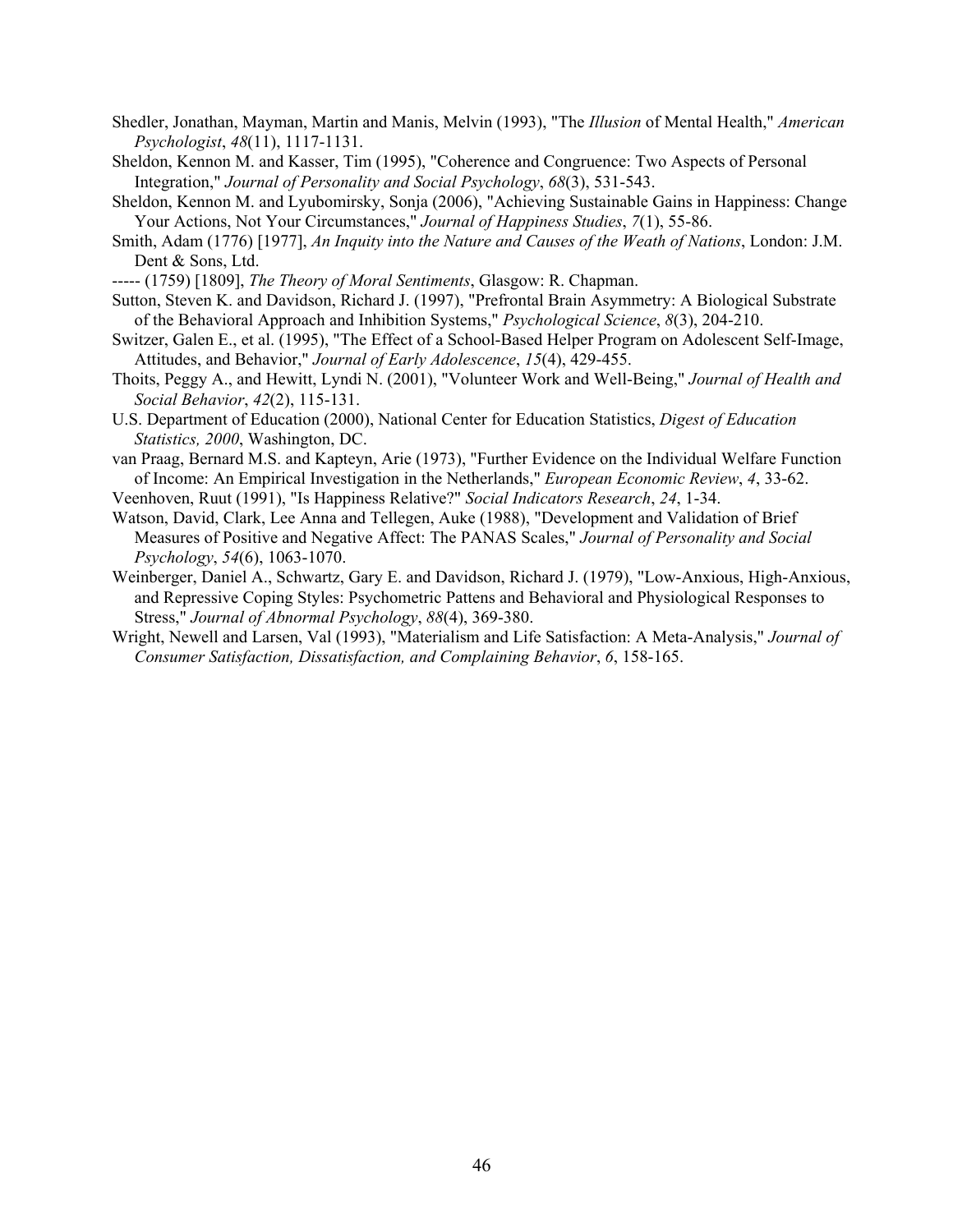Shedler, Jonathan, Mayman, Martin and Manis, Melvin (1993), "The *Illusion* of Mental Health," *American Psychologist*, *48*(11), 1117-1131.

Sheldon, Kennon M. and Kasser, Tim (1995), "Coherence and Congruence: Two Aspects of Personal Integration," *Journal of Personality and Social Psychology*, *68*(3), 531-543.

Sheldon, Kennon M. and Lyubomirsky, Sonja (2006), "Achieving Sustainable Gains in Happiness: Change Your Actions, Not Your Circumstances," *Journal of Happiness Studies*, *7*(1), 55-86.

Smith, Adam (1776) [1977], *An Inquity into the Nature and Causes of the Weath of Nations*, London: J.M. Dent & Sons, Ltd.

----- (1759) [1809], *The Theory of Moral Sentiments*, Glasgow: R. Chapman.

Sutton, Steven K. and Davidson, Richard J. (1997), "Prefrontal Brain Asymmetry: A Biological Substrate of the Behavioral Approach and Inhibition Systems," *Psychological Science*, *8*(3), 204-210.

Switzer, Galen E., et al. (1995), "The Effect of a School-Based Helper Program on Adolescent Self-Image, Attitudes, and Behavior," *Journal of Early Adolescence*, *15*(4), 429-455.

Thoits, Peggy A., and Hewitt, Lyndi N. (2001), "Volunteer Work and Well-Being," *Journal of Health and Social Behavior*, *42*(2), 115-131.

U.S. Department of Education (2000), National Center for Education Statistics, *Digest of Education Statistics, 2000*, Washington, DC.

van Praag, Bernard M.S. and Kapteyn, Arie (1973), "Further Evidence on the Individual Welfare Function of Income: An Empirical Investigation in the Netherlands," *European Economic Review*, *4*, 33-62.

Veenhoven, Ruut (1991), "Is Happiness Relative?" *Social Indicators Research*, *24*, 1-34.

Watson, David, Clark, Lee Anna and Tellegen, Auke (1988), "Development and Validation of Brief Measures of Positive and Negative Affect: The PANAS Scales," *Journal of Personality and Social Psychology*, *54*(6), 1063-1070.

Weinberger, Daniel A., Schwartz, Gary E. and Davidson, Richard J. (1979), "Low-Anxious, High-Anxious, and Repressive Coping Styles: Psychometric Pattens and Behavioral and Physiological Responses to Stress," *Journal of Abnormal Psychology*, *88*(4), 369-380.

Wright, Newell and Larsen, Val (1993), "Materialism and Life Satisfaction: A Meta-Analysis," *Journal of Consumer Satisfaction, Dissatisfaction, and Complaining Behavior*, *6*, 158-165.